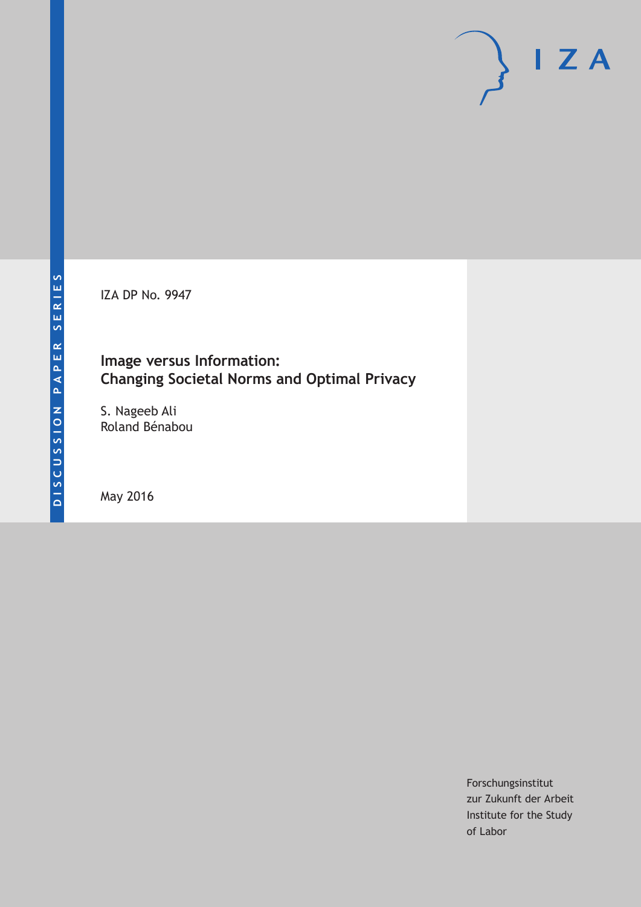DISCUSSION PAPER SERIES

IZA

IZA DP No. 9947

# Image versus Information: Changing Societal Norms and Optimal Privacy

S. Nageeb Ali
Roland Bénabou

May 2016

Forschungsinstitut
zur Zukunft der Arbeit
Institute for the Study
of Labor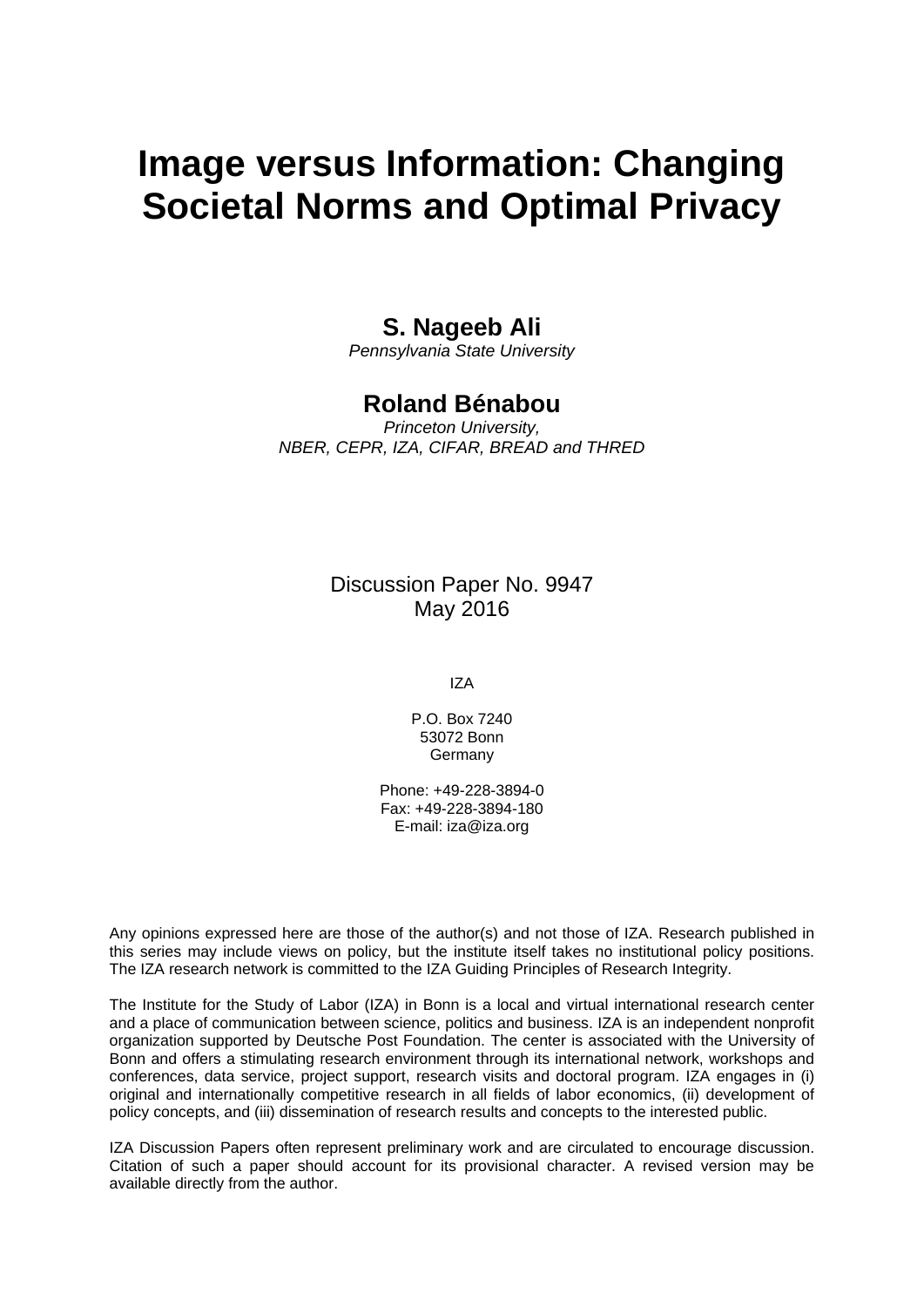# Image versus Information: Changing Societal Norms and Optimal Privacy

**S. Nageeb Ali**
*Pennsylvania State University*

**Roland Bénabou**
*Princeton University,*
*NBER, CEPR, IZA, CIFAR, BREAD and THRED*

Discussion Paper No. 9947
May 2016

IZA

P.O. Box 7240
53072 Bonn
Germany

Phone: +49-228-3894-0
Fax: +49-228-3894-180
E-mail: iza@iza.org

Any opinions expressed here are those of the author(s) and not those of IZA. Research published in this series may include views on policy, but the institute itself takes no institutional policy positions. The IZA research network is committed to the IZA Guiding Principles of Research Integrity.

The Institute for the Study of Labor (IZA) in Bonn is a local and virtual international research center and a place of communication between science, politics and business. IZA is an independent nonprofit organization supported by Deutsche Post Foundation. The center is associated with the University of Bonn and offers a stimulating research environment through its international network, workshops and conferences, data service, project support, research visits and doctoral program. IZA engages in (i) original and internationally competitive research in all fields of labor economics, (ii) development of policy concepts, and (iii) dissemination of research results and concepts to the interested public.

IZA Discussion Papers often represent preliminary work and are circulated to encourage discussion. Citation of such a paper should account for its provisional character. A revised version may be available directly from the author.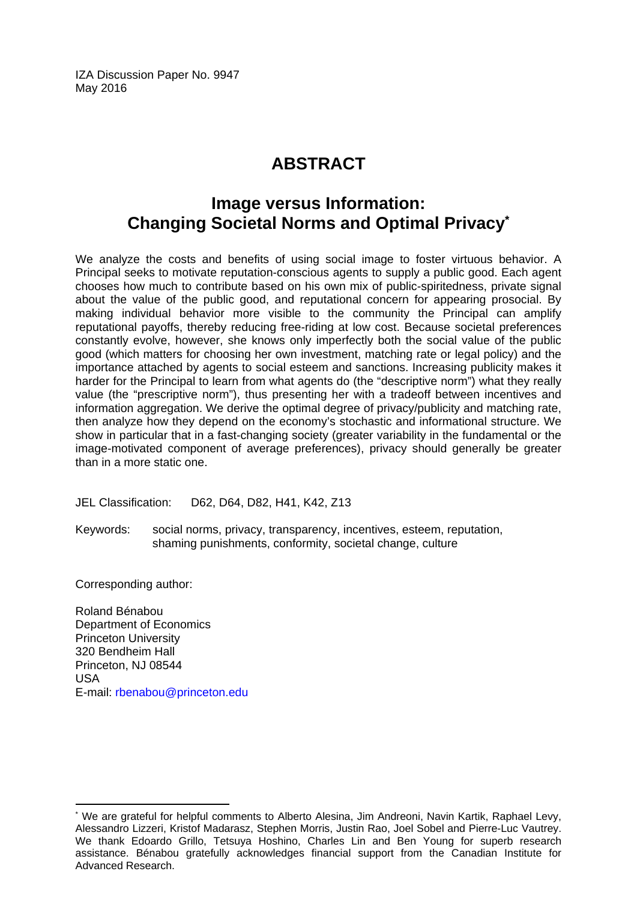IZA Discussion Paper No. 9947
May 2016

# ABSTRACT

## Image versus Information: Changing Societal Norms and Optimal Privacy*

We analyze the costs and benefits of using social image to foster virtuous behavior. A Principal seeks to motivate reputation-conscious agents to supply a public good. Each agent chooses how much to contribute based on his own mix of public-spiritedness, private signal about the value of the public good, and reputational concern for appearing prosocial. By making individual behavior more visible to the community the Principal can amplify reputational payoffs, thereby reducing free-riding at low cost. Because societal preferences constantly evolve, however, she knows only imperfectly both the social value of the public good (which matters for choosing her own investment, matching rate or legal policy) and the importance attached by agents to social esteem and sanctions. Increasing publicity makes it harder for the Principal to learn from what agents do (the "descriptive norm") what they really value (the "prescriptive norm"), thus presenting her with a tradeoff between incentives and information aggregation. We derive the optimal degree of privacy/publicity and matching rate, then analyze how they depend on the economy's stochastic and informational structure. We show in particular that in a fast-changing society (greater variability in the fundamental or the image-motivated component of average preferences), privacy should generally be greater than in a more static one.

JEL Classification: D62, D64, D82, H41, K42, Z13

Keywords: social norms, privacy, transparency, incentives, esteem, reputation, shaming punishments, conformity, societal change, culture

Corresponding author:

Roland Bénabou
Department of Economics
Princeton University
320 Bendheim Hall
Princeton, NJ 08544
USA
E-mail: rbenabou@princeton.edu

---

* We are grateful for helpful comments to Alberto Alesina, Jim Andreoni, Navin Kartik, Raphael Levy, Alessandro Lizzeri, Kristof Madarasz, Stephen Morris, Justin Rao, Joel Sobel and Pierre-Luc Vautrey. We thank Edoardo Grillo, Tetsuya Hoshino, Charles Lin and Ben Young for superb research assistance. Bénabou gratefully acknowledges financial support from the Canadian Institute for Advanced Research.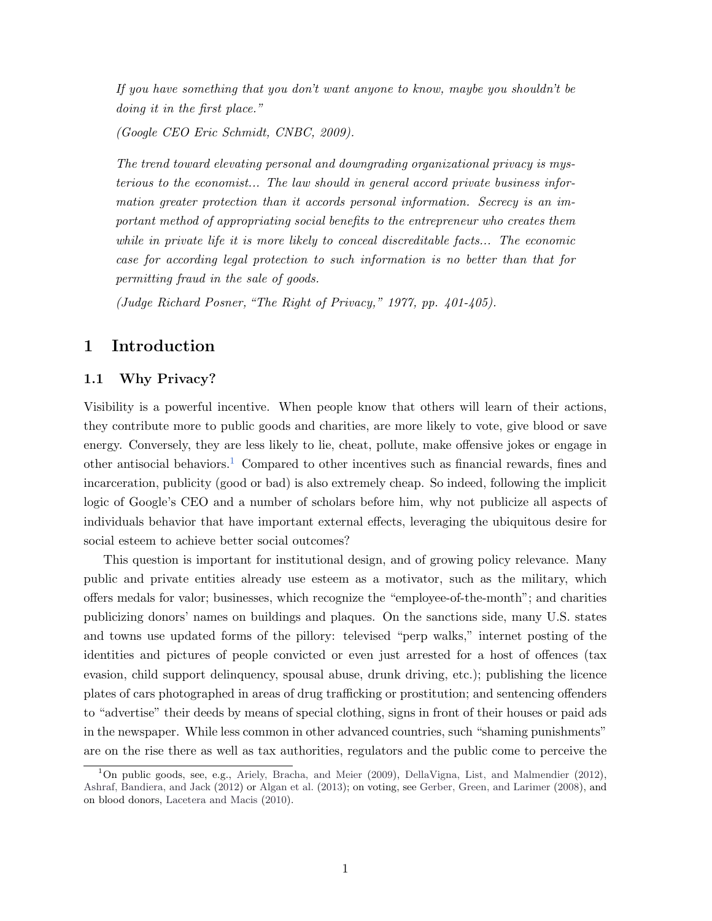*If you have something that you don't want anyone to know, maybe you shouldn't be doing it in the first place."*

*(Google CEO Eric Schmidt, CNBC, 2009).*

*The trend toward elevating personal and downgrading organizational privacy is mysterious to the economist... The law should in general accord private business information greater protection than it accords personal information. Secrecy is an important method of appropriating social benefits to the entrepreneur who creates them while in private life it is more likely to conceal discreditable facts... The economic case for according legal protection to such information is no better than that for permitting fraud in the sale of goods.*

*(Judge Richard Posner, "The Right of Privacy," 1977, pp. 401-405).*

# 1 Introduction

## 1.1 Why Privacy?

Visibility is a powerful incentive. When people know that others will learn of their actions, they contribute more to public goods and charities, are more likely to vote, give blood or save energy. Conversely, they are less likely to lie, cheat, pollute, make offensive jokes or engage in other antisocial behaviors.[1] Compared to other incentives such as financial rewards, fines and incarceration, publicity (good or bad) is also extremely cheap. So indeed, following the implicit logic of Google's CEO and a number of scholars before him, why not publicize all aspects of individuals behavior that have important external effects, leveraging the ubiquitous desire for social esteem to achieve better social outcomes?

This question is important for institutional design, and of growing policy relevance. Many public and private entities already use esteem as a motivator, such as the military, which offers medals for valor; businesses, which recognize the "employee-of-the-month"; and charities publicizing donors' names on buildings and plaques. On the sanctions side, many U.S. states and towns use updated forms of the pillory: televised "perp walks," internet posting of the identities and pictures of people convicted or even just arrested for a host of offences (tax evasion, child support delinquency, spousal abuse, drunk driving, etc.); publishing the licence plates of cars photographed in areas of drug trafficking or prostitution; and sentencing offenders to "advertise" their deeds by means of special clothing, signs in front of their houses or paid ads in the newspaper. While less common in other advanced countries, such "shaming punishments" are on the rise there as well as tax authorities, regulators and the public come to perceive the

[1] On public goods, see, e.g., Ariely, Bracha, and Meier (2009), DellaVigna, List, and Malmendier (2012), Ashraf, Bandiera, and Jack (2012) or Algan et al. (2013); on voting, see Gerber, Green, and Larimer (2008), and on blood donors, Lacetera and Macis (2010).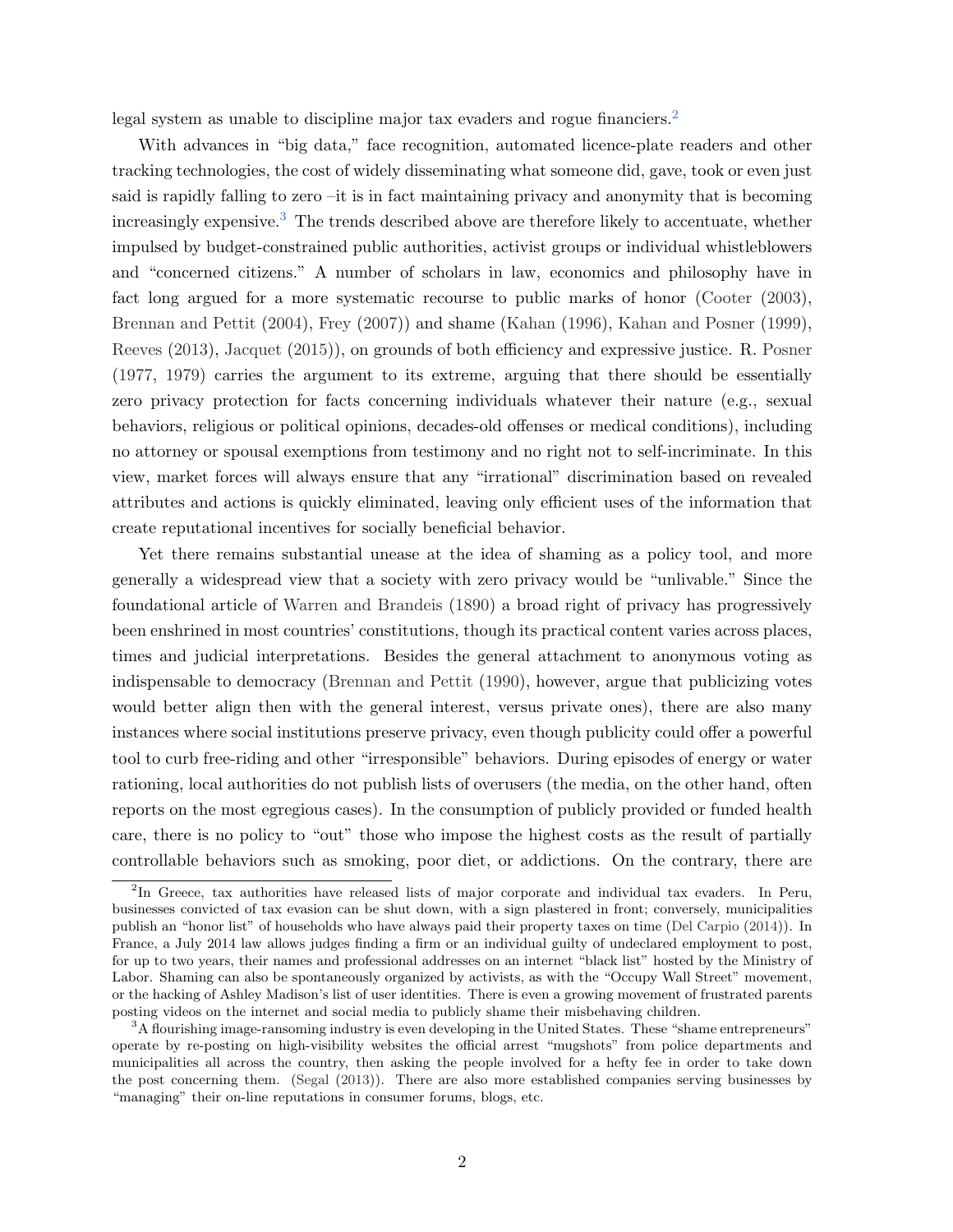legal system as unable to discipline major tax evaders and rogue financiers.[2]

With advances in "big data," face recognition, automated licence-plate readers and other tracking technologies, the cost of widely disseminating what someone did, gave, took or even just said is rapidly falling to zero –it is in fact maintaining privacy and anonymity that is becoming increasingly expensive.[3] The trends described above are therefore likely to accentuate, whether impulsed by budget-constrained public authorities, activist groups or individual whistleblowers and "concerned citizens." A number of scholars in law, economics and philosophy have in fact long argued for a more systematic recourse to public marks of honor (Cooter (2003), Brennan and Pettit (2004), Frey (2007)) and shame (Kahan (1996), Kahan and Posner (1999), Reeves (2013), Jacquet (2015)), on grounds of both efficiency and expressive justice. R. Posner (1977, 1979) carries the argument to its extreme, arguing that there should be essentially zero privacy protection for facts concerning individuals whatever their nature (e.g., sexual behaviors, religious or political opinions, decades-old offenses or medical conditions), including no attorney or spousal exemptions from testimony and no right not to self-incriminate. In this view, market forces will always ensure that any "irrational" discrimination based on revealed attributes and actions is quickly eliminated, leaving only efficient uses of the information that create reputational incentives for socially beneficial behavior.

Yet there remains substantial unease at the idea of shaming as a policy tool, and more generally a widespread view that a society with zero privacy would be "unlivable." Since the foundational article of Warren and Brandeis (1890) a broad right of privacy has progressively been enshrined in most countries' constitutions, though its practical content varies across places, times and judicial interpretations. Besides the general attachment to anonymous voting as indispensable to democracy (Brennan and Pettit (1990), however, argue that publicizing votes would better align then with the general interest, versus private ones), there are also many instances where social institutions preserve privacy, even though publicity could offer a powerful tool to curb free-riding and other "irresponsible" behaviors. During episodes of energy or water rationing, local authorities do not publish lists of overusers (the media, on the other hand, often reports on the most egregious cases). In the consumption of publicly provided or funded health care, there is no policy to "out" those who impose the highest costs as the result of partially controllable behaviors such as smoking, poor diet, or addictions. On the contrary, there are

[2] In Greece, tax authorities have released lists of major corporate and individual tax evaders. In Peru, businesses convicted of tax evasion can be shut down, with a sign plastered in front; conversely, municipalities publish an "honor list" of households who have always paid their property taxes on time (Del Carpio (2014)). In France, a July 2014 law allows judges finding a firm or an individual guilty of undeclared employment to post, for up to two years, their names and professional addresses on an internet "black list" hosted by the Ministry of Labor. Shaming can also be spontaneously organized by activists, as with the "Occupy Wall Street" movement, or the hacking of Ashley Madison's list of user identities. There is even a growing movement of frustrated parents posting videos on the internet and social media to publicly shame their misbehaving children.

[3] A flourishing image-ransoming industry is even developing in the United States. These "shame entrepreneurs" operate by re-posting on high-visibility websites the official arrest "mugshots" from police departments and municipalities all across the country, then asking the people involved for a hefty fee in order to take down the post concerning them. (Segal (2013)). There are also more established companies serving businesses by "managing" their on-line reputations in consumer forums, blogs, etc.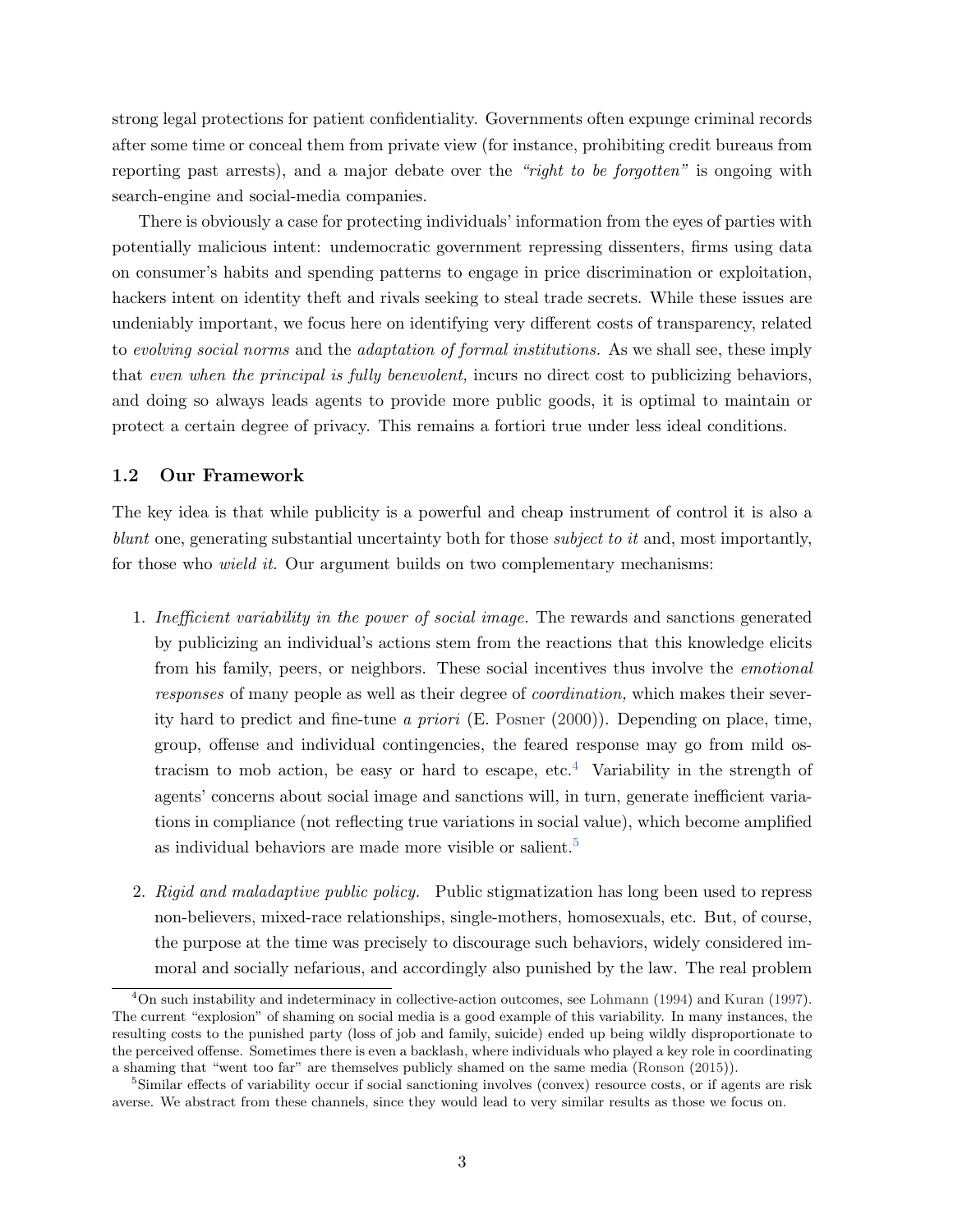strong legal protections for patient confidentiality. Governments often expunge criminal records after some time or conceal them from private view (for instance, prohibiting credit bureaus from reporting past arrests), and a major debate over the *"right to be forgotten"* is ongoing with search-engine and social-media companies.

There is obviously a case for protecting individuals' information from the eyes of parties with potentially malicious intent: undemocratic government repressing dissenters, firms using data on consumer's habits and spending patterns to engage in price discrimination or exploitation, hackers intent on identity theft and rivals seeking to steal trade secrets. While these issues are undeniably important, we focus here on identifying very different costs of transparency, related to *evolving social norms* and the *adaptation of formal institutions.* As we shall see, these imply that *even when the principal is fully benevolent,* incurs no direct cost to publicizing behaviors, and doing so always leads agents to provide more public goods, it is optimal to maintain or protect a certain degree of privacy. This remains a fortiori true under less ideal conditions.

### 1.2 Our Framework

The key idea is that while publicity is a powerful and cheap instrument of control it is also a *blunt* one, generating substantial uncertainty both for those *subject to it* and, most importantly, for those who *wield it.* Our argument builds on two complementary mechanisms:

1. *Inefficient variability in the power of social image.* The rewards and sanctions generated by publicizing an individual's actions stem from the reactions that this knowledge elicits from his family, peers, or neighbors. These social incentives thus involve the *emotional responses* of many people as well as their degree of *coordination,* which makes their severity hard to predict and fine-tune *a priori* (E. Posner (2000)). Depending on place, time, group, offense and individual contingencies, the feared response may go from mild ostracism to mob action, be easy or hard to escape, etc.[4] Variability in the strength of agents' concerns about social image and sanctions will, in turn, generate inefficient variations in compliance (not reflecting true variations in social value), which become amplified as individual behaviors are made more visible or salient.[5]

2. *Rigid and maladaptive public policy.* Public stigmatization has long been used to repress non-believers, mixed-race relationships, single-mothers, homosexuals, etc. But, of course, the purpose at the time was precisely to discourage such behaviors, widely considered immoral and socially nefarious, and accordingly also punished by the law. The real problem

[4] On such instability and indeterminacy in collective-action outcomes, see Lohmann (1994) and Kuran (1997). The current "explosion" of shaming on social media is a good example of this variability. In many instances, the resulting costs to the punished party (loss of job and family, suicide) ended up being wildly disproportionate to the perceived offense. Sometimes there is even a backlash, where individuals who played a key role in coordinating a shaming that "went too far" are themselves publicly shamed on the same media (Ronson (2015)).

[5] Similar effects of variability occur if social sanctioning involves (convex) resource costs, or if agents are risk averse. We abstract from these channels, since they would lead to very similar results as those we focus on.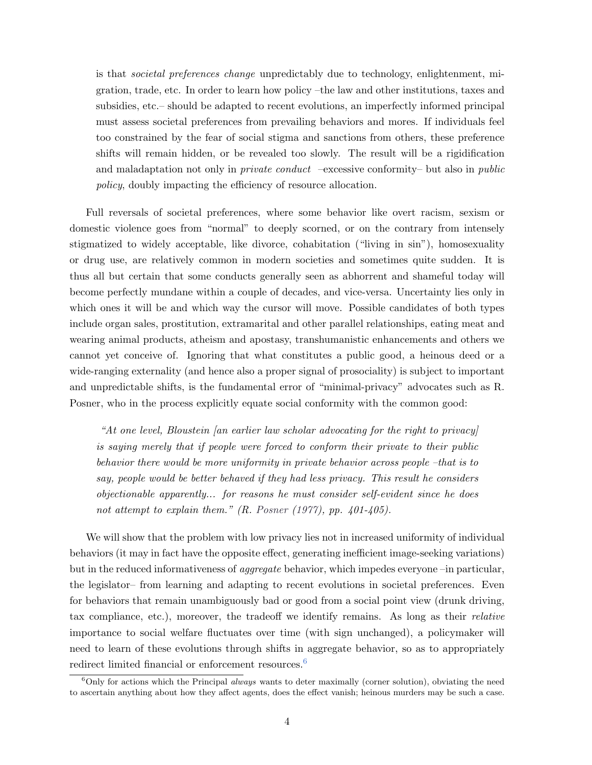> is that *societal preferences change* unpredictably due to technology, enlightenment, migration, trade, etc. In order to learn how policy –the law and other institutions, taxes and subsidies, etc.– should be adapted to recent evolutions, an imperfectly informed principal must assess societal preferences from prevailing behaviors and mores. If individuals feel too constrained by the fear of social stigma and sanctions from others, these preference shifts will remain hidden, or be revealed too slowly. The result will be a rigidification and maladaptation not only in *private conduct* –excessive conformity– but also in *public policy*, doubly impacting the efficiency of resource allocation.

Full reversals of societal preferences, where some behavior like overt racism, sexism or domestic violence goes from "normal" to deeply scorned, or on the contrary from intensely stigmatized to widely acceptable, like divorce, cohabitation ("living in sin"), homosexuality or drug use, are relatively common in modern societies and sometimes quite sudden. It is thus all but certain that some conducts generally seen as abhorrent and shameful today will become perfectly mundane within a couple of decades, and vice-versa. Uncertainty lies only in which ones it will be and which way the cursor will move. Possible candidates of both types include organ sales, prostitution, extramarital and other parallel relationships, eating meat and wearing animal products, atheism and apostasy, transhumanistic enhancements and others we cannot yet conceive of. Ignoring that what constitutes a public good, a heinous deed or a wide-ranging externality (and hence also a proper signal of prosociality) is subject to important and unpredictable shifts, is the fundamental error of "minimal-privacy" advocates such as R. Posner, who in the process explicitly equate social conformity with the common good:

> *"At one level, Bloustein [an earlier law scholar advocating for the right to privacy] is saying merely that if people were forced to conform their private to their public behavior there would be more uniformity in private behavior across people –that is to say, people would be better behaved if they had less privacy. This result he considers objectionable apparently... for reasons he must consider self-evident since he does not attempt to explain them." (R. Posner (1977), pp. 401-405).*

We will show that the problem with low privacy lies not in increased uniformity of individual behaviors (it may in fact have the opposite effect, generating inefficient image-seeking variations) but in the reduced informativeness of *aggregate* behavior, which impedes everyone –in particular, the legislator– from learning and adapting to recent evolutions in societal preferences. Even for behaviors that remain unambiguously bad or good from a social point view (drunk driving, tax compliance, etc.), moreover, the tradeoff we identify remains. As long as their *relative* importance to social welfare fluctuates over time (with sign unchanged), a policymaker will need to learn of these evolutions through shifts in aggregate behavior, so as to appropriately redirect limited financial or enforcement resources.[6]

[6] Only for actions which the Principal *always* wants to deter maximally (corner solution), obviating the need to ascertain anything about how they affect agents, does the effect vanish; heinous murders may be such a case.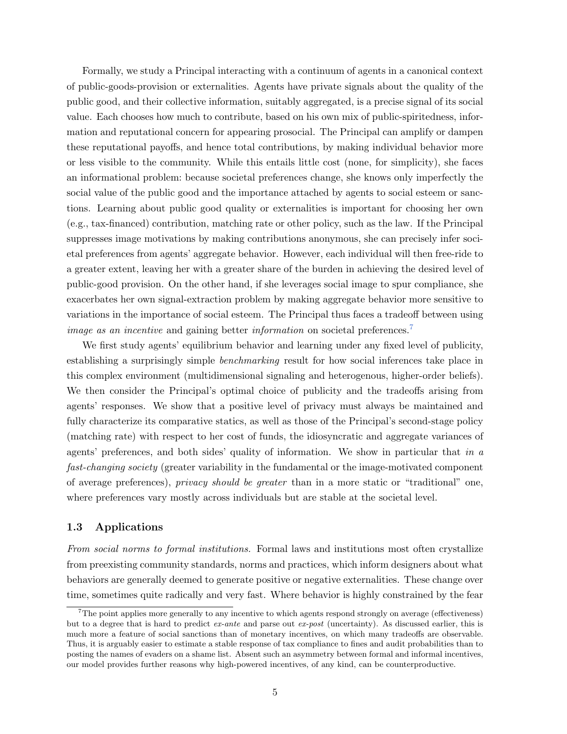Formally, we study a Principal interacting with a continuum of agents in a canonical context of public-goods-provision or externalities. Agents have private signals about the quality of the public good, and their collective information, suitably aggregated, is a precise signal of its social value. Each chooses how much to contribute, based on his own mix of public-spiritedness, information and reputational concern for appearing prosocial. The Principal can amplify or dampen these reputational payoffs, and hence total contributions, by making individual behavior more or less visible to the community. While this entails little cost (none, for simplicity), she faces an informational problem: because societal preferences change, she knows only imperfectly the social value of the public good and the importance attached by agents to social esteem or sanctions. Learning about public good quality or externalities is important for choosing her own (e.g., tax-financed) contribution, matching rate or other policy, such as the law. If the Principal suppresses image motivations by making contributions anonymous, she can precisely infer societal preferences from agents' aggregate behavior. However, each individual will then free-ride to a greater extent, leaving her with a greater share of the burden in achieving the desired level of public-good provision. On the other hand, if she leverages social image to spur compliance, she exacerbates her own signal-extraction problem by making aggregate behavior more sensitive to variations in the importance of social esteem. The Principal thus faces a tradeoff between using *image as an incentive* and gaining better *information* on societal preferences.[7]

We first study agents' equilibrium behavior and learning under any fixed level of publicity, establishing a surprisingly simple *benchmarking* result for how social inferences take place in this complex environment (multidimensional signaling and heterogenous, higher-order beliefs). We then consider the Principal's optimal choice of publicity and the tradeoffs arising from agents' responses. We show that a positive level of privacy must always be maintained and fully characterize its comparative statics, as well as those of the Principal's second-stage policy (matching rate) with respect to her cost of funds, the idiosyncratic and aggregate variances of agents' preferences, and both sides' quality of information. We show in particular that *in a fast-changing society* (greater variability in the fundamental or the image-motivated component of average preferences), *privacy should be greater* than in a more static or "traditional" one, where preferences vary mostly across individuals but are stable at the societal level.

### 1.3 Applications

*From social norms to formal institutions.* Formal laws and institutions most often crystallize from preexisting community standards, norms and practices, which inform designers about what behaviors are generally deemed to generate positive or negative externalities. These change over time, sometimes quite radically and very fast. Where behavior is highly constrained by the fear

[7] The point applies more generally to any incentive to which agents respond strongly on average (effectiveness) but to a degree that is hard to predict *ex-ante* and parse out *ex-post* (uncertainty). As discussed earlier, this is much more a feature of social sanctions than of monetary incentives, on which many tradeoffs are observable. Thus, it is arguably easier to estimate a stable response of tax compliance to fines and audit probabilities than to posting the names of evaders on a shame list. Absent such an asymmetry between formal and informal incentives, our model provides further reasons why high-powered incentives, of any kind, can be counterproductive.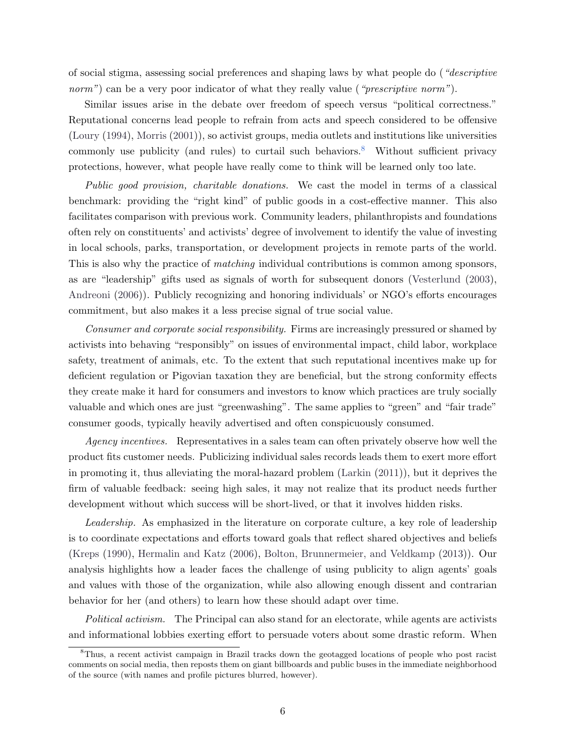of social stigma, assessing social preferences and shaping laws by what people do (*"descriptive norm"*) can be a very poor indicator of what they really value (*"prescriptive norm"*).

Similar issues arise in the debate over freedom of speech versus "political correctness." Reputational concerns lead people to refrain from acts and speech considered to be offensive (Loury (1994), Morris (2001)), so activist groups, media outlets and institutions like universities commonly use publicity (and rules) to curtail such behaviors.[8] Without sufficient privacy protections, however, what people have really come to think will be learned only too late.

*Public good provision, charitable donations.* We cast the model in terms of a classical benchmark: providing the "right kind" of public goods in a cost-effective manner. This also facilitates comparison with previous work. Community leaders, philanthropists and foundations often rely on constituents' and activists' degree of involvement to identify the value of investing in local schools, parks, transportation, or development projects in remote parts of the world. This is also why the practice of *matching* individual contributions is common among sponsors, as are "leadership" gifts used as signals of worth for subsequent donors (Vesterlund (2003), Andreoni (2006)). Publicly recognizing and honoring individuals' or NGO's efforts encourages commitment, but also makes it a less precise signal of true social value.

*Consumer and corporate social responsibility.* Firms are increasingly pressured or shamed by activists into behaving "responsibly" on issues of environmental impact, child labor, workplace safety, treatment of animals, etc. To the extent that such reputational incentives make up for deficient regulation or Pigovian taxation they are beneficial, but the strong conformity effects they create make it hard for consumers and investors to know which practices are truly socially valuable and which ones are just "greenwashing". The same applies to "green" and "fair trade" consumer goods, typically heavily advertised and often conspicuously consumed.

*Agency incentives.* Representatives in a sales team can often privately observe how well the product fits customer needs. Publicizing individual sales records leads them to exert more effort in promoting it, thus alleviating the moral-hazard problem (Larkin (2011)), but it deprives the firm of valuable feedback: seeing high sales, it may not realize that its product needs further development without which success will be short-lived, or that it involves hidden risks.

*Leadership.* As emphasized in the literature on corporate culture, a key role of leadership is to coordinate expectations and efforts toward goals that reflect shared objectives and beliefs (Kreps (1990), Hermalin and Katz (2006), Bolton, Brunnermeier, and Veldkamp (2013)). Our analysis highlights how a leader faces the challenge of using publicity to align agents' goals and values with those of the organization, while also allowing enough dissent and contrarian behavior for her (and others) to learn how these should adapt over time.

*Political activism.* The Principal can also stand for an electorate, while agents are activists and informational lobbies exerting effort to persuade voters about some drastic reform. When

[8] Thus, a recent activist campaign in Brazil tracks down the geotagged locations of people who post racist comments on social media, then reposts them on giant billboards and public buses in the immediate neighborhood of the source (with names and profile pictures blurred, however).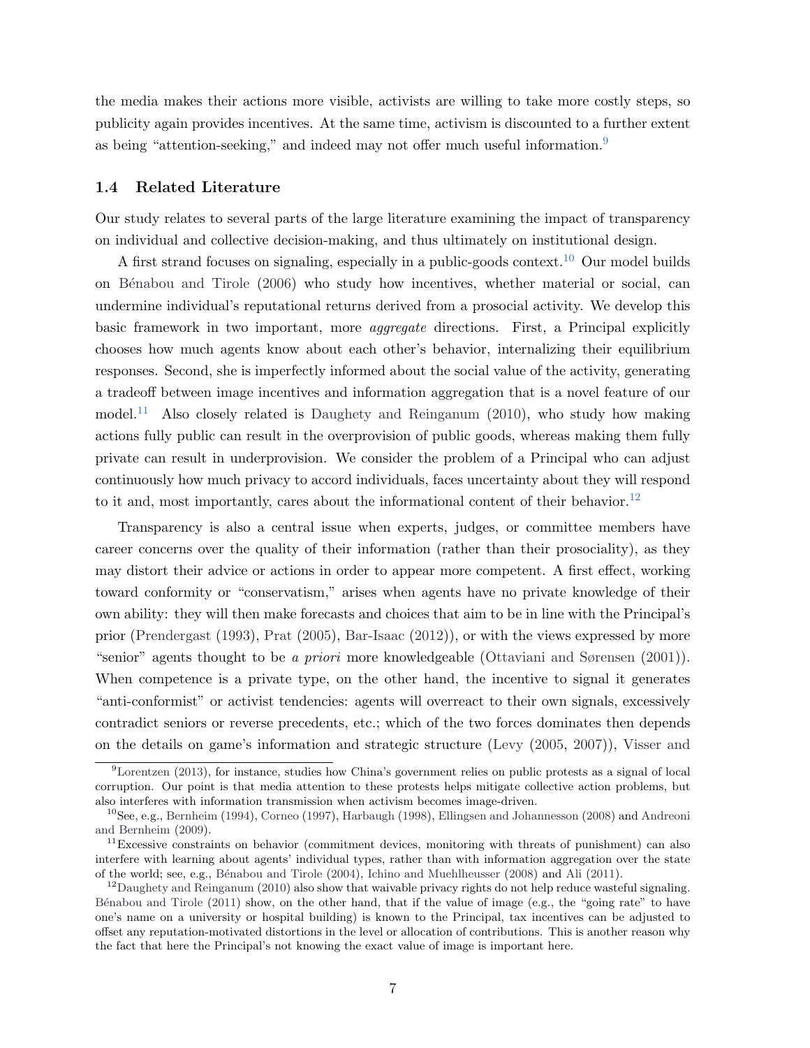the media makes their actions more visible, activists are willing to take more costly steps, so publicity again provides incentives. At the same time, activism is discounted to a further extent as being "attention-seeking," and indeed may not offer much useful information.[9]

### 1.4 Related Literature

Our study relates to several parts of the large literature examining the impact of transparency on individual and collective decision-making, and thus ultimately on institutional design.

A first strand focuses on signaling, especially in a public-goods context.[10] Our model builds on Bénabou and Tirole (2006) who study how incentives, whether material or social, can undermine individual's reputational returns derived from a prosocial activity. We develop this basic framework in two important, more *aggregate* directions. First, a Principal explicitly chooses how much agents know about each other's behavior, internalizing their equilibrium responses. Second, she is imperfectly informed about the social value of the activity, generating a tradeoff between image incentives and information aggregation that is a novel feature of our model.[11] Also closely related is Daughety and Reinganum (2010), who study how making actions fully public can result in the overprovision of public goods, whereas making them fully private can result in underprovision. We consider the problem of a Principal who can adjust continuously how much privacy to accord individuals, faces uncertainty about they will respond to it and, most importantly, cares about the informational content of their behavior.[12]

Transparency is also a central issue when experts, judges, or committee members have career concerns over the quality of their information (rather than their prosociality), as they may distort their advice or actions in order to appear more competent. A first effect, working toward conformity or "conservatism," arises when agents have no private knowledge of their own ability: they will then make forecasts and choices that aim to be in line with the Principal's prior (Prendergast (1993), Prat (2005), Bar-Isaac (2012)), or with the views expressed by more "senior" agents thought to be *a priori* more knowledgeable (Ottaviani and Sørensen (2001)). When competence is a private type, on the other hand, the incentive to signal it generates "anti-conformist" or activist tendencies: agents will overreact to their own signals, excessively contradict seniors or reverse precedents, etc.; which of the two forces dominates then depends on the details on game's information and strategic structure (Levy (2005, 2007)), Visser and

[9] Lorentzen (2013), for instance, studies how China's government relies on public protests as a signal of local corruption. Our point is that media attention to these protests helps mitigate collective action problems, but also interferes with information transmission when activism becomes image-driven.

[10] See, e.g., Bernheim (1994), Corneo (1997), Harbaugh (1998), Ellingsen and Johannesson (2008) and Andreoni and Bernheim (2009).

[11] Excessive constraints on behavior (commitment devices, monitoring with threats of punishment) can also interfere with learning about agents' individual types, rather than with information aggregation over the state of the world; see, e.g., Bénabou and Tirole (2004), Ichino and Muehlheusser (2008) and Ali (2011).

[12] Daughety and Reinganum (2010) also show that waivable privacy rights do not help reduce wasteful signaling. Bénabou and Tirole (2011) show, on the other hand, that if the value of image (e.g., the "going rate" to have one's name on a university or hospital building) is known to the Principal, tax incentives can be adjusted to offset any reputation-motivated distortions in the level or allocation of contributions. This is another reason why the fact that here the Principal's not knowing the exact value of image is important here.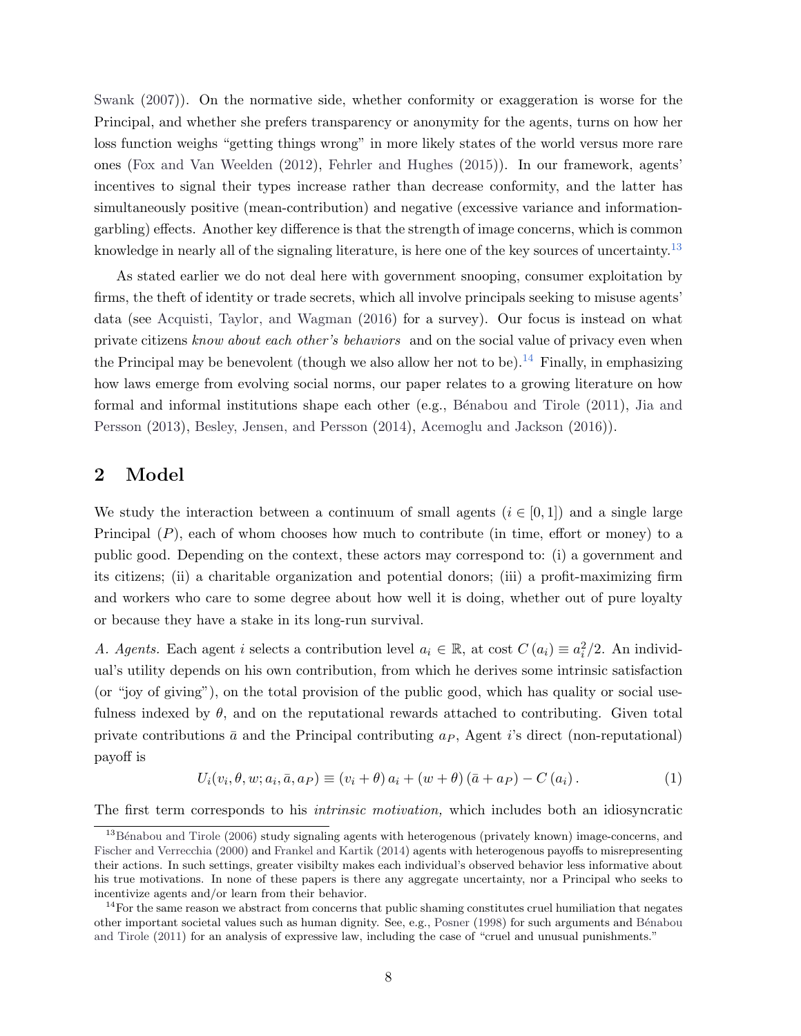Swank (2007)). On the normative side, whether conformity or exaggeration is worse for the Principal, and whether she prefers transparency or anonymity for the agents, turns on how her loss function weighs "getting things wrong" in more likely states of the world versus more rare ones (Fox and Van Weelden (2012), Fehrler and Hughes (2015)). In our framework, agents' incentives to signal their types increase rather than decrease conformity, and the latter has simultaneously positive (mean-contribution) and negative (excessive variance and information-garbling) effects. Another key difference is that the strength of image concerns, which is common knowledge in nearly all of the signaling literature, is here one of the key sources of uncertainty.[13]

As stated earlier we do not deal here with government snooping, consumer exploitation by firms, the theft of identity or trade secrets, which all involve principals seeking to misuse agents' data (see Acquisti, Taylor, and Wagman (2016) for a survey). Our focus is instead on what private citizens *know about each other's behaviors* and on the social value of privacy even when the Principal may be benevolent (though we also allow her not to be).[14] Finally, in emphasizing how laws emerge from evolving social norms, our paper relates to a growing literature on how formal and informal institutions shape each other (e.g., Bénabou and Tirole (2011), Jia and Persson (2013), Besley, Jensen, and Persson (2014), Acemoglu and Jackson (2016)).

## 2 Model

We study the interaction between a continuum of small agents ($i \in [0,1]$) and a single large Principal ($P$), each of whom chooses how much to contribute (in time, effort or money) to a public good. Depending on the context, these actors may correspond to: (i) a government and its citizens; (ii) a charitable organization and potential donors; (iii) a profit-maximizing firm and workers who care to some degree about how well it is doing, whether out of pure loyalty or because they have a stake in its long-run survival.

*A. Agents.* Each agent $i$ selects a contribution level $a_i \in \mathbb{R}$, at cost $C(a_i) \equiv a_i^2/2$. An individual's utility depends on his own contribution, from which he derives some intrinsic satisfaction (or "joy of giving"), on the total provision of the public good, which has quality or social usefulness indexed by $\theta$, and on the reputational rewards attached to contributing. Given total private contributions $\bar{a}$ and the Principal contributing $a_P$, Agent $i$'s direct (non-reputational) payoff is

$$U_i(v_i, \theta, w; a_i, \bar{a}, a_P) \equiv (v_i + \theta)\, a_i + (w + \theta)\,(\bar{a} + a_P) - C\,(a_i)\,. \tag{1}$$

The first term corresponds to his *intrinsic motivation,* which includes both an idiosyncratic

[13] Bénabou and Tirole (2006) study signaling agents with heterogenous (privately known) image-concerns, and Fischer and Verrecchia (2000) and Frankel and Kartik (2014) agents with heterogenous payoffs to misrepresenting their actions. In such settings, greater visibilty makes each individual's observed behavior less informative about his true motivations. In none of these papers is there any aggregate uncertainty, nor a Principal who seeks to incentivize agents and/or learn from their behavior.

[14] For the same reason we abstract from concerns that public shaming constitutes cruel humiliation that negates other important societal values such as human dignity. See, e.g., Posner (1998) for such arguments and Bénabou and Tirole (2011) for an analysis of expressive law, including the case of "cruel and unusual punishments."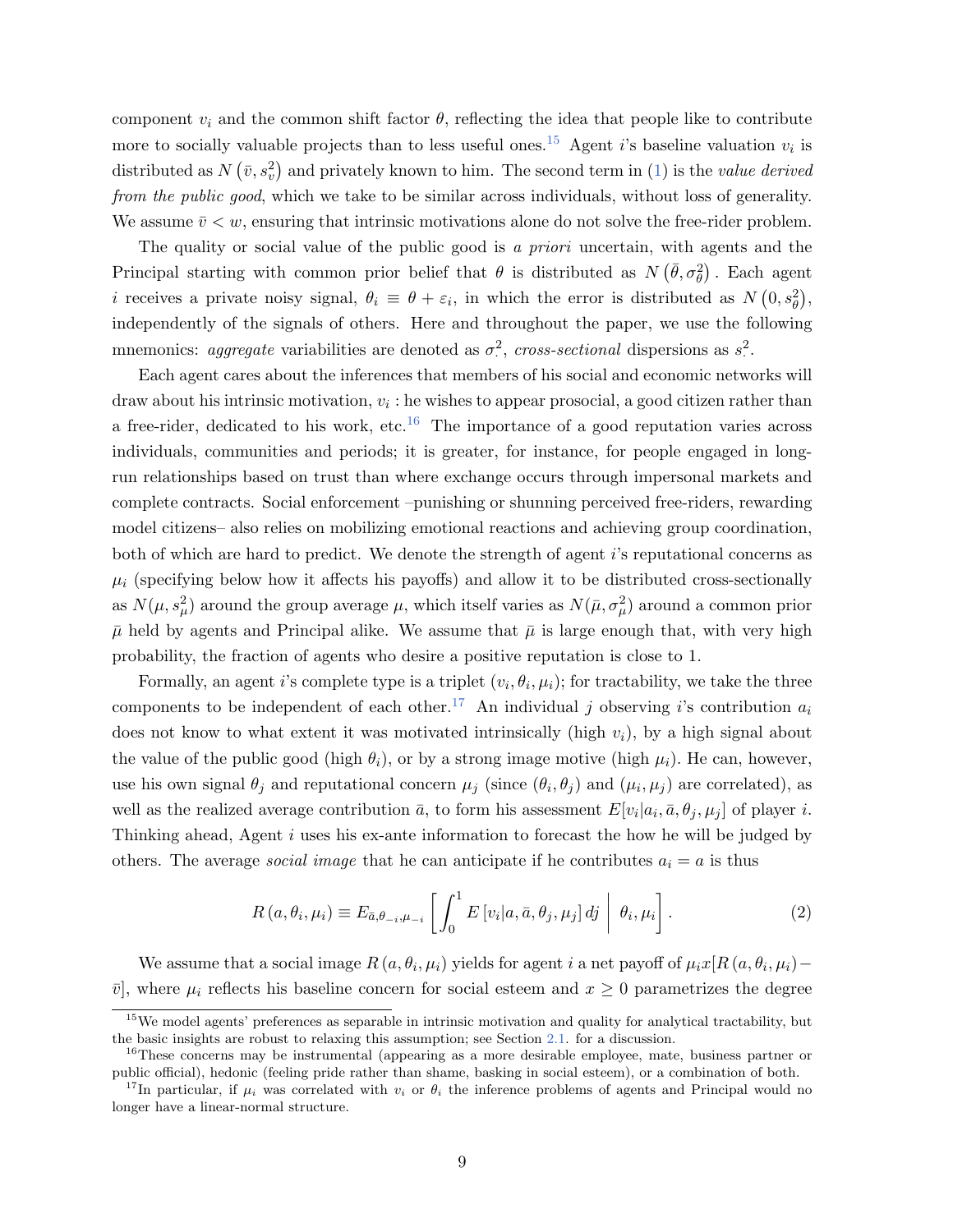component $v_i$ and the common shift factor $\theta$, reflecting the idea that people like to contribute more to socially valuable projects than to less useful ones.[15] Agent $i$'s baseline valuation $v_i$ is distributed as $N\left(\bar{v}, s_v^2\right)$ and privately known to him. The second term in (1) is the *value derived from the public good*, which we take to be similar across individuals, without loss of generality. We assume $\bar{v} < w$, ensuring that intrinsic motivations alone do not solve the free-rider problem.

The quality or social value of the public good is *a priori* uncertain, with agents and the Principal starting with common prior belief that $\theta$ is distributed as $N\left(\bar{\theta}, \sigma_\theta^2\right)$. Each agent $i$ receives a private noisy signal, $\theta_i \equiv \theta + \varepsilon_i$, in which the error is distributed as $N\left(0, s_\theta^2\right)$, independently of the signals of others. Here and throughout the paper, we use the following mnemonics: *aggregate* variabilities are denoted as $\sigma_\cdot^2$, *cross-sectional* dispersions as $s_\cdot^2$.

Each agent cares about the inferences that members of his social and economic networks will draw about his intrinsic motivation, $v_i$ : he wishes to appear prosocial, a good citizen rather than a free-rider, dedicated to his work, etc.[16] The importance of a good reputation varies across individuals, communities and periods; it is greater, for instance, for people engaged in long-run relationships based on trust than where exchange occurs through impersonal markets and complete contracts. Social enforcement –punishing or shunning perceived free-riders, rewarding model citizens– also relies on mobilizing emotional reactions and achieving group coordination, both of which are hard to predict. We denote the strength of agent $i$'s reputational concerns as $\mu_i$ (specifying below how it affects his payoffs) and allow it to be distributed cross-sectionally as $N(\mu, s_\mu^2)$ around the group average $\mu$, which itself varies as $N(\bar{\mu}, \sigma_\mu^2)$ around a common prior $\bar{\mu}$ held by agents and Principal alike. We assume that $\bar{\mu}$ is large enough that, with very high probability, the fraction of agents who desire a positive reputation is close to 1.

Formally, an agent $i$'s complete type is a triplet $(v_i, \theta_i, \mu_i)$; for tractability, we take the three components to be independent of each other.[17] An individual $j$ observing $i$'s contribution $a_i$ does not know to what extent it was motivated intrinsically (high $v_i$), by a high signal about the value of the public good (high $\theta_i$), or by a strong image motive (high $\mu_i$). He can, however, use his own signal $\theta_j$ and reputational concern $\mu_j$ (since $(\theta_i, \theta_j)$ and $(\mu_i, \mu_j)$ are correlated), as well as the realized average contribution $\bar{a}$, to form his assessment $E[v_i|a_i, \bar{a}, \theta_j, \mu_j]$ of player $i$. Thinking ahead, Agent $i$ uses his ex-ante information to forecast the how he will be judged by others. The average *social image* that he can anticipate if he contributes $a_i = a$ is thus

$$R\left(a, \theta_i, \mu_i\right) \equiv E_{\bar{a}, \theta_{-i}, \mu_{-i}}\left[\int_0^1 E\left[v_i | a, \bar{a}, \theta_j, \mu_j\right] dj \;\middle|\; \theta_i, \mu_i\right]. \tag{2}$$

We assume that a social image $R\left(a, \theta_i, \mu_i\right)$ yields for agent $i$ a net payoff of $\mu_i x[R\left(a, \theta_i, \mu_i\right) - \bar{v}]$, where $\mu_i$ reflects his baseline concern for social esteem and $x \geq 0$ parametrizes the degree

---

[15] We model agents' preferences as separable in intrinsic motivation and quality for analytical tractability, but the basic insights are robust to relaxing this assumption; see Section 2.1. for a discussion.

[16] These concerns may be instrumental (appearing as a more desirable employee, mate, business partner or public official), hedonic (feeling pride rather than shame, basking in social esteem), or a combination of both.

[17] In particular, if $\mu_i$ was correlated with $v_i$ or $\theta_i$ the inference problems of agents and Principal would no longer have a linear-normal structure.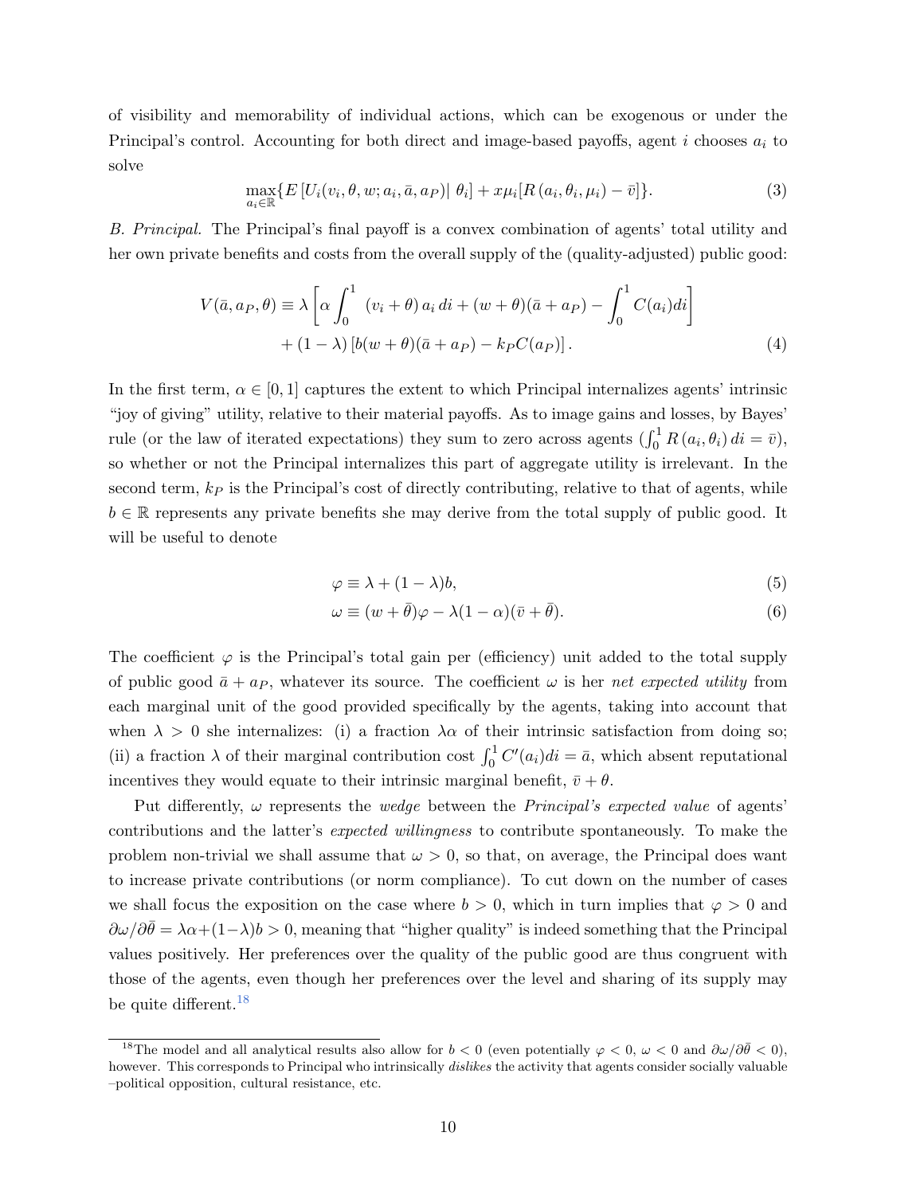of visibility and memorability of individual actions, which can be exogenous or under the Principal's control. Accounting for both direct and image-based payoffs, agent $i$ chooses $a_i$ to solve

$$\max_{a_i \in \mathbb{R}} \{E\left[U_i(v_i, \theta, w; a_i, \bar{a}, a_P) \middle| \theta_i\right] + x\mu_i[R(a_i, \theta_i, \mu_i) - \bar{v}]\}. \tag{3}$$

*B. Principal.* The Principal's final payoff is a convex combination of agents' total utility and her own private benefits and costs from the overall supply of the (quality-adjusted) public good:

$$V(\bar{a}, a_P, \theta) \equiv \lambda\left[\alpha \int_0^1 (v_i + \theta)\, a_i \, di + (w + \theta)(\bar{a} + a_P) - \int_0^1 C(a_i) di\right] + (1 - \lambda)\left[b(w + \theta)(\bar{a} + a_P) - k_P C(a_P)\right]. \tag{4}$$

In the first term, $\alpha \in [0, 1]$ captures the extent to which Principal internalizes agents' intrinsic "joy of giving" utility, relative to their material payoffs. As to image gains and losses, by Bayes' rule (or the law of iterated expectations) they sum to zero across agents ($\int_0^1 R(a_i, \theta_i)\, di = \bar{v}$), so whether or not the Principal internalizes this part of aggregate utility is irrelevant. In the second term, $k_P$ is the Principal's cost of directly contributing, relative to that of agents, while $b \in \mathbb{R}$ represents any private benefits she may derive from the total supply of public good. It will be useful to denote

$$\varphi \equiv \lambda + (1 - \lambda)b, \tag{5}$$

$$\omega \equiv (w + \bar{\theta})\varphi - \lambda(1 - \alpha)(\bar{v} + \bar{\theta}). \tag{6}$$

The coefficient $\varphi$ is the Principal's total gain per (efficiency) unit added to the total supply of public good $\bar{a} + a_P$, whatever its source. The coefficient $\omega$ is her *net expected utility* from each marginal unit of the good provided specifically by the agents, taking into account that when $\lambda > 0$ she internalizes: (i) a fraction $\lambda\alpha$ of their intrinsic satisfaction from doing so; (ii) a fraction $\lambda$ of their marginal contribution cost $\int_0^1 C'(a_i)di = \bar{a}$, which absent reputational incentives they would equate to their intrinsic marginal benefit, $\bar{v} + \theta$.

Put differently, $\omega$ represents the *wedge* between the *Principal's expected value* of agents' contributions and the latter's *expected willingness* to contribute spontaneously. To make the problem non-trivial we shall assume that $\omega > 0$, so that, on average, the Principal does want to increase private contributions (or norm compliance). To cut down on the number of cases we shall focus the exposition on the case where $b > 0$, which in turn implies that $\varphi > 0$ and $\partial\omega/\partial\bar{\theta} = \lambda\alpha + (1-\lambda)b > 0$, meaning that "higher quality" is indeed something that the Principal values positively. Her preferences over the quality of the public good are thus congruent with those of the agents, even though her preferences over the level and sharing of its supply may be quite different.[18]

[18] The model and all analytical results also allow for $b < 0$ (even potentially $\varphi < 0$, $\omega < 0$ and $\partial\omega/\partial\bar{\theta} < 0$), however. This corresponds to Principal who intrinsically *dislikes* the activity that agents consider socially valuable –political opposition, cultural resistance, etc.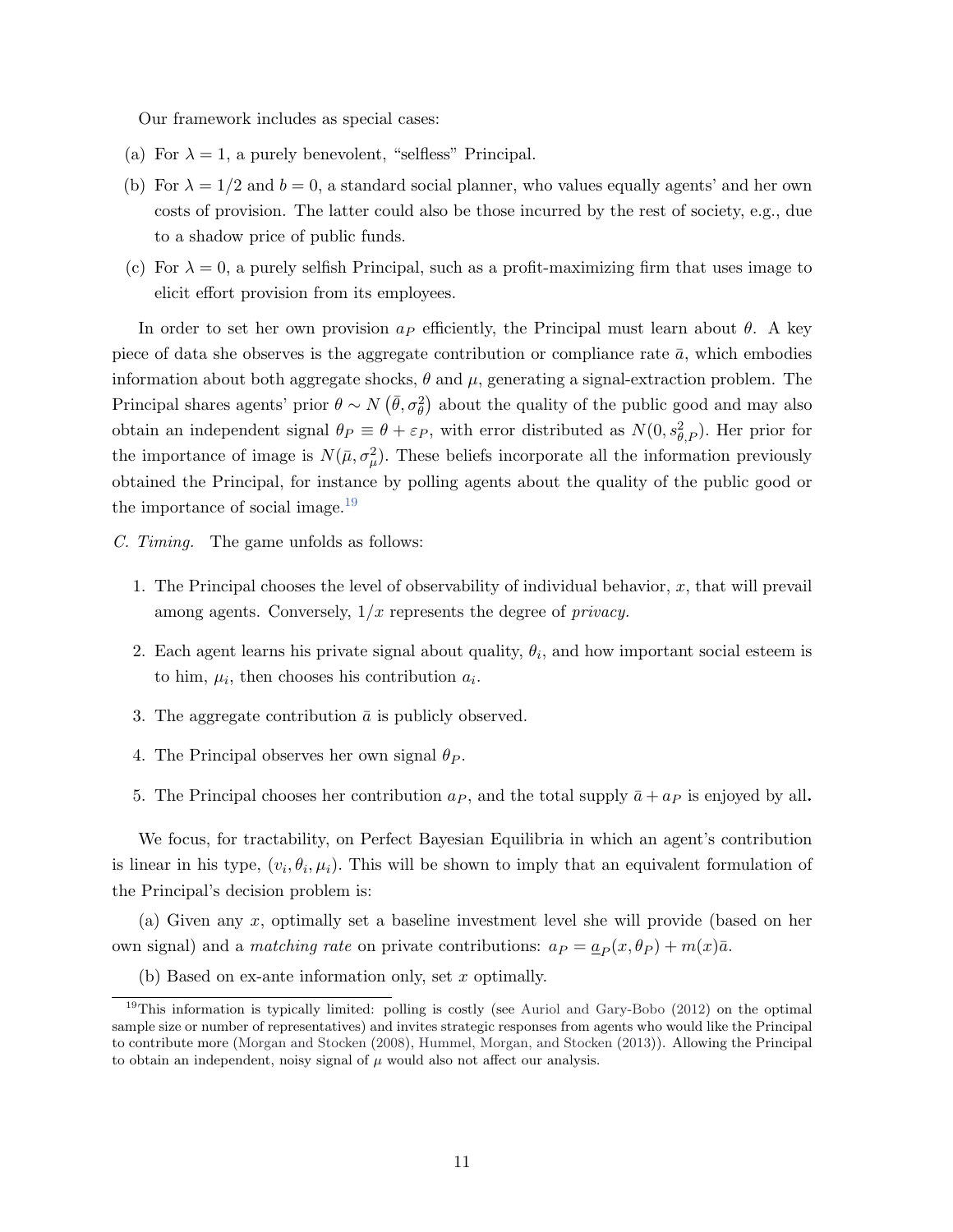Our framework includes as special cases:

(a) For $\lambda = 1$, a purely benevolent, "selfless" Principal.

(b) For $\lambda = 1/2$ and $b = 0$, a standard social planner, who values equally agents' and her own costs of provision. The latter could also be those incurred by the rest of society, e.g., due to a shadow price of public funds.

(c) For $\lambda = 0$, a purely selfish Principal, such as a profit-maximizing firm that uses image to elicit effort provision from its employees.

In order to set her own provision $a_P$ efficiently, the Principal must learn about $\theta$. A key piece of data she observes is the aggregate contribution or compliance rate $\bar{a}$, which embodies information about both aggregate shocks, $\theta$ and $\mu$, generating a signal-extraction problem. The Principal shares agents' prior $\theta \sim N\left(\bar{\theta}, \sigma_\theta^2\right)$ about the quality of the public good and may also obtain an independent signal $\theta_P \equiv \theta + \varepsilon_P$, with error distributed as $N(0, s_{\theta,P}^2)$. Her prior for the importance of image is $N(\bar{\mu}, \sigma_\mu^2)$. These beliefs incorporate all the information previously obtained the Principal, for instance by polling agents about the quality of the public good or the importance of social image.[19]

*C. Timing.* The game unfolds as follows:

1. The Principal chooses the level of observability of individual behavior, $x$, that will prevail among agents. Conversely, $1/x$ represents the degree of *privacy.*

2. Each agent learns his private signal about quality, $\theta_i$, and how important social esteem is to him, $\mu_i$, then chooses his contribution $a_i$.

3. The aggregate contribution $\bar{a}$ is publicly observed.

4. The Principal observes her own signal $\theta_P$.

5. The Principal chooses her contribution $a_P$, and the total supply $\bar{a} + a_P$ is enjoyed by all**.**

We focus, for tractability, on Perfect Bayesian Equilibria in which an agent's contribution is linear in his type, $(v_i, \theta_i, \mu_i)$. This will be shown to imply that an equivalent formulation of the Principal's decision problem is:

(a) Given any $x$, optimally set a baseline investment level she will provide (based on her own signal) and a *matching rate* on private contributions: $a_P = \underline{a}_P(x, \theta_P) + m(x)\bar{a}$.

(b) Based on ex-ante information only, set $x$ optimally.

[19] This information is typically limited: polling is costly (see Auriol and Gary-Bobo (2012) on the optimal sample size or number of representatives) and invites strategic responses from agents who would like the Principal to contribute more (Morgan and Stocken (2008), Hummel, Morgan, and Stocken (2013)). Allowing the Principal to obtain an independent, noisy signal of $\mu$ would also not affect our analysis.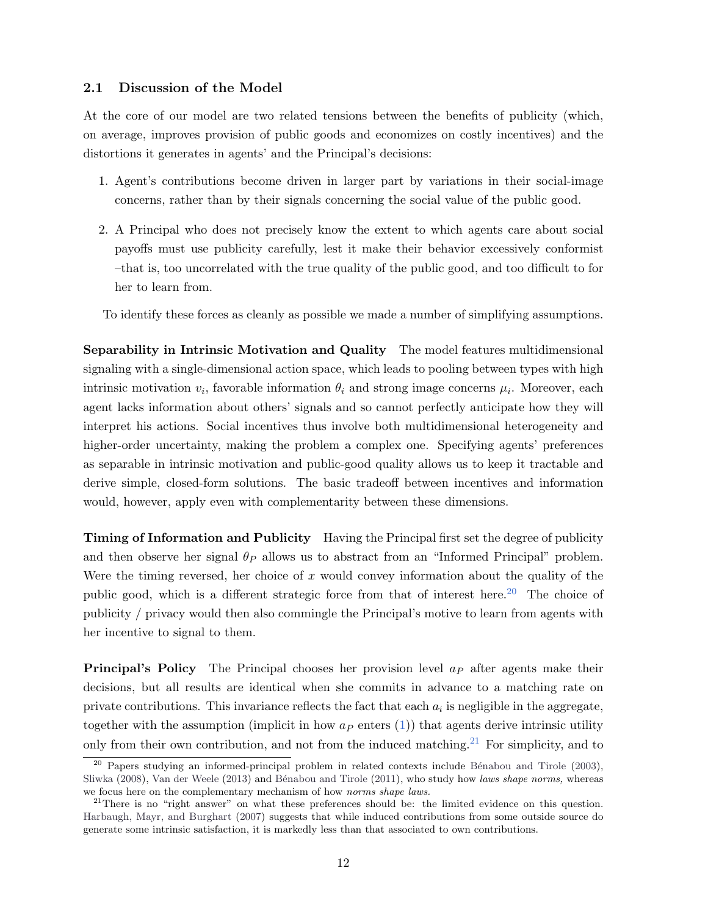### 2.1 Discussion of the Model

At the core of our model are two related tensions between the benefits of publicity (which, on average, improves provision of public goods and economizes on costly incentives) and the distortions it generates in agents' and the Principal's decisions:

1. Agent's contributions become driven in larger part by variations in their social-image concerns, rather than by their signals concerning the social value of the public good.
2. A Principal who does not precisely know the extent to which agents care about social payoffs must use publicity carefully, lest it make their behavior excessively conformist –that is, too uncorrelated with the true quality of the public good, and too difficult to for her to learn from.

To identify these forces as cleanly as possible we made a number of simplifying assumptions.

**Separability in Intrinsic Motivation and Quality** The model features multidimensional signaling with a single-dimensional action space, which leads to pooling between types with high intrinsic motivation $v_i$, favorable information $\theta_i$ and strong image concerns $\mu_i$. Moreover, each agent lacks information about others' signals and so cannot perfectly anticipate how they will interpret his actions. Social incentives thus involve both multidimensional heterogeneity and higher-order uncertainty, making the problem a complex one. Specifying agents' preferences as separable in intrinsic motivation and public-good quality allows us to keep it tractable and derive simple, closed-form solutions. The basic tradeoff between incentives and information would, however, apply even with complementarity between these dimensions.

**Timing of Information and Publicity** Having the Principal first set the degree of publicity and then observe her signal $\theta_P$ allows us to abstract from an "Informed Principal" problem. Were the timing reversed, her choice of $x$ would convey information about the quality of the public good, which is a different strategic force from that of interest here.[20] The choice of publicity / privacy would then also commingle the Principal's motive to learn from agents with her incentive to signal to them.

**Principal's Policy** The Principal chooses her provision level $a_P$ after agents make their decisions, but all results are identical when she commits in advance to a matching rate on private contributions. This invariance reflects the fact that each $a_i$ is negligible in the aggregate, together with the assumption (implicit in how $a_P$ enters (1)) that agents derive intrinsic utility only from their own contribution, and not from the induced matching.[21] For simplicity, and to

[20] Papers studying an informed-principal problem in related contexts include Bénabou and Tirole (2003), Sliwka (2008), Van der Weele (2013) and Bénabou and Tirole (2011), who study how *laws shape norms,* whereas we focus here on the complementary mechanism of how *norms shape laws.*

[21] There is no "right answer" on what these preferences should be: the limited evidence on this question. Harbaugh, Mayr, and Burghart (2007) suggests that while induced contributions from some outside source do generate some intrinsic satisfaction, it is markedly less than that associated to own contributions.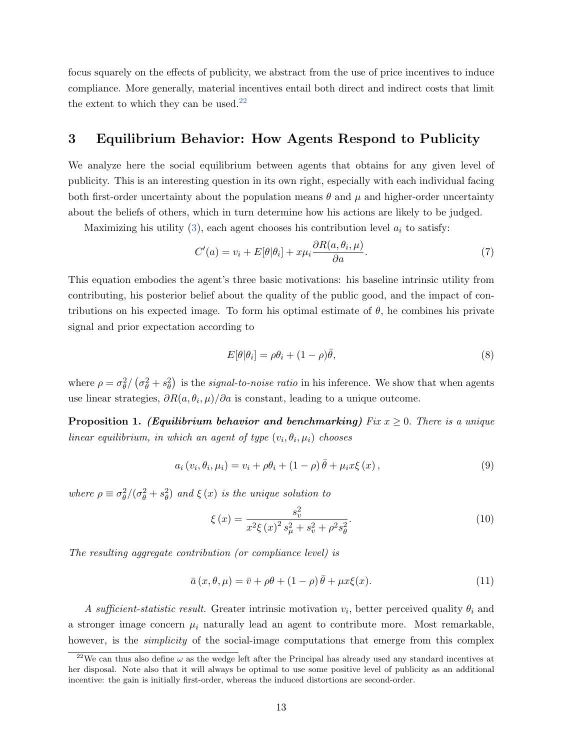focus squarely on the effects of publicity, we abstract from the use of price incentives to induce compliance. More generally, material incentives entail both direct and indirect costs that limit the extent to which they can be used.[22]

## 3 Equilibrium Behavior: How Agents Respond to Publicity

We analyze here the social equilibrium between agents that obtains for any given level of publicity. This is an interesting question in its own right, especially with each individual facing both first-order uncertainty about the population means $\theta$ and $\mu$ and higher-order uncertainty about the beliefs of others, which in turn determine how his actions are likely to be judged.

Maximizing his utility (3), each agent chooses his contribution level $a_i$ to satisfy:

$$C'(a) = v_i + E[\theta|\theta_i] + x\mu_i \frac{\partial R(a, \theta_i, \mu)}{\partial a}. \tag{7}$$

This equation embodies the agent's three basic motivations: his baseline intrinsic utility from contributing, his posterior belief about the quality of the public good, and the impact of contributions on his expected image. To form his optimal estimate of $\theta$, he combines his private signal and prior expectation according to

$$E[\theta|\theta_i] = \rho\theta_i + (1-\rho)\bar{\theta}, \tag{8}$$

where $\rho = \sigma_\theta^2 / \left(\sigma_\theta^2 + s_\theta^2\right)$ is the *signal-to-noise ratio* in his inference. We show that when agents use linear strategies, $\partial R(a, \theta_i, \mu)/\partial a$ is constant, leading to a unique outcome.

**Proposition 1.** ***(Equilibrium behavior and benchmarking)*** *Fix $x \geq 0$. There is a unique linear equilibrium, in which an agent of type $(v_i, \theta_i, \mu_i)$ chooses*

$$a_i\left(v_i, \theta_i, \mu_i\right) = v_i + \rho\theta_i + (1-\rho)\,\bar{\theta} + \mu_i x \xi\left(x\right), \tag{9}$$

*where $\rho \equiv \sigma_\theta^2/(\sigma_\theta^2 + s_\theta^2)$ and $\xi\left(x\right)$ is the unique solution to*

$$\xi\left(x\right) = \frac{s_v^2}{x^2 \xi\left(x\right)^2 s_\mu^2 + s_v^2 + \rho^2 s_\theta^2}. \tag{10}$$

*The resulting aggregate contribution (or compliance level) is*

$$\bar{a}\left(x, \theta, \mu\right) = \bar{v} + \rho\theta + (1-\rho)\,\bar{\theta} + \mu x \xi(x). \tag{11}$$

*A sufficient-statistic result.* Greater intrinsic motivation $v_i$, better perceived quality $\theta_i$ and a stronger image concern $\mu_i$ naturally lead an agent to contribute more. Most remarkable, however, is the *simplicity* of the social-image computations that emerge from this complex

[22] We can thus also define $\omega$ as the wedge left after the Principal has already used any standard incentives at her disposal. Note also that it will always be optimal to use some positive level of publicity as an additional incentive: the gain is initially first-order, whereas the induced distortions are second-order.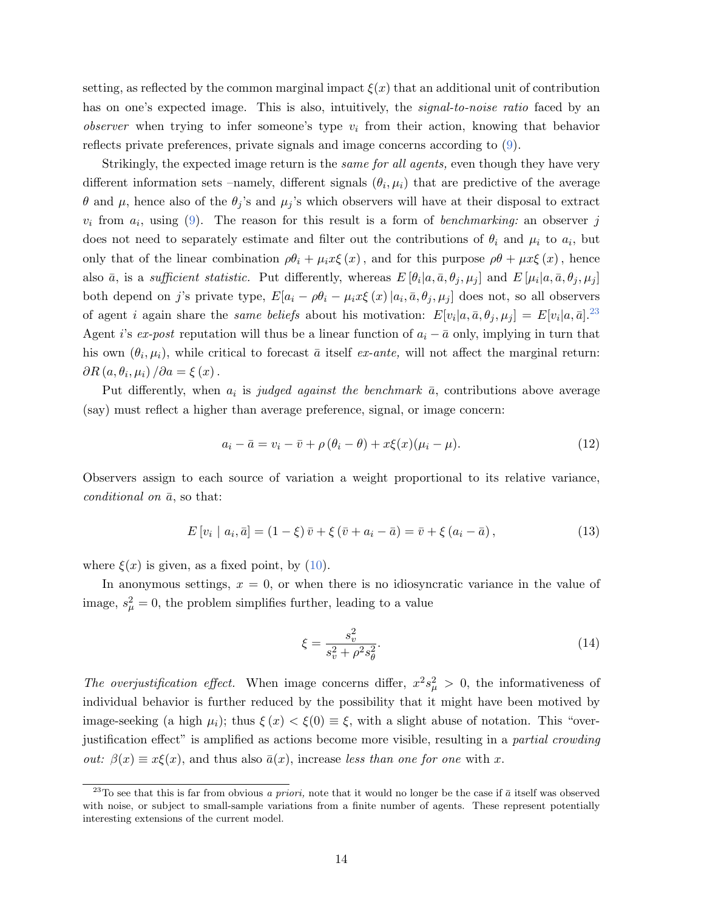setting, as reflected by the common marginal impact $\xi(x)$ that an additional unit of contribution has on one's expected image. This is also, intuitively, the *signal-to-noise ratio* faced by an *observer* when trying to infer someone's type $v_i$ from their action, knowing that behavior reflects private preferences, private signals and image concerns according to (9).

Strikingly, the expected image return is the *same for all agents,* even though they have very different information sets –namely, different signals $(\theta_i, \mu_i)$ that are predictive of the average $\theta$ and $\mu$, hence also of the $\theta_j$'s and $\mu_j$'s which observers will have at their disposal to extract $v_i$ from $a_i$, using (9). The reason for this result is a form of *benchmarking:* an observer $j$ does not need to separately estimate and filter out the contributions of $\theta_i$ and $\mu_i$ to $a_i$, but only that of the linear combination $\rho\theta_i + \mu_i x\xi(x)$, and for this purpose $\rho\theta + \mu x\xi(x)$, hence also $\bar{a}$, is a *sufficient statistic.* Put differently, whereas $E[\theta_i|a, \bar{a}, \theta_j, \mu_j]$ and $E[\mu_i|a, \bar{a}, \theta_j, \mu_j]$ both depend on $j$'s private type, $E[a_i - \rho\theta_i - \mu_i x\xi(x)|a_i, \bar{a}, \theta_j, \mu_j]$ does not, so all observers of agent $i$ again share the *same beliefs* about his motivation: $E[v_i|a, \bar{a}, \theta_j, \mu_j] = E[v_i|a, \bar{a}]$.[23] Agent $i$'s *ex-post* reputation will thus be a linear function of $a_i - \bar{a}$ only, implying in turn that his own $(\theta_i, \mu_i)$, while critical to forecast $\bar{a}$ itself *ex-ante,* will not affect the marginal return: $\partial R(a, \theta_i, \mu_i)/\partial a = \xi(x)$.

Put differently, when $a_i$ is *judged against the benchmark* $\bar{a}$, contributions above average (say) must reflect a higher than average preference, signal, or image concern:

$$a_i - \bar{a} = v_i - \bar{v} + \rho(\theta_i - \theta) + x\xi(x)(\mu_i - \mu). \tag{12}$$

Observers assign to each source of variation a weight proportional to its relative variance, *conditional on* $\bar{a}$, so that:

$$E[v_i \mid a_i, \bar{a}] = (1 - \xi)\bar{v} + \xi(\bar{v} + a_i - \bar{a}) = \bar{v} + \xi(a_i - \bar{a}), \tag{13}$$

where $\xi(x)$ is given, as a fixed point, by (10).

In anonymous settings, $x = 0$, or when there is no idiosyncratic variance in the value of image, $s_\mu^2 = 0$, the problem simplifies further, leading to a value

$$\xi = \frac{s_v^2}{s_v^2 + \rho^2 s_\theta^2}. \tag{14}$$

*The overjustification effect.* When image concerns differ, $x^2 s_\mu^2 > 0$, the informativeness of individual behavior is further reduced by the possibility that it might have been motived by image-seeking (a high $\mu_i$); thus $\xi(x) < \xi(0) \equiv \xi$, with a slight abuse of notation. This "overjustification effect" is amplified as actions become more visible, resulting in a *partial crowding out:* $\beta(x) \equiv x\xi(x)$, and thus also $\bar{a}(x)$, increase *less than one for one* with $x$.

[23] To see that this is far from obvious *a priori,* note that it would no longer be the case if $\bar{a}$ itself was observed with noise, or subject to small-sample variations from a finite number of agents. These represent potentially interesting extensions of the current model.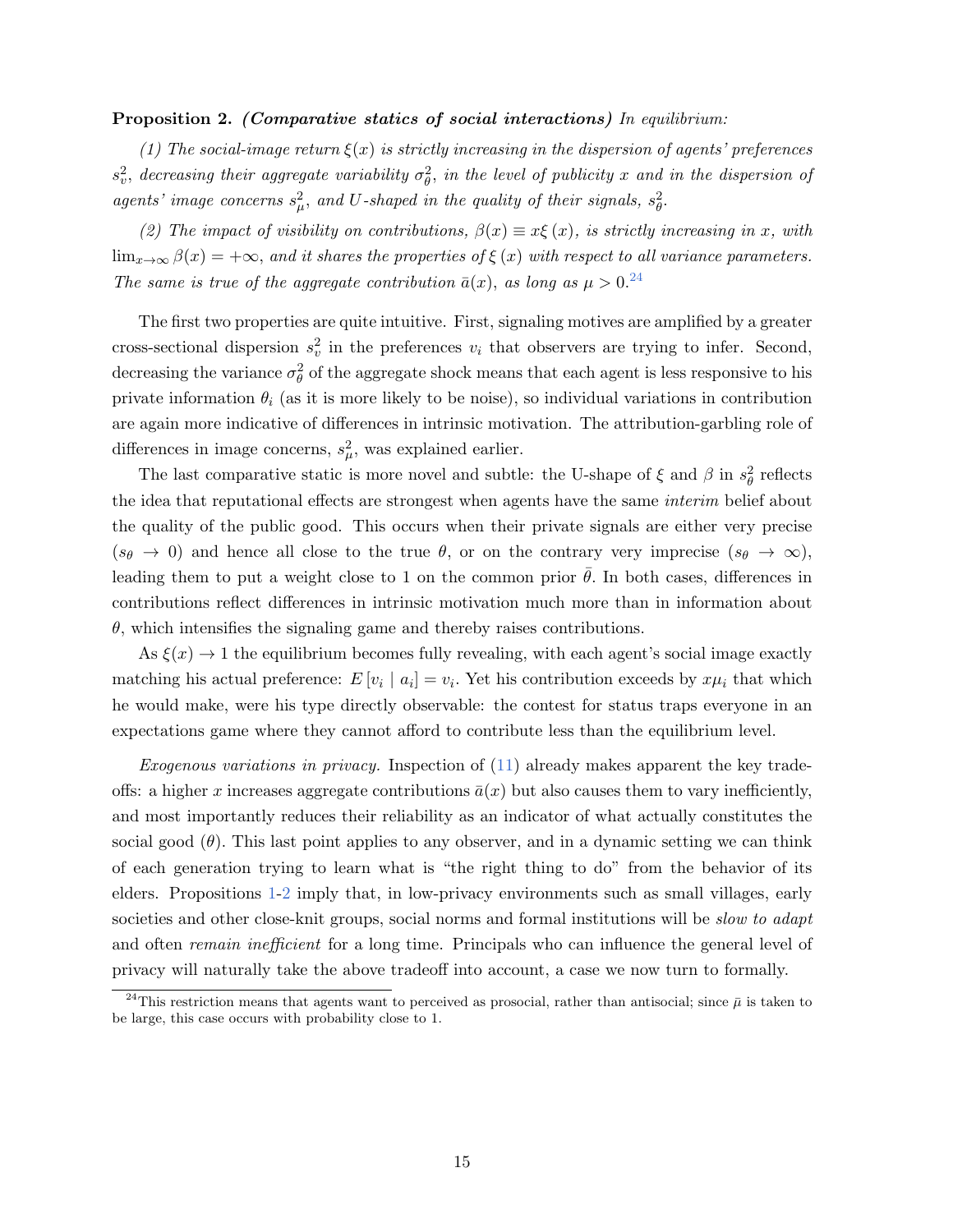**Proposition 2.** ***(Comparative statics of social interactions)*** *In equilibrium:*

*(1) The social-image return $\xi(x)$ is strictly increasing in the dispersion of agents' preferences $s_v^2$, decreasing their aggregate variability $\sigma_\theta^2$, in the level of publicity $x$ and in the dispersion of agents' image concerns $s_\mu^2$, and U-shaped in the quality of their signals, $s_\theta^2$.*

*(2) The impact of visibility on contributions, $\beta(x) \equiv x\xi(x)$, is strictly increasing in $x$, with $\lim_{x\to\infty} \beta(x) = +\infty$, and it shares the properties of $\xi(x)$ with respect to all variance parameters. The same is true of the aggregate contribution $\bar{a}(x)$, as long as $\mu > 0$.*[24]

The first two properties are quite intuitive. First, signaling motives are amplified by a greater cross-sectional dispersion $s_v^2$ in the preferences $v_i$ that observers are trying to infer. Second, decreasing the variance $\sigma_\theta^2$ of the aggregate shock means that each agent is less responsive to his private information $\theta_i$ (as it is more likely to be noise), so individual variations in contribution are again more indicative of differences in intrinsic motivation. The attribution-garbling role of differences in image concerns, $s_\mu^2$, was explained earlier.

The last comparative static is more novel and subtle: the U-shape of $\xi$ and $\beta$ in $s_\theta^2$ reflects the idea that reputational effects are strongest when agents have the same *interim* belief about the quality of the public good. This occurs when their private signals are either very precise ($s_\theta \to 0$) and hence all close to the true $\theta$, or on the contrary very imprecise ($s_\theta \to \infty$), leading them to put a weight close to 1 on the common prior $\bar{\theta}$. In both cases, differences in contributions reflect differences in intrinsic motivation much more than in information about $\theta$, which intensifies the signaling game and thereby raises contributions.

As $\xi(x) \to 1$ the equilibrium becomes fully revealing, with each agent's social image exactly matching his actual preference: $E[v_i \mid a_i] = v_i$. Yet his contribution exceeds by $x\mu_i$ that which he would make, were his type directly observable: the contest for status traps everyone in an expectations game where they cannot afford to contribute less than the equilibrium level.

*Exogenous variations in privacy.* Inspection of (11) already makes apparent the key tradeoffs: a higher $x$ increases aggregate contributions $\bar{a}(x)$ but also causes them to vary inefficiently, and most importantly reduces their reliability as an indicator of what actually constitutes the social good ($\theta$). This last point applies to any observer, and in a dynamic setting we can think of each generation trying to learn what is "the right thing to do" from the behavior of its elders. Propositions 1-2 imply that, in low-privacy environments such as small villages, early societies and other close-knit groups, social norms and formal institutions will be *slow to adapt* and often *remain inefficient* for a long time. Principals who can influence the general level of privacy will naturally take the above tradeoff into account, a case we now turn to formally.

[24] This restriction means that agents want to perceived as prosocial, rather than antisocial; since $\bar{\mu}$ is taken to be large, this case occurs with probability close to 1.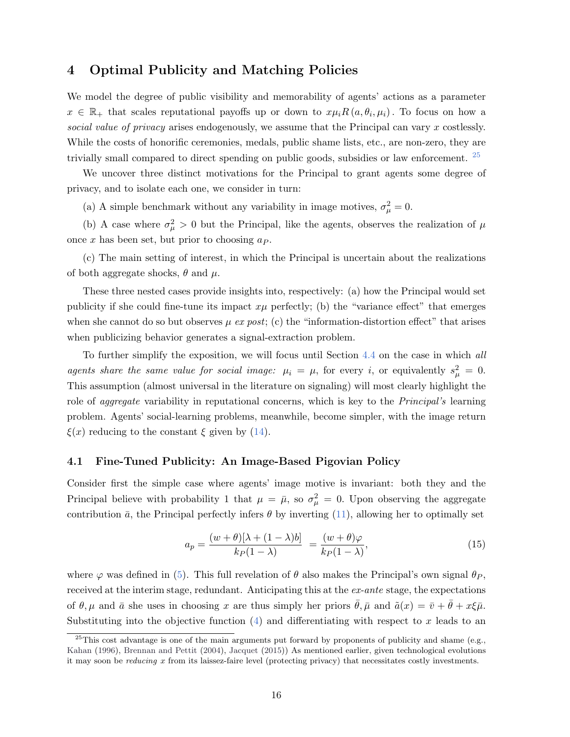## 4 Optimal Publicity and Matching Policies

We model the degree of public visibility and memorability of agents' actions as a parameter $x \in \mathbb{R}_+$ that scales reputational payoffs up or down to $x\mu_i R(a, \theta_i, \mu_i)$. To focus on how a *social value of privacy* arises endogenously, we assume that the Principal can vary $x$ costlessly. While the costs of honorific ceremonies, medals, public shame lists, etc., are non-zero, they are trivially small compared to direct spending on public goods, subsidies or law enforcement. [25]

We uncover three distinct motivations for the Principal to grant agents some degree of privacy, and to isolate each one, we consider in turn:

(a) A simple benchmark without any variability in image motives, $\sigma_\mu^2 = 0$.

(b) A case where $\sigma_\mu^2 > 0$ but the Principal, like the agents, observes the realization of $\mu$ once $x$ has been set, but prior to choosing $a_P$.

(c) The main setting of interest, in which the Principal is uncertain about the realizations of both aggregate shocks, $\theta$ and $\mu$.

These three nested cases provide insights into, respectively: (a) how the Principal would set publicity if she could fine-tune its impact $x\mu$ perfectly; (b) the "variance effect" that emerges when she cannot do so but observes $\mu$ *ex post*; (c) the "information-distortion effect" that arises when publicizing behavior generates a signal-extraction problem.

To further simplify the exposition, we will focus until Section 4.4 on the case in which *all agents share the same value for social image:* $\mu_i = \mu$, for every $i$, or equivalently $s_\mu^2 = 0$. This assumption (almost universal in the literature on signaling) will most clearly highlight the role of *aggregate* variability in reputational concerns, which is key to the *Principal's* learning problem. Agents' social-learning problems, meanwhile, become simpler, with the image return $\xi(x)$ reducing to the constant $\xi$ given by (14).

### 4.1 Fine-Tuned Publicity: An Image-Based Pigovian Policy

Consider first the simple case where agents' image motive is invariant: both they and the Principal believe with probability 1 that $\mu = \bar{\mu}$, so $\sigma_\mu^2 = 0$. Upon observing the aggregate contribution $\bar{a}$, the Principal perfectly infers $\theta$ by inverting (11), allowing her to optimally set

$$a_p = \frac{(w+\theta)[\lambda + (1-\lambda)b]}{k_P(1-\lambda)} = \frac{(w+\theta)\varphi}{k_P(1-\lambda)}, \tag{15}$$

where $\varphi$ was defined in (5). This full revelation of $\theta$ also makes the Principal's own signal $\theta_P$, received at the interim stage, redundant. Anticipating this at the *ex-ante* stage, the expectations of $\theta, \mu$ and $\bar{a}$ she uses in choosing $x$ are thus simply her priors $\bar{\theta}, \bar{\mu}$ and $\tilde{a}(x) = \bar{v} + \bar{\theta} + x\xi\bar{\mu}$. Substituting into the objective function (4) and differentiating with respect to $x$ leads to an

[25] This cost advantage is one of the main arguments put forward by proponents of publicity and shame (e.g., Kahan (1996), Brennan and Pettit (2004), Jacquet (2015)) As mentioned earlier, given technological evolutions it may soon be *reducing* $x$ from its laissez-faire level (protecting privacy) that necessitates costly investments.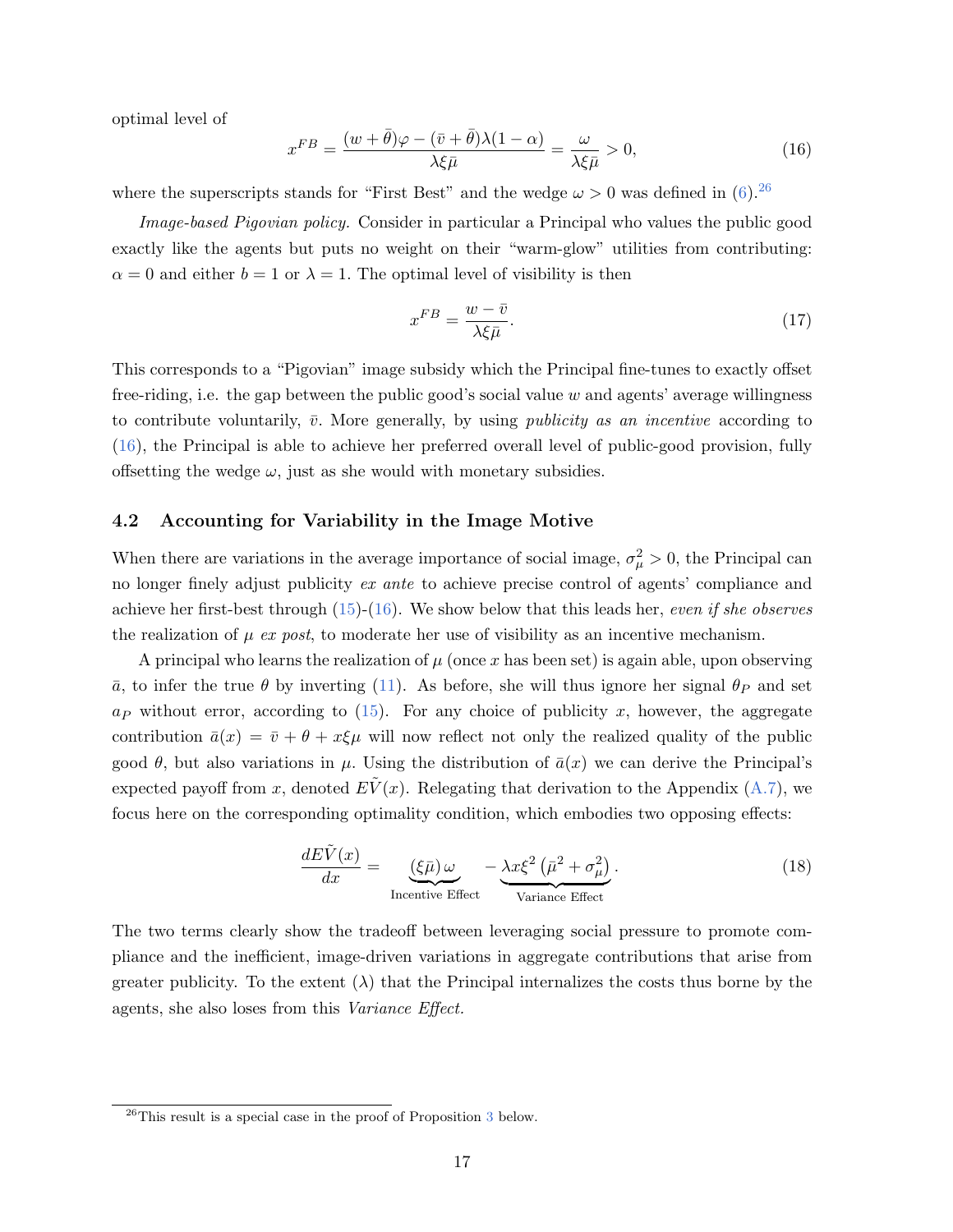optimal level of

$$x^{FB} = \frac{(w + \bar{\theta})\varphi - (\bar{v} + \bar{\theta})\lambda(1 - \alpha)}{\lambda \xi \bar{\mu}} = \frac{\omega}{\lambda \xi \bar{\mu}} > 0, \tag{16}$$

where the superscripts stands for "First Best" and the wedge $\omega > 0$ was defined in (6).[26]

*Image-based Pigovian policy.* Consider in particular a Principal who values the public good exactly like the agents but puts no weight on their "warm-glow" utilities from contributing: $\alpha = 0$ and either $b = 1$ or $\lambda = 1$. The optimal level of visibility is then

$$x^{FB} = \frac{w - \bar{v}}{\lambda \xi \bar{\mu}}. \tag{17}$$

This corresponds to a "Pigovian" image subsidy which the Principal fine-tunes to exactly offset free-riding, i.e. the gap between the public good's social value $w$ and agents' average willingness to contribute voluntarily, $\bar{v}$. More generally, by using *publicity as an incentive* according to (16), the Principal is able to achieve her preferred overall level of public-good provision, fully offsetting the wedge $\omega$, just as she would with monetary subsidies.

### 4.2 Accounting for Variability in the Image Motive

When there are variations in the average importance of social image, $\sigma_\mu^2 > 0$, the Principal can no longer finely adjust publicity *ex ante* to achieve precise control of agents' compliance and achieve her first-best through (15)-(16). We show below that this leads her, *even if she observes* the realization of $\mu$ *ex post*, to moderate her use of visibility as an incentive mechanism.

A principal who learns the realization of $\mu$ (once $x$ has been set) is again able, upon observing $\bar{a}$, to infer the true $\theta$ by inverting (11). As before, she will thus ignore her signal $\theta_P$ and set $a_P$ without error, according to (15). For any choice of publicity $x$, however, the aggregate contribution $\bar{a}(x) = \bar{v} + \theta + x\xi\mu$ will now reflect not only the realized quality of the public good $\theta$, but also variations in $\mu$. Using the distribution of $\bar{a}(x)$ we can derive the Principal's expected payoff from $x$, denoted $E\tilde{V}(x)$. Relegating that derivation to the Appendix (A.7), we focus here on the corresponding optimality condition, which embodies two opposing effects:

$$\frac{dE\tilde{V}(x)}{dx} = \underbrace{(\xi\bar{\mu})\,\omega}_{\text{Incentive Effect}} - \underbrace{\lambda x \xi^2 \left(\bar{\mu}^2 + \sigma_\mu^2\right)}_{\text{Variance Effect}}. \tag{18}$$

The two terms clearly show the tradeoff between leveraging social pressure to promote compliance and the inefficient, image-driven variations in aggregate contributions that arise from greater publicity. To the extent ($\lambda$) that the Principal internalizes the costs thus borne by the agents, she also loses from this *Variance Effect.*

[26] This result is a special case in the proof of Proposition 3 below.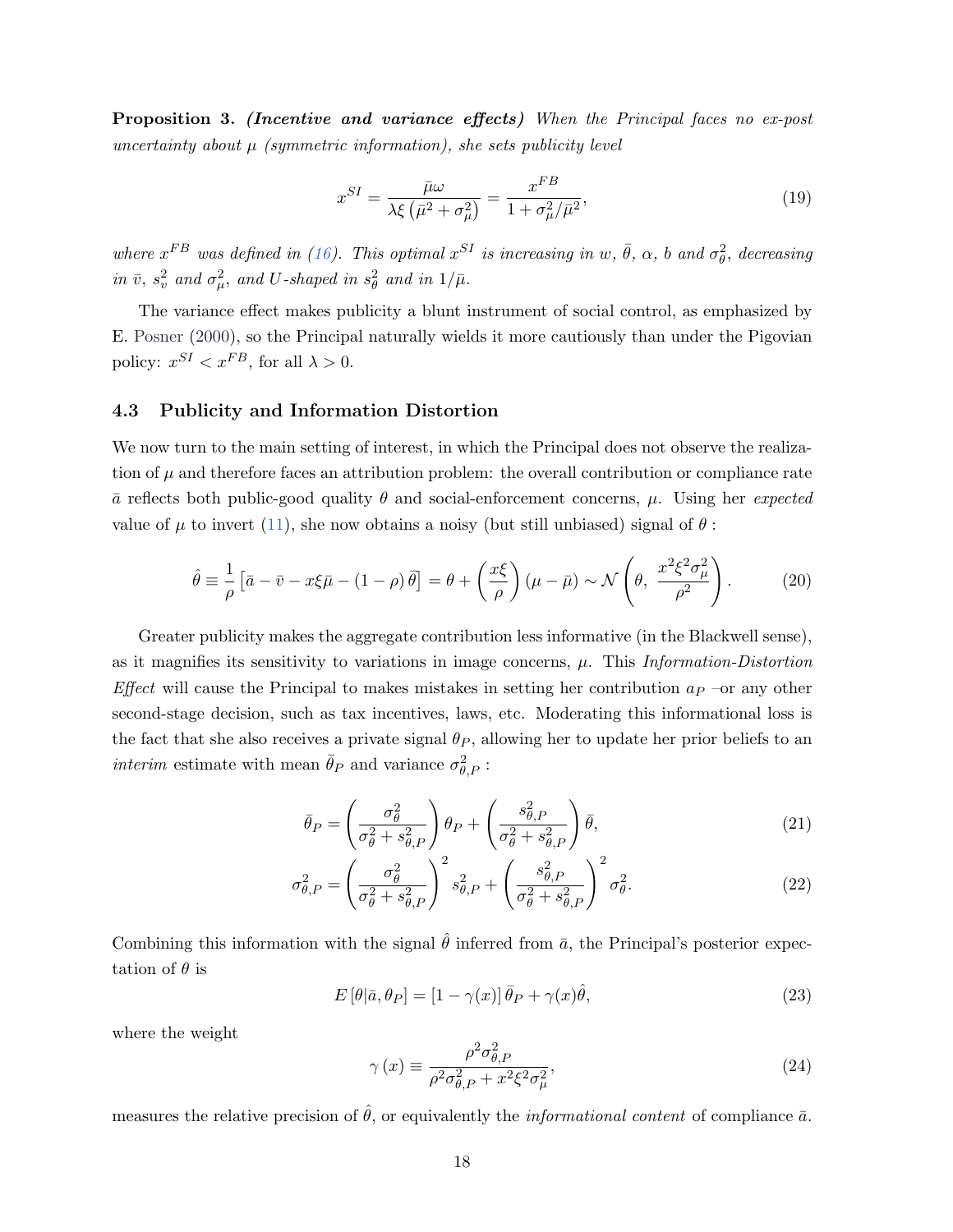**Proposition 3.** ***(Incentive and variance effects)*** *When the Principal faces no ex-post uncertainty about $\mu$ (symmetric information), she sets publicity level*

$$x^{SI} = \frac{\bar{\mu}\omega}{\lambda\xi\left(\bar{\mu}^2 + \sigma_\mu^2\right)} = \frac{x^{FB}}{1 + \sigma_\mu^2/\bar{\mu}^2}, \tag{19}$$

*where $x^{FB}$ was defined in (16). This optimal $x^{SI}$ is increasing in $w$, $\bar{\theta}$, $\alpha$, $b$ and $\sigma_\theta^2$, decreasing in $\bar{v}$, $s_v^2$ and $\sigma_\mu^2$, and U-shaped in $s_\theta^2$ and in $1/\bar{\mu}$.*

The variance effect makes publicity a blunt instrument of social control, as emphasized by E. Posner (2000), so the Principal naturally wields it more cautiously than under the Pigovian policy: $x^{SI} < x^{FB}$, for all $\lambda > 0$.

### 4.3 Publicity and Information Distortion

We now turn to the main setting of interest, in which the Principal does not observe the realization of $\mu$ and therefore faces an attribution problem: the overall contribution or compliance rate $\bar{a}$ reflects both public-good quality $\theta$ and social-enforcement concerns, $\mu$. Using her *expected* value of $\mu$ to invert (11), she now obtains a noisy (but still unbiased) signal of $\theta$ :

$$\hat{\theta} \equiv \frac{1}{\rho}\left[\bar{a} - \bar{v} - x\xi\bar{\mu} - (1-\rho)\,\bar{\theta}\right] = \theta + \left(\frac{x\xi}{\rho}\right)(\mu - \bar{\mu}) \sim \mathcal{N}\left(\theta,\ \frac{x^2\xi^2\sigma_\mu^2}{\rho^2}\right). \tag{20}$$

Greater publicity makes the aggregate contribution less informative (in the Blackwell sense), as it magnifies its sensitivity to variations in image concerns, $\mu$. This *Information-Distortion Effect* will cause the Principal to makes mistakes in setting her contribution $a_P$ –or any other second-stage decision, such as tax incentives, laws, etc. Moderating this informational loss is the fact that she also receives a private signal $\theta_P$, allowing her to update her prior beliefs to an *interim* estimate with mean $\bar{\theta}_P$ and variance $\sigma_{\theta,P}^2$ :

$$\bar{\theta}_P = \left(\frac{\sigma_\theta^2}{\sigma_\theta^2 + s_{\theta,P}^2}\right)\theta_P + \left(\frac{s_{\theta,P}^2}{\sigma_\theta^2 + s_{\theta,P}^2}\right)\bar{\theta}, \tag{21}$$

$$\sigma_{\theta,P}^2 = \left(\frac{\sigma_\theta^2}{\sigma_\theta^2 + s_{\theta,P}^2}\right)^2 s_{\theta,P}^2 + \left(\frac{s_{\theta,P}^2}{\sigma_\theta^2 + s_{\theta,P}^2}\right)^2 \sigma_\theta^2. \tag{22}$$

Combining this information with the signal $\hat{\theta}$ inferred from $\bar{a}$, the Principal's posterior expectation of $\theta$ is

$$E\left[\theta|\bar{a},\theta_P\right] = \left[1-\gamma(x)\right]\bar{\theta}_P + \gamma(x)\hat{\theta}, \tag{23}$$

where the weight

$$\gamma\left(x\right) \equiv \frac{\rho^2\sigma_{\theta,P}^2}{\rho^2\sigma_{\theta,P}^2 + x^2\xi^2\sigma_\mu^2}, \tag{24}$$

measures the relative precision of $\hat{\theta}$, or equivalently the *informational content* of compliance $\bar{a}$.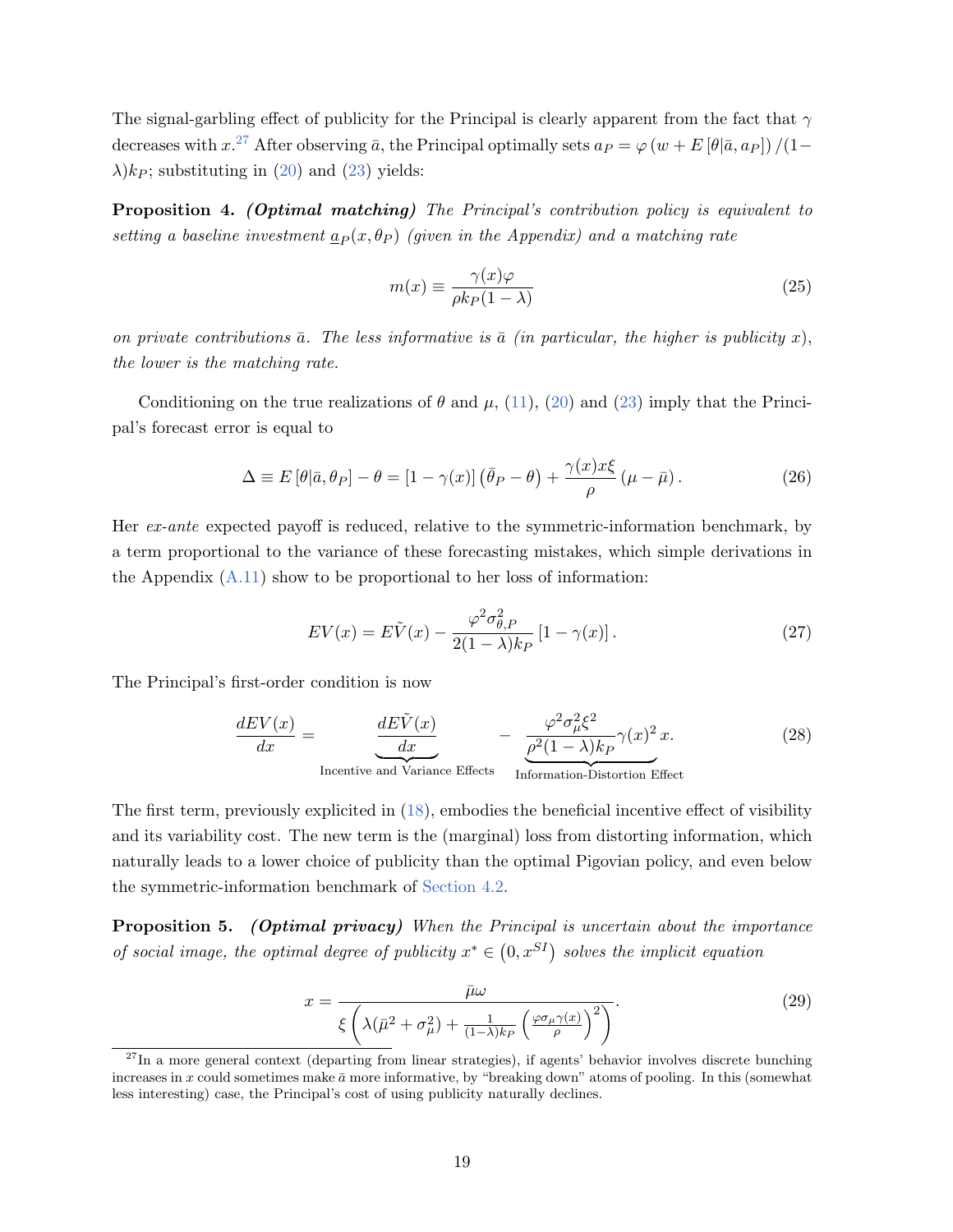The signal-garbling effect of publicity for the Principal is clearly apparent from the fact that $\gamma$ decreases with $x$.[27] After observing $\bar{a}$, the Principal optimally sets $a_P = \varphi\left(w + E\left[\theta|\bar{a}, a_P\right]\right)/(1-\lambda)k_P$; substituting in (20) and (23) yields:

**Proposition 4.** ***(Optimal matching)*** *The Principal's contribution policy is equivalent to setting a baseline investment $\underline{a}_P(x, \theta_P)$ (given in the Appendix) and a matching rate*

$$m(x) \equiv \frac{\gamma(x)\varphi}{\rho k_P(1-\lambda)} \tag{25}$$

*on private contributions $\bar{a}$. The less informative is $\bar{a}$ (in particular, the higher is publicity $x$), the lower is the matching rate.*

Conditioning on the true realizations of $\theta$ and $\mu$, (11), (20) and (23) imply that the Principal's forecast error is equal to

$$\Delta \equiv E\left[\theta|\bar{a}, \theta_P\right] - \theta = \left[1-\gamma(x)\right]\left(\bar{\theta}_P - \theta\right) + \frac{\gamma(x)x\xi}{\rho}\left(\mu - \bar{\mu}\right). \tag{26}$$

Her *ex-ante* expected payoff is reduced, relative to the symmetric-information benchmark, by a term proportional to the variance of these forecasting mistakes, which simple derivations in the Appendix (A.11) show to be proportional to her loss of information:

$$EV(x) = E\tilde{V}(x) - \frac{\varphi^2\sigma^2_{\theta,P}}{2(1-\lambda)k_P}\left[1-\gamma(x)\right]. \tag{27}$$

The Principal's first-order condition is now

$$\frac{dEV(x)}{dx} = \underbrace{\frac{dE\tilde{V}(x)}{dx}}_{\text{Incentive and Variance Effects}} - \underbrace{\frac{\varphi^2\sigma_\mu^2\xi^2}{\rho^2(1-\lambda)k_P}\gamma(x)^2\,x}_{\text{Information-Distortion Effect}}. \tag{28}$$

The first term, previously explicited in (18), embodies the beneficial incentive effect of visibility and its variability cost. The new term is the (marginal) loss from distorting information, which naturally leads to a lower choice of publicity than the optimal Pigovian policy, and even below the symmetric-information benchmark of Section 4.2.

**Proposition 5.** ***(Optimal privacy)*** *When the Principal is uncertain about the importance of social image, the optimal degree of publicity $x^* \in \left(0, x^{SI}\right)$ solves the implicit equation*

$$x = \frac{\bar{\mu}\omega}{\xi\left(\lambda(\bar{\mu}^2+\sigma_\mu^2) + \frac{1}{(1-\lambda)k_P}\left(\frac{\varphi\sigma_\mu\gamma(x)}{\rho}\right)^2\right)}. \tag{29}$$

[27] In a more general context (departing from linear strategies), if agents' behavior involves discrete bunching increases in $x$ could sometimes make $\bar{a}$ more informative, by "breaking down" atoms of pooling. In this (somewhat less interesting) case, the Principal's cost of using publicity naturally declines.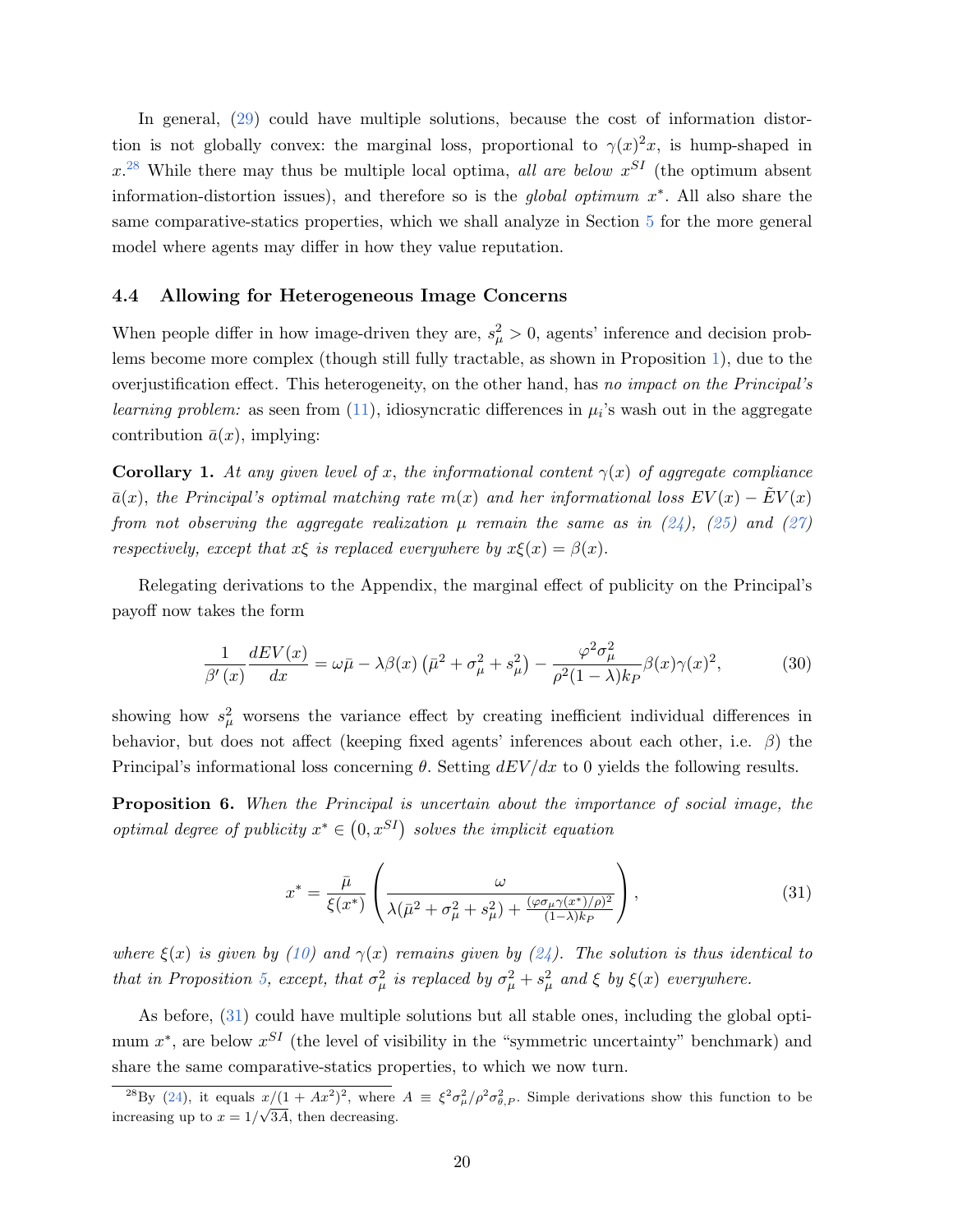In general, (29) could have multiple solutions, because the cost of information distortion is not globally convex: the marginal loss, proportional to $\gamma(x)^2 x$, is hump-shaped in $x$.[28] While there may thus be multiple local optima, *all are below* $x^{SI}$ (the optimum absent information-distortion issues), and therefore so is the *global optimum* $x^*$. All also share the same comparative-statics properties, which we shall analyze in Section 5 for the more general model where agents may differ in how they value reputation.

### 4.4 Allowing for Heterogeneous Image Concerns

When people differ in how image-driven they are, $s_\mu^2 > 0$, agents' inference and decision problems become more complex (though still fully tractable, as shown in Proposition 1), due to the overjustification effect. This heterogeneity, on the other hand, has *no impact on the Principal's learning problem:* as seen from (11), idiosyncratic differences in $\mu_i$'s wash out in the aggregate contribution $\bar{a}(x)$, implying:

**Corollary 1.** *At any given level of $x$, the informational content $\gamma(x)$ of aggregate compliance $\bar{a}(x)$, the Principal's optimal matching rate $m(x)$ and her informational loss $EV(x) - \tilde{E}V(x)$ from not observing the aggregate realization $\mu$ remain the same as in (24), (25) and (27) respectively, except that $x\xi$ is replaced everywhere by $x\xi(x) = \beta(x)$.*

Relegating derivations to the Appendix, the marginal effect of publicity on the Principal's payoff now takes the form

$$\frac{1}{\beta'(x)}\frac{dEV(x)}{dx} = \omega\bar{\mu} - \lambda\beta(x)\left(\bar{\mu}^2 + \sigma_\mu^2 + s_\mu^2\right) - \frac{\varphi^2\sigma_\mu^2}{\rho^2(1-\lambda)k_P}\beta(x)\gamma(x)^2, \tag{30}$$

showing how $s_\mu^2$ worsens the variance effect by creating inefficient individual differences in behavior, but does not affect (keeping fixed agents' inferences about each other, i.e. $\beta$) the Principal's informational loss concerning $\theta$. Setting $dEV/dx$ to 0 yields the following results.

**Proposition 6.** *When the Principal is uncertain about the importance of social image, the optimal degree of publicity $x^* \in \left(0, x^{SI}\right)$ solves the implicit equation*

$$x^* = \frac{\bar{\mu}}{\xi(x^*)}\left(\frac{\omega}{\lambda(\bar{\mu}^2 + \sigma_\mu^2 + s_\mu^2) + \frac{(\varphi\sigma_\mu\gamma(x^*)/\rho)^2}{(1-\lambda)k_P}}\right), \tag{31}$$

*where $\xi(x)$ is given by (10) and $\gamma(x)$ remains given by (24). The solution is thus identical to that in Proposition 5, except, that $\sigma_\mu^2$ is replaced by $\sigma_\mu^2 + s_\mu^2$ and $\xi$ by $\xi(x)$ everywhere.*

As before, (31) could have multiple solutions but all stable ones, including the global optimum $x^*$, are below $x^{SI}$ (the level of visibility in the "symmetric uncertainty" benchmark) and share the same comparative-statics properties, to which we now turn.

[28] By (24), it equals $x/(1 + Ax^2)^2$, where $A \equiv \xi^2\sigma_\mu^2/\rho^2\sigma_{\theta,P}^2$. Simple derivations show this function to be increasing up to $x = 1/\sqrt{3A}$, then decreasing.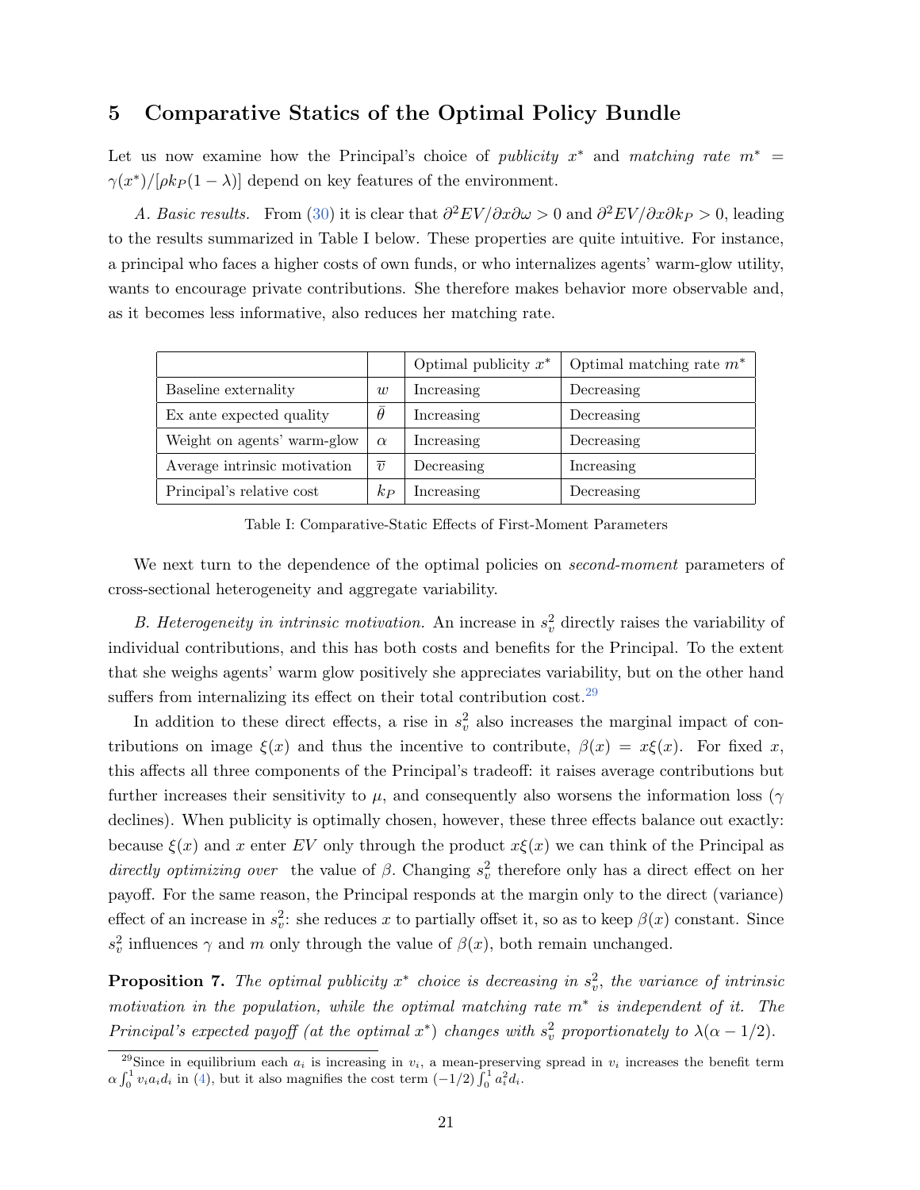## 5 Comparative Statics of the Optimal Policy Bundle

Let us now examine how the Principal's choice of *publicity* $x^*$ and *matching rate* $m^* = \gamma(x^*)/[\rho k_P(1-\lambda)]$ depend on key features of the environment.

*A. Basic results.* From (30) it is clear that $\partial^2 EV/\partial x \partial \omega > 0$ and $\partial^2 EV/\partial x \partial k_P > 0$, leading to the results summarized in Table I below. These properties are quite intuitive. For instance, a principal who faces a higher costs of own funds, or who internalizes agents' warm-glow utility, wants to encourage private contributions. She therefore makes behavior more observable and, as it becomes less informative, also reduces her matching rate.

| | | Optimal publicity $x^*$ | Optimal matching rate $m^*$ |
|---|---|---|---|
| Baseline externality | $w$ | Increasing | Decreasing |
| Ex ante expected quality | $\bar{\theta}$ | Increasing | Decreasing |
| Weight on agents' warm-glow | $\alpha$ | Increasing | Decreasing |
| Average intrinsic motivation | $\overline{v}$ | Decreasing | Increasing |
| Principal's relative cost | $k_P$ | Increasing | Decreasing |

Table I: Comparative-Static Effects of First-Moment Parameters

We next turn to the dependence of the optimal policies on *second-moment* parameters of cross-sectional heterogeneity and aggregate variability.

*B. Heterogeneity in intrinsic motivation.* An increase in $s_v^2$ directly raises the variability of individual contributions, and this has both costs and benefits for the Principal. To the extent that she weighs agents' warm glow positively she appreciates variability, but on the other hand suffers from internalizing its effect on their total contribution cost.[29]

In addition to these direct effects, a rise in $s_v^2$ also increases the marginal impact of contributions on image $\xi(x)$ and thus the incentive to contribute, $\beta(x) = x\xi(x)$. For fixed $x$, this affects all three components of the Principal's tradeoff: it raises average contributions but further increases their sensitivity to $\mu$, and consequently also worsens the information loss ($\gamma$ declines). When publicity is optimally chosen, however, these three effects balance out exactly: because $\xi(x)$ and $x$ enter $EV$ only through the product $x\xi(x)$ we can think of the Principal as *directly optimizing over* the value of $\beta$. Changing $s_v^2$ therefore only has a direct effect on her payoff. For the same reason, the Principal responds at the margin only to the direct (variance) effect of an increase in $s_v^2$: she reduces $x$ to partially offset it, so as to keep $\beta(x)$ constant. Since $s_v^2$ influences $\gamma$ and $m$ only through the value of $\beta(x)$, both remain unchanged.

**Proposition 7.** *The optimal publicity $x^*$ choice is decreasing in $s_v^2$, the variance of intrinsic motivation in the population, while the optimal matching rate $m^*$ is independent of it. The Principal's expected payoff (at the optimal $x^*$) changes with $s_v^2$ proportionately to $\lambda(\alpha - 1/2)$.*

[29] Since in equilibrium each $a_i$ is increasing in $v_i$, a mean-preserving spread in $v_i$ increases the benefit term $\alpha \int_0^1 v_i a_i d_i$ in (4), but it also magnifies the cost term $(-1/2) \int_0^1 a_i^2 d_i$.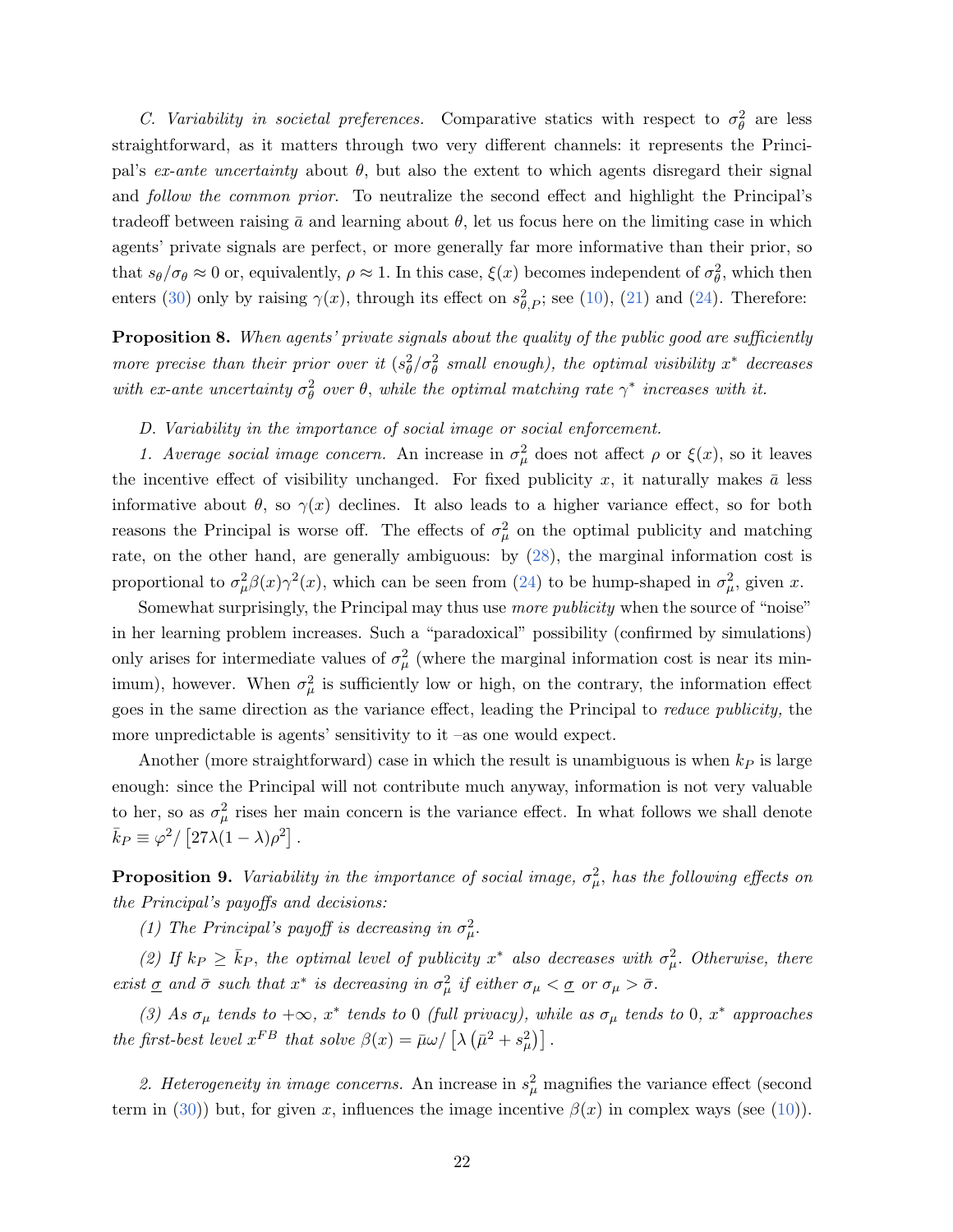*C. Variability in societal preferences.* Comparative statics with respect to $\sigma_\theta^2$ are less straightforward, as it matters through two very different channels: it represents the Principal's *ex-ante uncertainty* about $\theta$, but also the extent to which agents disregard their signal and *follow the common prior*. To neutralize the second effect and highlight the Principal's tradeoff between raising $\bar{a}$ and learning about $\theta$, let us focus here on the limiting case in which agents' private signals are perfect, or more generally far more informative than their prior, so that $s_\theta/\sigma_\theta \approx 0$ or, equivalently, $\rho \approx 1$. In this case, $\xi(x)$ becomes independent of $\sigma_\theta^2$, which then enters (30) only by raising $\gamma(x)$, through its effect on $s_{\theta,P}^2$; see (10), (21) and (24). Therefore:

**Proposition 8.** *When agents' private signals about the quality of the public good are sufficiently more precise than their prior over it ($s_\theta^2/\sigma_\theta^2$ small enough), the optimal visibility $x^*$ decreases with ex-ante uncertainty $\sigma_\theta^2$ over $\theta$, while the optimal matching rate $\gamma^*$ increases with it.*

*D. Variability in the importance of social image or social enforcement.*

*1. Average social image concern.* An increase in $\sigma_\mu^2$ does not affect $\rho$ or $\xi(x)$, so it leaves the incentive effect of visibility unchanged. For fixed publicity $x$, it naturally makes $\bar{a}$ less informative about $\theta$, so $\gamma(x)$ declines. It also leads to a higher variance effect, so for both reasons the Principal is worse off. The effects of $\sigma_\mu^2$ on the optimal publicity and matching rate, on the other hand, are generally ambiguous: by (28), the marginal information cost is proportional to $\sigma_\mu^2\beta(x)\gamma^2(x)$, which can be seen from (24) to be hump-shaped in $\sigma_\mu^2$, given $x$.

Somewhat surprisingly, the Principal may thus use *more publicity* when the source of "noise" in her learning problem increases. Such a "paradoxical" possibility (confirmed by simulations) only arises for intermediate values of $\sigma_\mu^2$ (where the marginal information cost is near its minimum), however. When $\sigma_\mu^2$ is sufficiently low or high, on the contrary, the information effect goes in the same direction as the variance effect, leading the Principal to *reduce publicity,* the more unpredictable is agents' sensitivity to it –as one would expect.

Another (more straightforward) case in which the result is unambiguous is when $k_P$ is large enough: since the Principal will not contribute much anyway, information is not very valuable to her, so as $\sigma_\mu^2$ rises her main concern is the variance effect. In what follows we shall denote $\bar{k}_P \equiv \varphi^2/\left[27\lambda(1-\lambda)\rho^2\right].$

**Proposition 9.** *Variability in the importance of social image, $\sigma_\mu^2$, has the following effects on the Principal's payoffs and decisions:*

*(1) The Principal's payoff is decreasing in $\sigma_\mu^2$.*

*(2) If $k_P \geq \bar{k}_P$, the optimal level of publicity $x^*$ also decreases with $\sigma_\mu^2$. Otherwise, there exist $\underline{\sigma}$ and $\bar{\sigma}$ such that $x^*$ is decreasing in $\sigma_\mu^2$ if either $\sigma_\mu < \underline{\sigma}$ or $\sigma_\mu > \bar{\sigma}$.*

*(3) As $\sigma_\mu$ tends to $+\infty$, $x^*$ tends to 0 (full privacy), while as $\sigma_\mu$ tends to 0, $x^*$ approaches the first-best level $x^{FB}$ that solve $\beta(x) = \bar{\mu}\omega/\left[\lambda\left(\bar{\mu}^2 + s_\mu^2\right)\right].$*

*2. Heterogeneity in image concerns.* An increase in $s_\mu^2$ magnifies the variance effect (second term in (30)) but, for given $x$, influences the image incentive $\beta(x)$ in complex ways (see (10)).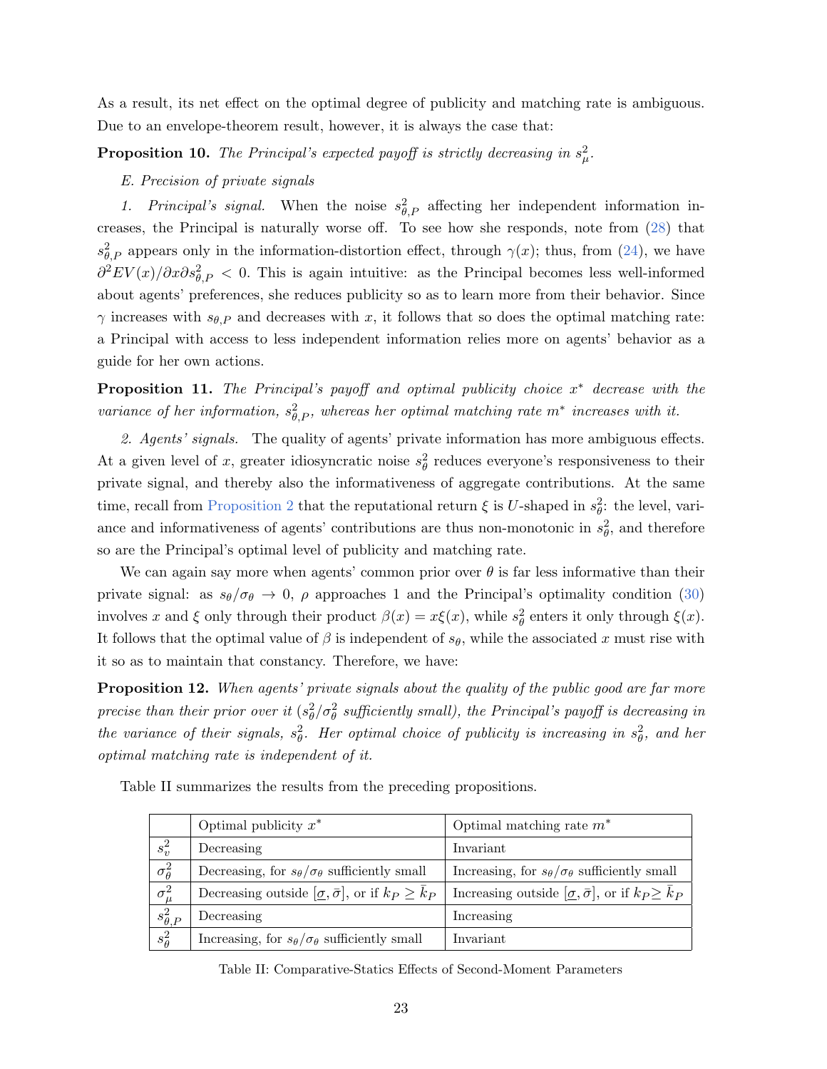As a result, its net effect on the optimal degree of publicity and matching rate is ambiguous. Due to an envelope-theorem result, however, it is always the case that:

**Proposition 10.** *The Principal's expected payoff is strictly decreasing in $s_\mu^2$.*

*E. Precision of private signals*

*1. Principal's signal.* When the noise $s_{\theta,P}^2$ affecting her independent information increases, the Principal is naturally worse off. To see how she responds, note from (28) that $s_{\theta,P}^2$ appears only in the information-distortion effect, through $\gamma(x)$; thus, from (24), we have $\partial^2 EV(x)/\partial x \partial s_{\theta,P}^2 < 0$. This is again intuitive: as the Principal becomes less well-informed about agents' preferences, she reduces publicity so as to learn more from their behavior. Since $\gamma$ increases with $s_{\theta,P}$ and decreases with $x$, it follows that so does the optimal matching rate: a Principal with access to less independent information relies more on agents' behavior as a guide for her own actions.

**Proposition 11.** *The Principal's payoff and optimal publicity choice $x^*$ decrease with the variance of her information, $s_{\theta,P}^2$, whereas her optimal matching rate $m^*$ increases with it.*

*2. Agents' signals.* The quality of agents' private information has more ambiguous effects. At a given level of $x$, greater idiosyncratic noise $s_\theta^2$ reduces everyone's responsiveness to their private signal, and thereby also the informativeness of aggregate contributions. At the same time, recall from Proposition 2 that the reputational return $\xi$ is $U$-shaped in $s_\theta^2$: the level, variance and informativeness of agents' contributions are thus non-monotonic in $s_\theta^2$, and therefore so are the Principal's optimal level of publicity and matching rate.

We can again say more when agents' common prior over $\theta$ is far less informative than their private signal: as $s_\theta/\sigma_\theta \to 0$, $\rho$ approaches 1 and the Principal's optimality condition (30) involves $x$ and $\xi$ only through their product $\beta(x) = x\xi(x)$, while $s_\theta^2$ enters it only through $\xi(x)$. It follows that the optimal value of $\beta$ is independent of $s_\theta$, while the associated $x$ must rise with it so as to maintain that constancy. Therefore, we have:

**Proposition 12.** *When agents' private signals about the quality of the public good are far more precise than their prior over it ($s_\theta^2/\sigma_\theta^2$ sufficiently small), the Principal's payoff is decreasing in the variance of their signals, $s_\theta^2$. Her optimal choice of publicity is increasing in $s_\theta^2$, and her optimal matching rate is independent of it.*

Table II summarizes the results from the preceding propositions.

| | Optimal publicity $x^*$ | Optimal matching rate $m^*$ |
|---|---|---|
| $s_v^2$ | Decreasing | Invariant |
| $\sigma_\theta^2$ | Decreasing, for $s_\theta/\sigma_\theta$ sufficiently small | Increasing, for $s_\theta/\sigma_\theta$ sufficiently small |
| $\sigma_\mu^2$ | Decreasing outside $[\underline{\sigma}, \bar{\sigma}]$, or if $k_P \geq \bar{k}_P$ | Increasing outside $[\underline{\sigma}, \bar{\sigma}]$, or if $k_P \geq \bar{k}_P$ |
| $s_{\theta,P}^2$ | Decreasing | Increasing |
| $s_\theta^2$ | Increasing, for $s_\theta/\sigma_\theta$ sufficiently small | Invariant |

Table II: Comparative-Statics Effects of Second-Moment Parameters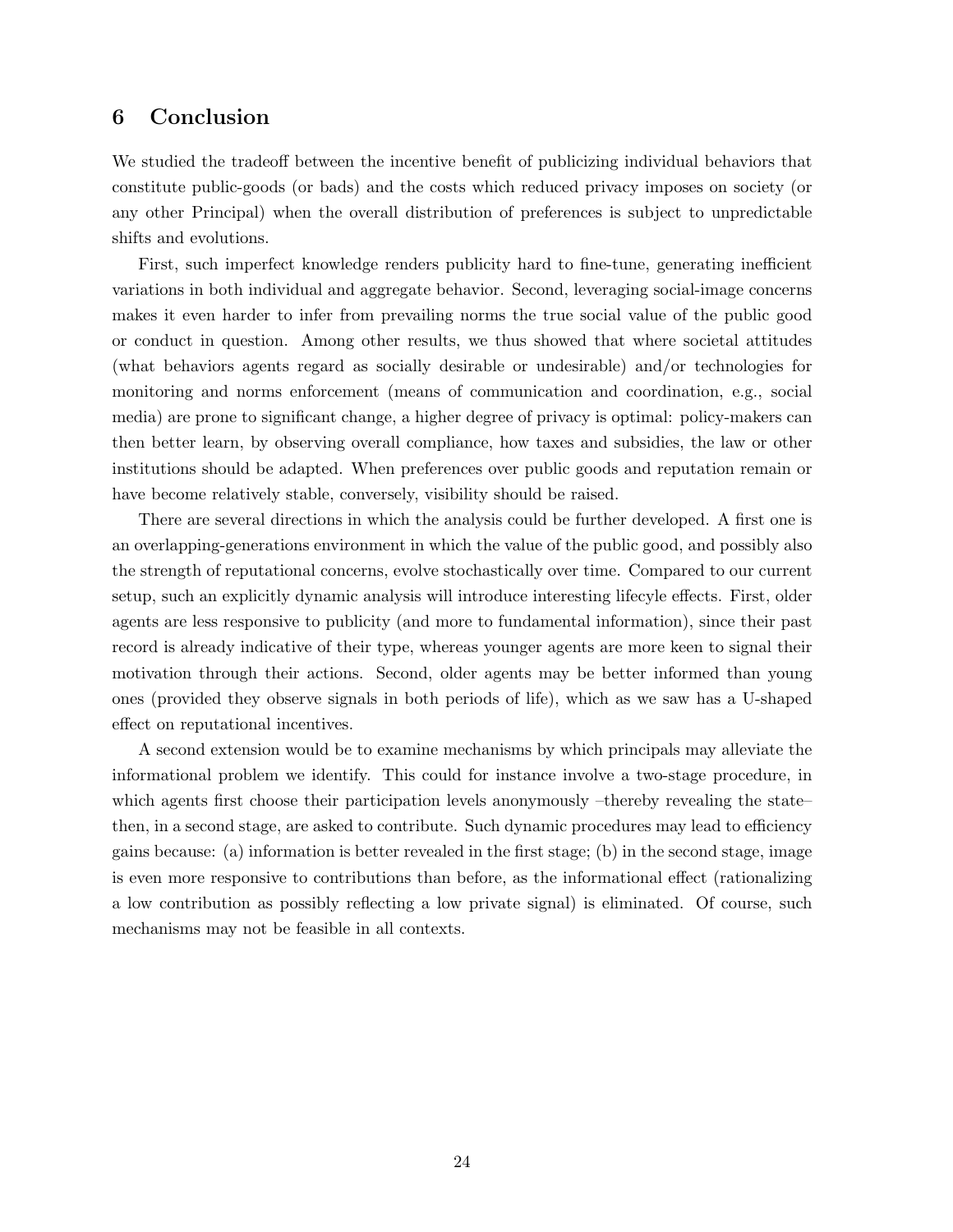## 6 Conclusion

We studied the tradeoff between the incentive benefit of publicizing individual behaviors that constitute public-goods (or bads) and the costs which reduced privacy imposes on society (or any other Principal) when the overall distribution of preferences is subject to unpredictable shifts and evolutions.

First, such imperfect knowledge renders publicity hard to fine-tune, generating inefficient variations in both individual and aggregate behavior. Second, leveraging social-image concerns makes it even harder to infer from prevailing norms the true social value of the public good or conduct in question. Among other results, we thus showed that where societal attitudes (what behaviors agents regard as socially desirable or undesirable) and/or technologies for monitoring and norms enforcement (means of communication and coordination, e.g., social media) are prone to significant change, a higher degree of privacy is optimal: policy-makers can then better learn, by observing overall compliance, how taxes and subsidies, the law or other institutions should be adapted. When preferences over public goods and reputation remain or have become relatively stable, conversely, visibility should be raised.

There are several directions in which the analysis could be further developed. A first one is an overlapping-generations environment in which the value of the public good, and possibly also the strength of reputational concerns, evolve stochastically over time. Compared to our current setup, such an explicitly dynamic analysis will introduce interesting lifecyle effects. First, older agents are less responsive to publicity (and more to fundamental information), since their past record is already indicative of their type, whereas younger agents are more keen to signal their motivation through their actions. Second, older agents may be better informed than young ones (provided they observe signals in both periods of life), which as we saw has a U-shaped effect on reputational incentives.

A second extension would be to examine mechanisms by which principals may alleviate the informational problem we identify. This could for instance involve a two-stage procedure, in which agents first choose their participation levels anonymously –thereby revealing the state– then, in a second stage, are asked to contribute. Such dynamic procedures may lead to efficiency gains because: (a) information is better revealed in the first stage; (b) in the second stage, image is even more responsive to contributions than before, as the informational effect (rationalizing a low contribution as possibly reflecting a low private signal) is eliminated. Of course, such mechanisms may not be feasible in all contexts.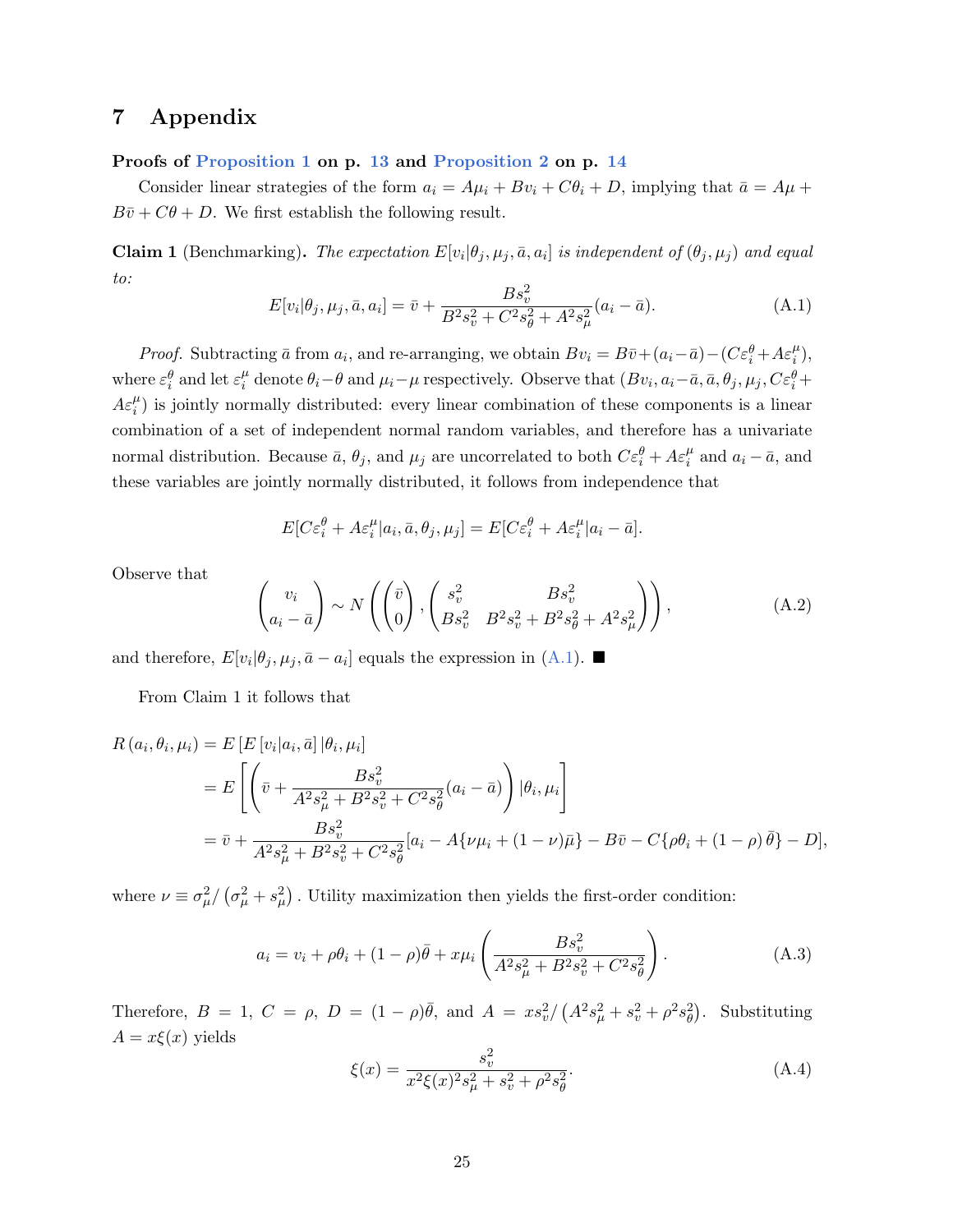# 7 Appendix

**Proofs of Proposition 1 on p. 13 and Proposition 2 on p. 14**

Consider linear strategies of the form $a_i = A\mu_i + Bv_i + C\theta_i + D$, implying that $\bar{a} = A\mu + B\bar{v} + C\theta + D$. We first establish the following result.

**Claim 1** (Benchmarking)**.** *The expectation $E[v_i|\theta_j, \mu_j, \bar{a}, a_i]$ is independent of $(\theta_j, \mu_j)$ and equal to:*

$$E[v_i|\theta_j, \mu_j, \bar{a}, a_i] = \bar{v} + \frac{Bs_v^2}{B^2 s_v^2 + C^2 s_\theta^2 + A^2 s_\mu^2}(a_i - \bar{a}). \tag{A.1}$$

*Proof.* Subtracting $\bar{a}$ from $a_i$, and re-arranging, we obtain $Bv_i = B\bar{v} + (a_i - \bar{a}) - (C\varepsilon_i^\theta + A\varepsilon_i^\mu)$, where $\varepsilon_i^\theta$ and let $\varepsilon_i^\mu$ denote $\theta_i - \theta$ and $\mu_i - \mu$ respectively. Observe that $(Bv_i, a_i - \bar{a}, \bar{a}, \theta_j, \mu_j, C\varepsilon_i^\theta + A\varepsilon_i^\mu)$ is jointly normally distributed: every linear combination of these components is a linear combination of a set of independent normal random variables, and therefore has a univariate normal distribution. Because $\bar{a}$, $\theta_j$, and $\mu_j$ are uncorrelated to both $C\varepsilon_i^\theta + A\varepsilon_i^\mu$ and $a_i - \bar{a}$, and these variables are jointly normally distributed, it follows from independence that

$$E[C\varepsilon_i^\theta + A\varepsilon_i^\mu | a_i, \bar{a}, \theta_j, \mu_j] = E[C\varepsilon_i^\theta + A\varepsilon_i^\mu | a_i - \bar{a}].$$

Observe that

$$\begin{pmatrix} v_i \\ a_i - \bar{a} \end{pmatrix} \sim N\left( \begin{pmatrix} \bar{v} \\ 0 \end{pmatrix}, \begin{pmatrix} s_v^2 & Bs_v^2 \\ Bs_v^2 & B^2 s_v^2 + B^2 s_\theta^2 + A^2 s_\mu^2 \end{pmatrix} \right), \tag{A.2}$$

and therefore, $E[v_i|\theta_j, \mu_j, \bar{a} - a_i]$ equals the expression in (A.1). ■

From Claim 1 it follows that

$$\begin{aligned}
R(a_i, \theta_i, \mu_i) &= E\left[E\left[v_i|a_i, \bar{a}\right]|\theta_i, \mu_i\right] \\
&= E\left[\left(\bar{v} + \frac{Bs_v^2}{A^2 s_\mu^2 + B^2 s_v^2 + C^2 s_\theta^2}(a_i - \bar{a})\right)|\theta_i, \mu_i\right] \\
&= \bar{v} + \frac{Bs_v^2}{A^2 s_\mu^2 + B^2 s_v^2 + C^2 s_\theta^2}[a_i - A\{\nu\mu_i + (1-\nu)\bar{\mu}\} - B\bar{v} - C\{\rho\theta_i + (1-\rho)\bar{\theta}\} - D],
\end{aligned}$$

where $\nu \equiv \sigma_\mu^2 / \left(\sigma_\mu^2 + s_\mu^2\right)$. Utility maximization then yields the first-order condition:

$$a_i = v_i + \rho\theta_i + (1-\rho)\bar{\theta} + x\mu_i\left(\frac{Bs_v^2}{A^2 s_\mu^2 + B^2 s_v^2 + C^2 s_\theta^2}\right). \tag{A.3}$$

Therefore, $B = 1$, $C = \rho$, $D = (1-\rho)\bar{\theta}$, and $A = xs_v^2 / \left(A^2 s_\mu^2 + s_v^2 + \rho^2 s_\theta^2\right)$. Substituting $A = x\xi(x)$ yields

$$\xi(x) = \frac{s_v^2}{x^2 \xi(x)^2 s_\mu^2 + s_v^2 + \rho^2 s_\theta^2}. \tag{A.4}$$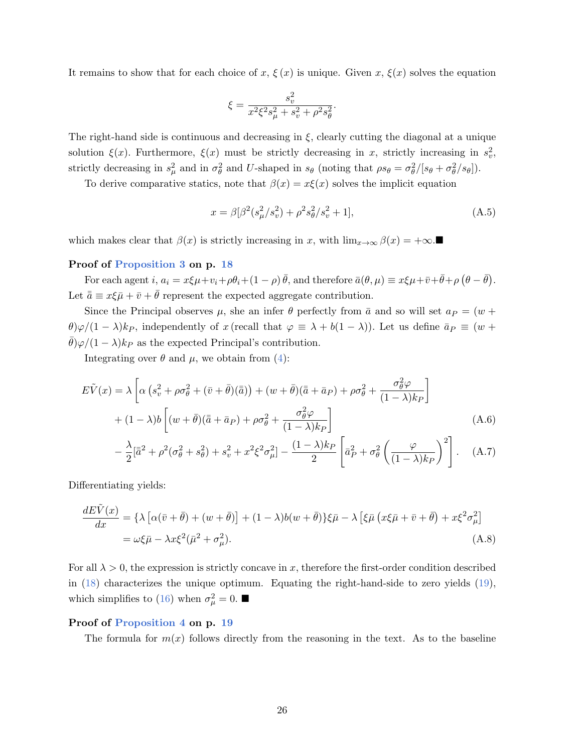It remains to show that for each choice of $x$, $\xi(x)$ is unique. Given $x$, $\xi(x)$ solves the equation

$$\xi = \frac{s_v^2}{x^2 \xi^2 s_\mu^2 + s_v^2 + \rho^2 s_\theta^2}.$$

The right-hand side is continuous and decreasing in $\xi$, clearly cutting the diagonal at a unique solution $\xi(x)$. Furthermore, $\xi(x)$ must be strictly decreasing in $x$, strictly increasing in $s_v^2$, strictly decreasing in $s_\mu^2$ and in $\sigma_\theta^2$ and $U$-shaped in $s_\theta$ (noting that $\rho s_\theta = \sigma_\theta^2/[s_\theta + \sigma_\theta^2/s_\theta]$).

To derive comparative statics, note that $\beta(x) = x\xi(x)$ solves the implicit equation

$$x = \beta[\beta^2(s_\mu^2/s_v^2) + \rho^2 s_\theta^2/s_v^2 + 1], \tag{A.5}$$

which makes clear that $\beta(x)$ is strictly increasing in $x$, with $\lim_{x\to\infty} \beta(x) = +\infty$.■

**Proof of Proposition 3 on p. 18**

For each agent $i$, $a_i = x\xi\mu + v_i + \rho\theta_i + (1-\rho)\bar{\theta}$, and therefore $\bar{a}(\theta,\mu) \equiv x\xi\mu + \bar{v} + \bar{\theta} + \rho(\theta - \bar{\theta})$. Let $\bar{\bar{a}} \equiv x\xi\bar{\mu} + \bar{v} + \bar{\theta}$ represent the expected aggregate contribution.

Since the Principal observes $\mu$, she an infer $\theta$ perfectly from $\bar{a}$ and so will set $a_P = (w + \theta)\varphi/(1-\lambda)k_P$, independently of $x$ (recall that $\varphi \equiv \lambda + b(1-\lambda)$). Let us define $\bar{a}_P \equiv (w + \bar{\theta})\varphi/(1-\lambda)k_P$ as the expected Principal's contribution.

Integrating over $\theta$ and $\mu$, we obtain from (4):

$$\begin{aligned}
E\tilde{V}(x) = \lambda &\left[\alpha\left(s_v^2 + \rho\sigma_\theta^2 + (\bar{v}+\bar{\theta})(\bar{\bar{a}})\right) + (w+\bar{\theta})(\bar{\bar{a}} + \bar{a}_P) + \rho\sigma_\theta^2 + \frac{\sigma_\theta^2\varphi}{(1-\lambda)k_P}\right] \\
&+ (1-\lambda)b\left[(w+\bar{\theta})(\bar{\bar{a}} + \bar{a}_P) + \rho\sigma_\theta^2 + \frac{\sigma_\theta^2\varphi}{(1-\lambda)k_P}\right] \qquad \text{(A.6)} \\
&- \frac{\lambda}{2}[\bar{\bar{a}}^2 + \rho^2(\sigma_\theta^2 + s_\theta^2) + s_v^2 + x^2\xi^2\sigma_\mu^2] - \frac{(1-\lambda)k_P}{2}\left[\bar{a}_P^2 + \sigma_\theta^2\left(\frac{\varphi}{(1-\lambda)k_P}\right)^2\right]. \qquad \text{(A.7)}
\end{aligned}$$

Differentiating yields:

$$\begin{aligned}
\frac{dE\tilde{V}(x)}{dx} &= \{\lambda\left[\alpha(\bar{v}+\bar{\theta}) + (w+\bar{\theta})\right] + (1-\lambda)b(w+\bar{\theta})\}\xi\bar{\mu} - \lambda\left[\xi\bar{\mu}\left(x\xi\bar{\mu} + \bar{v} + \bar{\theta}\right) + x\xi^2\sigma_\mu^2\right] \\
&= \omega\xi\bar{\mu} - \lambda x\xi^2(\bar{\mu}^2 + \sigma_\mu^2). \qquad \text{(A.8)}
\end{aligned}$$

For all $\lambda > 0$, the expression is strictly concave in $x$, therefore the first-order condition described in (18) characterizes the unique optimum. Equating the right-hand-side to zero yields (19), which simplifies to (16) when $\sigma_\mu^2 = 0$. ■

**Proof of Proposition 4 on p. 19**

The formula for $m(x)$ follows directly from the reasoning in the text. As to the baseline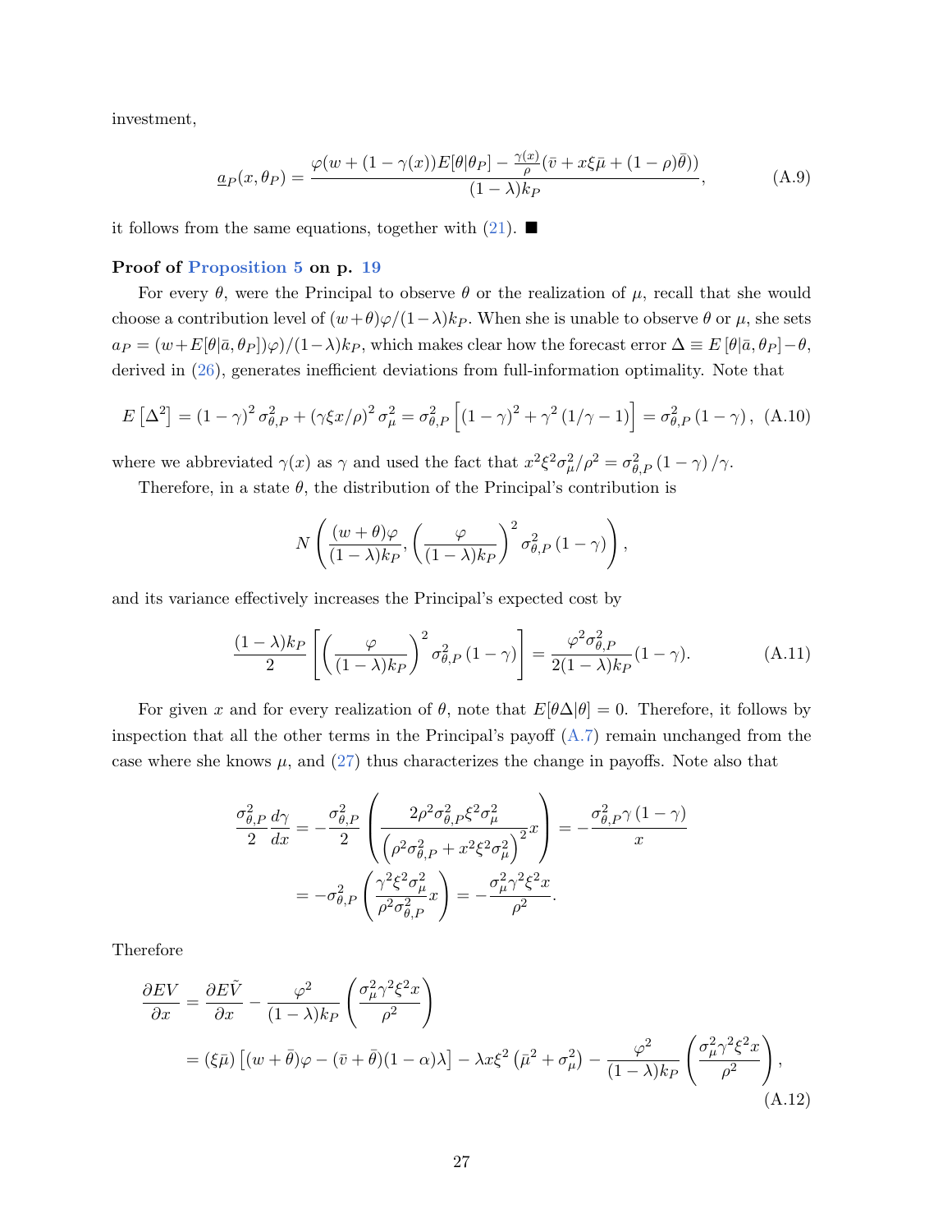investment,

$$\underline{a}_P(x, \theta_P) = \frac{\varphi(w + (1-\gamma(x))E[\theta|\theta_P] - \frac{\gamma(x)}{\rho}(\bar{v} + x\xi\bar{\mu} + (1-\rho)\bar{\theta}))}{(1-\lambda)k_P}, \tag{A.9}$$

it follows from the same equations, together with (21). ■

**Proof of Proposition 5 on p. 19**

For every $\theta$, were the Principal to observe $\theta$ or the realization of $\mu$, recall that she would choose a contribution level of $(w+\theta)\varphi/(1-\lambda)k_P$. When she is unable to observe $\theta$ or $\mu$, she sets $a_P = (w+E[\theta|\bar{a}, \theta_P])\varphi)/(1-\lambda)k_P$, which makes clear how the forecast error $\Delta \equiv E[\theta|\bar{a}, \theta_P] - \theta$, derived in (26), generates inefficient deviations from full-information optimality. Note that

$$E\left[\Delta^2\right] = (1-\gamma)^2 \sigma^2_{\theta,P} + (\gamma\xi x/\rho)^2 \sigma^2_\mu = \sigma^2_{\theta,P}\left[(1-\gamma)^2 + \gamma^2(1/\gamma - 1)\right] = \sigma^2_{\theta,P}(1-\gamma), \tag{A.10}$$

where we abbreviated $\gamma(x)$ as $\gamma$ and used the fact that $x^2\xi^2\sigma^2_\mu/\rho^2 = \sigma^2_{\theta,P}(1-\gamma)/\gamma$.

Therefore, in a state $\theta$, the distribution of the Principal's contribution is

$$N\left(\frac{(w+\theta)\varphi}{(1-\lambda)k_P}, \left(\frac{\varphi}{(1-\lambda)k_P}\right)^2 \sigma^2_{\theta,P}(1-\gamma)\right),$$

and its variance effectively increases the Principal's expected cost by

$$\frac{(1-\lambda)k_P}{2}\left[\left(\frac{\varphi}{(1-\lambda)k_P}\right)^2 \sigma^2_{\theta,P}(1-\gamma)\right] = \frac{\varphi^2\sigma^2_{\theta,P}}{2(1-\lambda)k_P}(1-\gamma). \tag{A.11}$$

For given $x$ and for every realization of $\theta$, note that $E[\theta\Delta|\theta] = 0$. Therefore, it follows by inspection that all the other terms in the Principal's payoff (A.7) remain unchanged from the case where she knows $\mu$, and (27) thus characterizes the change in payoffs. Note also that

$$\begin{aligned}
\frac{\sigma^2_{\theta,P}}{2}\frac{d\gamma}{dx} &= -\frac{\sigma^2_{\theta,P}}{2}\left(\frac{2\rho^2\sigma^2_{\theta,P}\xi^2\sigma^2_\mu}{\left(\rho^2\sigma^2_{\theta,P} + x^2\xi^2\sigma^2_\mu\right)^2}x\right) = -\frac{\sigma^2_{\theta,P}\gamma(1-\gamma)}{x} \\
&= -\sigma^2_{\theta,P}\left(\frac{\gamma^2\xi^2\sigma^2_\mu}{\rho^2\sigma^2_{\theta,P}}x\right) = -\frac{\sigma^2_\mu\gamma^2\xi^2 x}{\rho^2}.
\end{aligned}$$

Therefore

$$\begin{aligned}
\frac{\partial EV}{\partial x} &= \frac{\partial E\tilde{V}}{\partial x} - \frac{\varphi^2}{(1-\lambda)k_P}\left(\frac{\sigma^2_\mu\gamma^2\xi^2 x}{\rho^2}\right) \\
&= (\xi\bar{\mu})\left[(w+\bar{\theta})\varphi - (\bar{v}+\bar{\theta})(1-\alpha)\lambda\right] - \lambda x\xi^2\left(\bar{\mu}^2 + \sigma^2_\mu\right) - \frac{\varphi^2}{(1-\lambda)k_P}\left(\frac{\sigma^2_\mu\gamma^2\xi^2 x}{\rho^2}\right),
\end{aligned} \tag{A.12}$$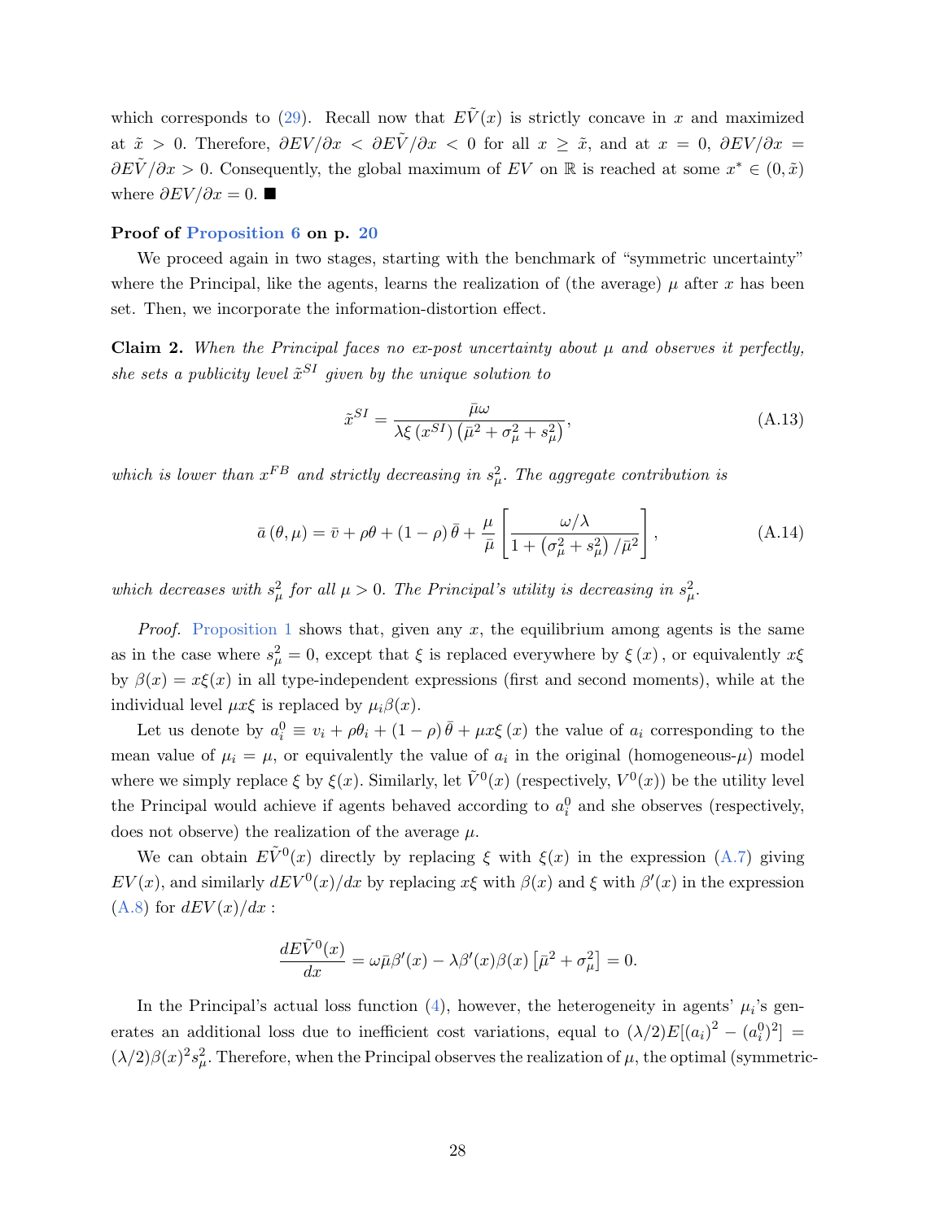which corresponds to (29). Recall now that $E\tilde{V}(x)$ is strictly concave in $x$ and maximized at $\tilde{x} > 0$. Therefore, $\partial EV/\partial x < \partial E\tilde{V}/\partial x < 0$ for all $x \geq \tilde{x}$, and at $x = 0$, $\partial EV/\partial x = \partial E\tilde{V}/\partial x > 0$. Consequently, the global maximum of $EV$ on $\mathbb{R}$ is reached at some $x^* \in (0, \tilde{x})$ where $\partial EV/\partial x = 0$. ■

**Proof of Proposition 6 on p. 20**

We proceed again in two stages, starting with the benchmark of "symmetric uncertainty" where the Principal, like the agents, learns the realization of (the average) $\mu$ after $x$ has been set. Then, we incorporate the information-distortion effect.

**Claim 2.** *When the Principal faces no ex-post uncertainty about $\mu$ and observes it perfectly, she sets a publicity level $\tilde{x}^{SI}$ given by the unique solution to*

$$\tilde{x}^{SI} = \frac{\bar{\mu}\omega}{\lambda\xi\left(x^{SI}\right)\left(\bar{\mu}^2 + \sigma_\mu^2 + s_\mu^2\right)}, \tag{A.13}$$

*which is lower than $x^{FB}$ and strictly decreasing in $s_\mu^2$. The aggregate contribution is*

$$\bar{a}\left(\theta, \mu\right) = \bar{v} + \rho\theta + \left(1 - \rho\right)\bar{\theta} + \frac{\mu}{\bar{\mu}}\left[\frac{\omega/\lambda}{1 + \left(\sigma_\mu^2 + s_\mu^2\right)/\bar{\mu}^2}\right], \tag{A.14}$$

*which decreases with $s_\mu^2$ for all $\mu > 0$. The Principal's utility is decreasing in $s_\mu^2$.*

*Proof.* Proposition 1 shows that, given any $x$, the equilibrium among agents is the same as in the case where $s_\mu^2 = 0$, except that $\xi$ is replaced everywhere by $\xi\left(x\right)$, or equivalently $x\xi$ by $\beta(x) = x\xi(x)$ in all type-independent expressions (first and second moments), while at the individual level $\mu x\xi$ is replaced by $\mu_i\beta(x)$.

Let us denote by $a_i^0 \equiv v_i + \rho\theta_i + \left(1 - \rho\right)\bar{\theta} + \mu x\xi\left(x\right)$ the value of $a_i$ corresponding to the mean value of $\mu_i = \mu$, or equivalently the value of $a_i$ in the original (homogeneous-$\mu$) model where we simply replace $\xi$ by $\xi(x)$. Similarly, let $\tilde{V}^0(x)$ (respectively, $V^0(x)$) be the utility level the Principal would achieve if agents behaved according to $a_i^0$ and she observes (respectively, does not observe) the realization of the average $\mu$.

We can obtain $E\tilde{V}^0(x)$ directly by replacing $\xi$ with $\xi(x)$ in the expression (A.7) giving $EV(x)$, and similarly $dEV^0(x)/dx$ by replacing $x\xi$ with $\beta(x)$ and $\xi$ with $\beta'(x)$ in the expression (A.8) for $dEV(x)/dx$ :

$$\frac{dE\tilde{V}^0(x)}{dx} = \omega\bar{\mu}\beta'(x) - \lambda\beta'(x)\beta(x)\left[\bar{\mu}^2 + \sigma_\mu^2\right] = 0.$$

In the Principal's actual loss function (4), however, the heterogeneity in agents' $\mu_i$'s generates an additional loss due to inefficient cost variations, equal to $(\lambda/2)E[(a_i)^2 - (a_i^0)^2] = (\lambda/2)\beta(x)^2 s_\mu^2$. Therefore, when the Principal observes the realization of $\mu$, the optimal (symmetric-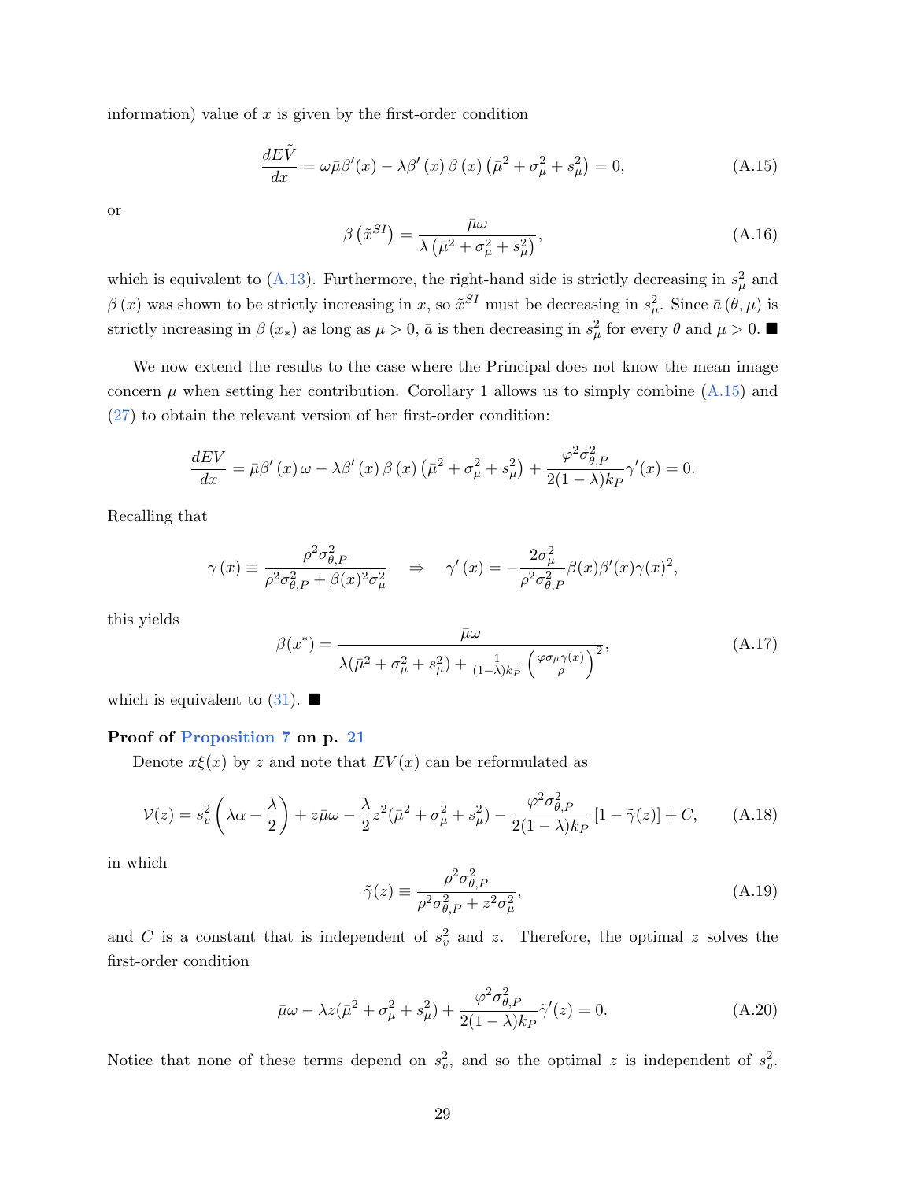information) value of $x$ is given by the first-order condition

$$\frac{dE\tilde{V}}{dx} = \omega\bar{\mu}\beta'(x) - \lambda\beta'(x)\beta(x)\left(\bar{\mu}^2 + \sigma_\mu^2 + s_\mu^2\right) = 0, \tag{A.15}$$

or

$$\beta\left(\tilde{x}^{SI}\right) = \frac{\bar{\mu}\omega}{\lambda\left(\bar{\mu}^2 + \sigma_\mu^2 + s_\mu^2\right)}, \tag{A.16}$$

which is equivalent to (A.13). Furthermore, the right-hand side is strictly decreasing in $s_\mu^2$ and $\beta(x)$ was shown to be strictly increasing in $x$, so $\tilde{x}^{SI}$ must be decreasing in $s_\mu^2$. Since $\bar{a}(\theta,\mu)$ is strictly increasing in $\beta(x_*)$ as long as $\mu > 0$, $\bar{a}$ is then decreasing in $s_\mu^2$ for every $\theta$ and $\mu > 0$. ■

We now extend the results to the case where the Principal does not know the mean image concern $\mu$ when setting her contribution. Corollary 1 allows us to simply combine (A.15) and (27) to obtain the relevant version of her first-order condition:

$$\frac{dEV}{dx} = \bar{\mu}\beta'(x)\omega - \lambda\beta'(x)\beta(x)\left(\bar{\mu}^2 + \sigma_\mu^2 + s_\mu^2\right) + \frac{\varphi^2\sigma_{\theta,P}^2}{2(1-\lambda)k_P}\gamma'(x) = 0.$$

Recalling that

$$\gamma(x) \equiv \frac{\rho^2\sigma_{\theta,P}^2}{\rho^2\sigma_{\theta,P}^2 + \beta(x)^2\sigma_\mu^2} \quad \Rightarrow \quad \gamma'(x) = -\frac{2\sigma_\mu^2}{\rho^2\sigma_{\theta,P}^2}\beta(x)\beta'(x)\gamma(x)^2,$$

this yields

$$\beta(x^*) = \frac{\bar{\mu}\omega}{\lambda(\bar{\mu}^2 + \sigma_\mu^2 + s_\mu^2) + \frac{1}{(1-\lambda)k_P}\left(\frac{\varphi\sigma_\mu\gamma(x)}{\rho}\right)^2}, \tag{A.17}$$

which is equivalent to (31). ■

**Proof of Proposition 7 on p. 21**

Denote $x\xi(x)$ by $z$ and note that $EV(x)$ can be reformulated as

$$\mathcal{V}(z) = s_v^2\left(\lambda\alpha - \frac{\lambda}{2}\right) + z\bar{\mu}\omega - \frac{\lambda}{2}z^2(\bar{\mu}^2 + \sigma_\mu^2 + s_\mu^2) - \frac{\varphi^2\sigma_{\theta,P}^2}{2(1-\lambda)k_P}\left[1 - \tilde{\gamma}(z)\right] + C, \tag{A.18}$$

in which

$$\tilde{\gamma}(z) \equiv \frac{\rho^2\sigma_{\theta,P}^2}{\rho^2\sigma_{\theta,P}^2 + z^2\sigma_\mu^2}, \tag{A.19}$$

and $C$ is a constant that is independent of $s_v^2$ and $z$. Therefore, the optimal $z$ solves the first-order condition

$$\bar{\mu}\omega - \lambda z(\bar{\mu}^2 + \sigma_\mu^2 + s_\mu^2) + \frac{\varphi^2\sigma_{\theta,P}^2}{2(1-\lambda)k_P}\tilde{\gamma}'(z) = 0. \tag{A.20}$$

Notice that none of these terms depend on $s_v^2$, and so the optimal $z$ is independent of $s_v^2$.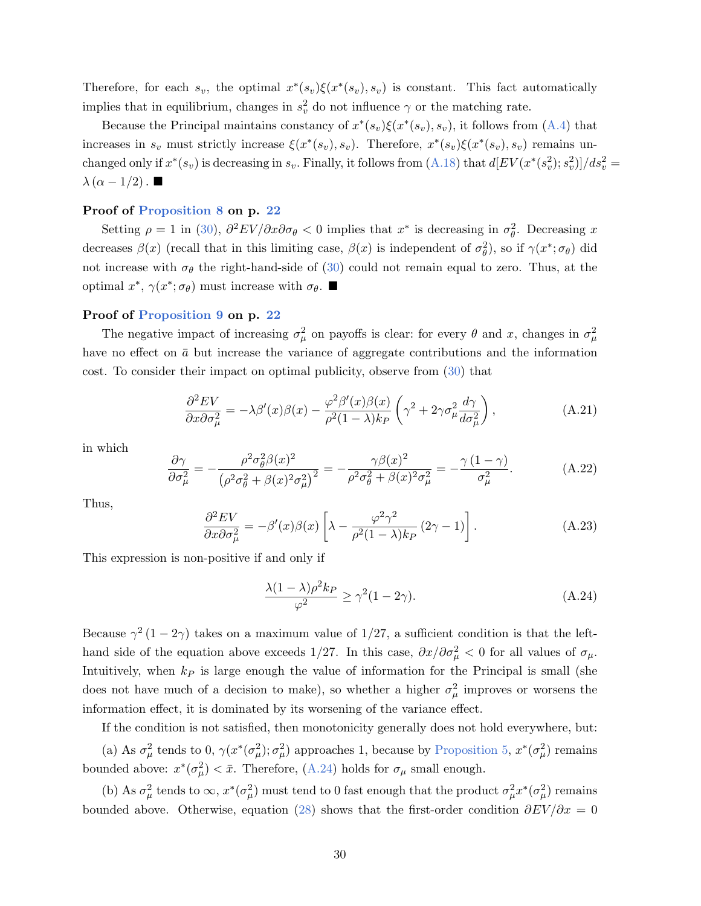Therefore, for each $s_v$, the optimal $x^*(s_v)\xi(x^*(s_v), s_v)$ is constant. This fact automatically implies that in equilibrium, changes in $s_v^2$ do not influence $\gamma$ or the matching rate.

Because the Principal maintains constancy of $x^*(s_v)\xi(x^*(s_v), s_v)$, it follows from (A.4) that increases in $s_v$ must strictly increase $\xi(x^*(s_v), s_v)$. Therefore, $x^*(s_v)\xi(x^*(s_v), s_v)$ remains unchanged only if $x^*(s_v)$ is decreasing in $s_v$. Finally, it follows from (A.18) that $d[EV(x^*(s_v^2); s_v^2)]/ds_v^2 = \lambda\,(\alpha - 1/2)$. ■

**Proof of Proposition 8 on p. 22**

Setting $\rho = 1$ in (30), $\partial^2 EV/\partial x \partial \sigma_\theta < 0$ implies that $x^*$ is decreasing in $\sigma_\theta^2$. Decreasing $x$ decreases $\beta(x)$ (recall that in this limiting case, $\beta(x)$ is independent of $\sigma_\theta^2$), so if $\gamma(x^*; \sigma_\theta)$ did not increase with $\sigma_\theta$ the right-hand-side of (30) could not remain equal to zero. Thus, at the optimal $x^*$, $\gamma(x^*; \sigma_\theta)$ must increase with $\sigma_\theta$. ■

**Proof of Proposition 9 on p. 22**

The negative impact of increasing $\sigma_\mu^2$ on payoffs is clear: for every $\theta$ and $x$, changes in $\sigma_\mu^2$ have no effect on $\bar{a}$ but increase the variance of aggregate contributions and the information cost. To consider their impact on optimal publicity, observe from (30) that

$$\frac{\partial^2 EV}{\partial x \partial \sigma_\mu^2} = -\lambda \beta'(x)\beta(x) - \frac{\varphi^2 \beta'(x)\beta(x)}{\rho^2 (1-\lambda) k_P}\left(\gamma^2 + 2\gamma\sigma_\mu^2 \frac{d\gamma}{d\sigma_\mu^2}\right), \tag{A.21}$$

in which

$$\frac{\partial \gamma}{\partial \sigma_\mu^2} = -\frac{\rho^2 \sigma_\theta^2 \beta(x)^2}{\left(\rho^2\sigma_\theta^2 + \beta(x)^2\sigma_\mu^2\right)^2} = -\frac{\gamma \beta(x)^2}{\rho^2\sigma_\theta^2 + \beta(x)^2\sigma_\mu^2} = -\frac{\gamma\,(1-\gamma)}{\sigma_\mu^2}. \tag{A.22}$$

Thus,

$$\frac{\partial^2 EV}{\partial x \partial \sigma_\mu^2} = -\beta'(x)\beta(x)\left[\lambda - \frac{\varphi^2\gamma^2}{\rho^2(1-\lambda)k_P}\,(2\gamma - 1)\right]. \tag{A.23}$$

This expression is non-positive if and only if

$$\frac{\lambda(1-\lambda)\rho^2 k_P}{\varphi^2} \geq \gamma^2(1-2\gamma). \tag{A.24}$$

Because $\gamma^2\,(1-2\gamma)$ takes on a maximum value of $1/27$, a sufficient condition is that the left-hand side of the equation above exceeds $1/27$. In this case, $\partial x/\partial \sigma_\mu^2 < 0$ for all values of $\sigma_\mu$. Intuitively, when $k_P$ is large enough the value of information for the Principal is small (she does not have much of a decision to make), so whether a higher $\sigma_\mu^2$ improves or worsens the information effect, it is dominated by its worsening of the variance effect.

If the condition is not satisfied, then monotonicity generally does not hold everywhere, but:

(a) As $\sigma_\mu^2$ tends to 0, $\gamma(x^*(\sigma_\mu^2); \sigma_\mu^2)$ approaches 1, because by Proposition 5, $x^*(\sigma_\mu^2)$ remains bounded above: $x^*(\sigma_\mu^2) < \bar{x}$. Therefore, (A.24) holds for $\sigma_\mu$ small enough.

(b) As $\sigma_\mu^2$ tends to $\infty$, $x^*(\sigma_\mu^2)$ must tend to 0 fast enough that the product $\sigma_\mu^2 x^*(\sigma_\mu^2)$ remains bounded above. Otherwise, equation (28) shows that the first-order condition $\partial EV/\partial x = 0$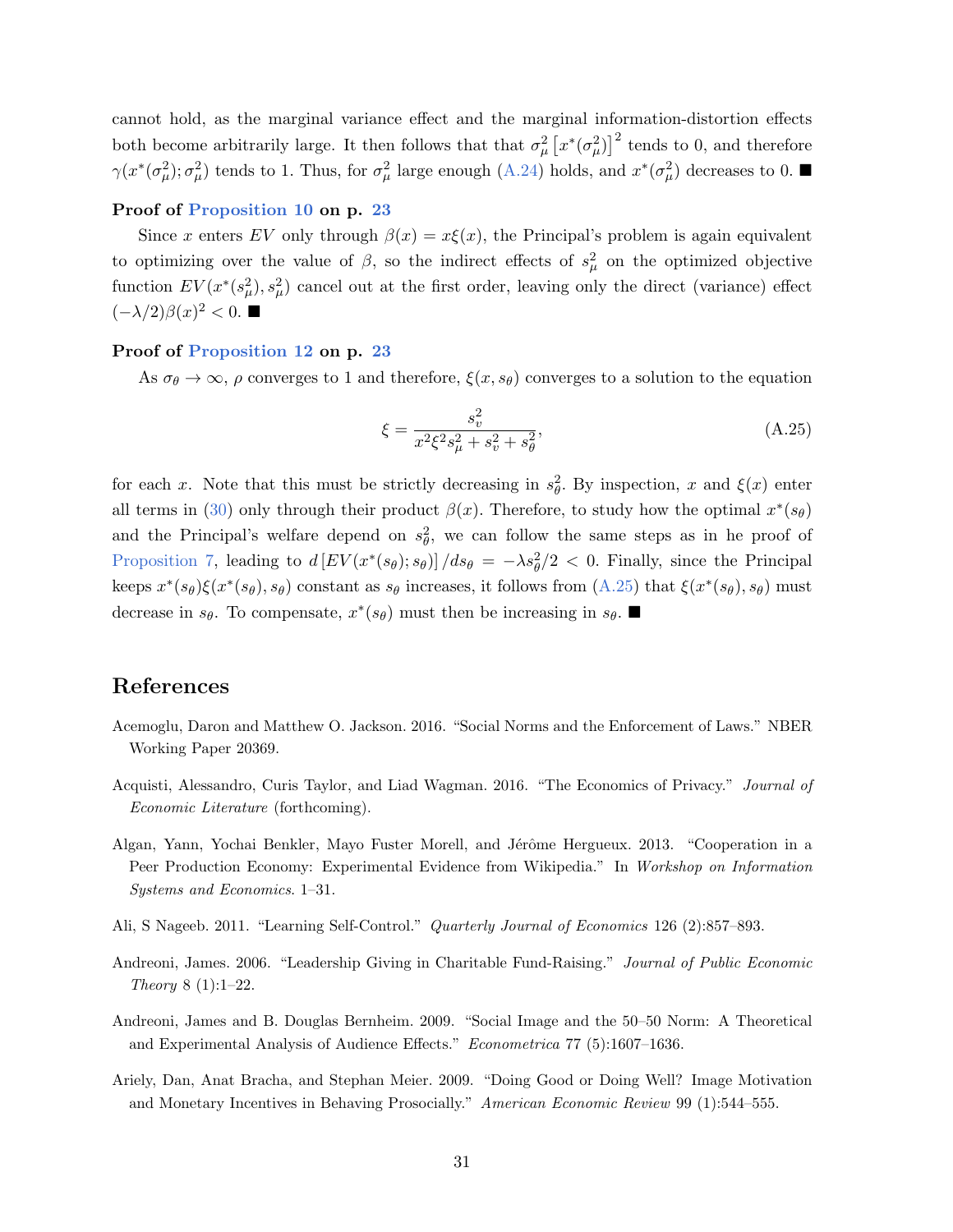cannot hold, as the marginal variance effect and the marginal information-distortion effects both become arbitrarily large. It then follows that that $\sigma_\mu^2 \left[x^*(\sigma_\mu^2)\right]^2$ tends to 0, and therefore $\gamma(x^*(\sigma_\mu^2); \sigma_\mu^2)$ tends to 1. Thus, for $\sigma_\mu^2$ large enough (A.24) holds, and $x^*(\sigma_\mu^2)$ decreases to 0. ■

**Proof of Proposition 10 on p. 23**

Since $x$ enters $EV$ only through $\beta(x) = x\xi(x)$, the Principal's problem is again equivalent to optimizing over the value of $\beta$, so the indirect effects of $s_\mu^2$ on the optimized objective function $EV(x^*(s_\mu^2), s_\mu^2)$ cancel out at the first order, leaving only the direct (variance) effect $(-\lambda/2)\beta(x)^2 < 0$. ■

**Proof of Proposition 12 on p. 23**

As $\sigma_\theta \to \infty$, $\rho$ converges to 1 and therefore, $\xi(x, s_\theta)$ converges to a solution to the equation

$$\xi = \frac{s_v^2}{x^2 \xi^2 s_\mu^2 + s_v^2 + s_\theta^2}, \tag{A.25}$$

for each $x$. Note that this must be strictly decreasing in $s_\theta^2$. By inspection, $x$ and $\xi(x)$ enter all terms in (30) only through their product $\beta(x)$. Therefore, to study how the optimal $x^*(s_\theta)$ and the Principal's welfare depend on $s_\theta^2$, we can follow the same steps as in he proof of Proposition 7, leading to $d\left[EV(x^*(s_\theta); s_\theta)\right]/ds_\theta = -\lambda s_\theta^2/2 < 0$. Finally, since the Principal keeps $x^*(s_\theta)\xi(x^*(s_\theta), s_\theta)$ constant as $s_\theta$ increases, it follows from (A.25) that $\xi(x^*(s_\theta), s_\theta)$ must decrease in $s_\theta$. To compensate, $x^*(s_\theta)$ must then be increasing in $s_\theta$. ■

## References

Acemoglu, Daron and Matthew O. Jackson. 2016. "Social Norms and the Enforcement of Laws." NBER Working Paper 20369.

Acquisti, Alessandro, Curis Taylor, and Liad Wagman. 2016. "The Economics of Privacy." *Journal of Economic Literature* (forthcoming).

Algan, Yann, Yochai Benkler, Mayo Fuster Morell, and Jérôme Hergueux. 2013. "Cooperation in a Peer Production Economy: Experimental Evidence from Wikipedia." In *Workshop on Information Systems and Economics*. 1–31.

Ali, S Nageeb. 2011. "Learning Self-Control." *Quarterly Journal of Economics* 126 (2):857–893.

Andreoni, James. 2006. "Leadership Giving in Charitable Fund-Raising." *Journal of Public Economic Theory* 8 (1):1–22.

Andreoni, James and B. Douglas Bernheim. 2009. "Social Image and the 50–50 Norm: A Theoretical and Experimental Analysis of Audience Effects." *Econometrica* 77 (5):1607–1636.

Ariely, Dan, Anat Bracha, and Stephan Meier. 2009. "Doing Good or Doing Well? Image Motivation and Monetary Incentives in Behaving Prosocially." *American Economic Review* 99 (1):544–555.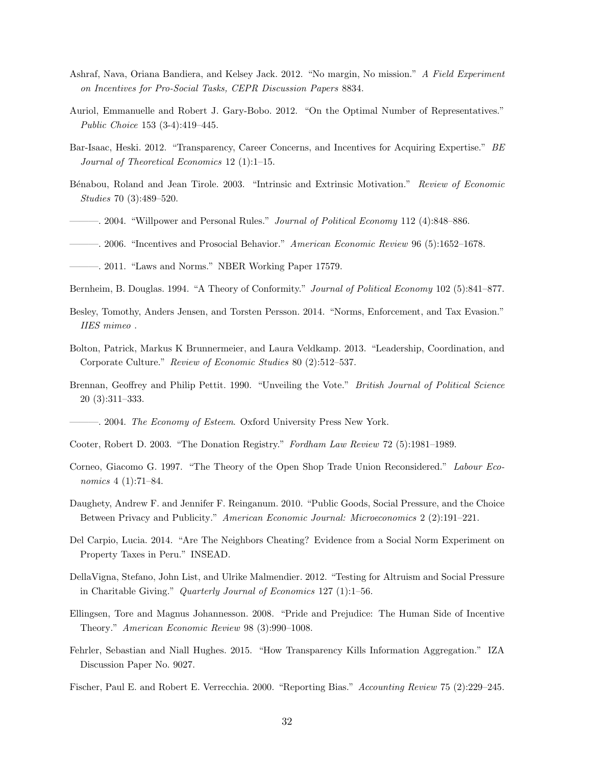Ashraf, Nava, Oriana Bandiera, and Kelsey Jack. 2012. "No margin, No mission." *A Field Experiment on Incentives for Pro-Social Tasks, CEPR Discussion Papers* 8834.

Auriol, Emmanuelle and Robert J. Gary-Bobo. 2012. "On the Optimal Number of Representatives." *Public Choice* 153 (3-4):419–445.

Bar-Isaac, Heski. 2012. "Transparency, Career Concerns, and Incentives for Acquiring Expertise." *BE Journal of Theoretical Economics* 12 (1):1–15.

Bénabou, Roland and Jean Tirole. 2003. "Intrinsic and Extrinsic Motivation." *Review of Economic Studies* 70 (3):489–520.

———. 2004. "Willpower and Personal Rules." *Journal of Political Economy* 112 (4):848–886.

———. 2006. "Incentives and Prosocial Behavior." *American Economic Review* 96 (5):1652–1678.

———. 2011. "Laws and Norms." NBER Working Paper 17579.

Bernheim, B. Douglas. 1994. "A Theory of Conformity." *Journal of Political Economy* 102 (5):841–877.

Besley, Tomothy, Anders Jensen, and Torsten Persson. 2014. "Norms, Enforcement, and Tax Evasion." *IIES mimeo* .

Bolton, Patrick, Markus K Brunnermeier, and Laura Veldkamp. 2013. "Leadership, Coordination, and Corporate Culture." *Review of Economic Studies* 80 (2):512–537.

Brennan, Geoffrey and Philip Pettit. 1990. "Unveiling the Vote." *British Journal of Political Science* 20 (3):311–333.

———. 2004. *The Economy of Esteem*. Oxford University Press New York.

Cooter, Robert D. 2003. "The Donation Registry." *Fordham Law Review* 72 (5):1981–1989.

Corneo, Giacomo G. 1997. "The Theory of the Open Shop Trade Union Reconsidered." *Labour Economics* 4 (1):71–84.

Daughety, Andrew F. and Jennifer F. Reinganum. 2010. "Public Goods, Social Pressure, and the Choice Between Privacy and Publicity." *American Economic Journal: Microeconomics* 2 (2):191–221.

Del Carpio, Lucia. 2014. "Are The Neighbors Cheating? Evidence from a Social Norm Experiment on Property Taxes in Peru." INSEAD.

DellaVigna, Stefano, John List, and Ulrike Malmendier. 2012. "Testing for Altruism and Social Pressure in Charitable Giving." *Quarterly Journal of Economics* 127 (1):1–56.

Ellingsen, Tore and Magnus Johannesson. 2008. "Pride and Prejudice: The Human Side of Incentive Theory." *American Economic Review* 98 (3):990–1008.

Fehrler, Sebastian and Niall Hughes. 2015. "How Transparency Kills Information Aggregation." IZA Discussion Paper No. 9027.

Fischer, Paul E. and Robert E. Verrecchia. 2000. "Reporting Bias." *Accounting Review* 75 (2):229–245.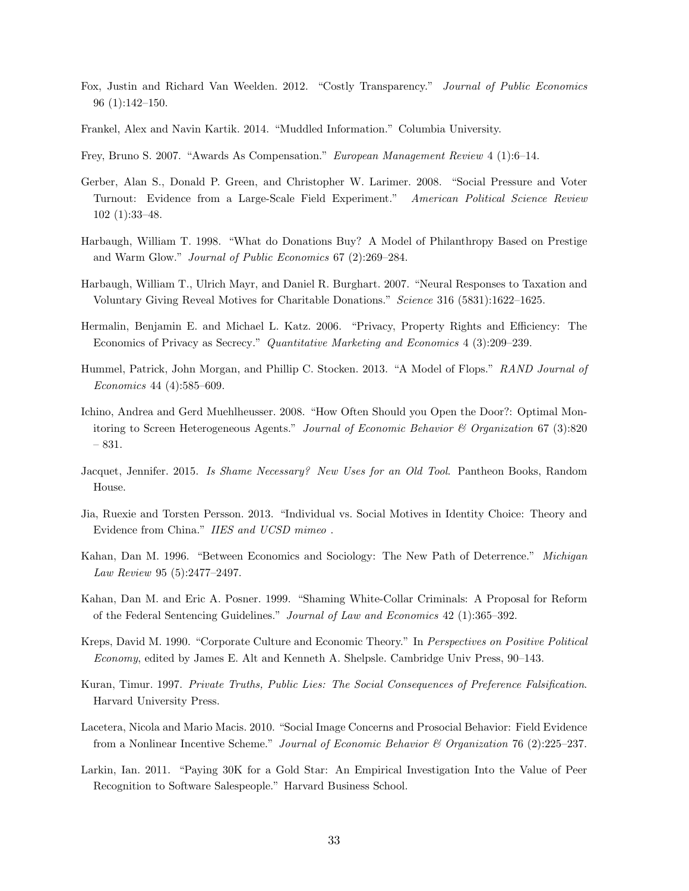Fox, Justin and Richard Van Weelden. 2012. "Costly Transparency." *Journal of Public Economics* 96 (1):142–150.

Frankel, Alex and Navin Kartik. 2014. "Muddled Information." Columbia University.

Frey, Bruno S. 2007. "Awards As Compensation." *European Management Review* 4 (1):6–14.

Gerber, Alan S., Donald P. Green, and Christopher W. Larimer. 2008. "Social Pressure and Voter Turnout: Evidence from a Large-Scale Field Experiment." *American Political Science Review* 102 (1):33–48.

Harbaugh, William T. 1998. "What do Donations Buy? A Model of Philanthropy Based on Prestige and Warm Glow." *Journal of Public Economics* 67 (2):269–284.

Harbaugh, William T., Ulrich Mayr, and Daniel R. Burghart. 2007. "Neural Responses to Taxation and Voluntary Giving Reveal Motives for Charitable Donations." *Science* 316 (5831):1622–1625.

Hermalin, Benjamin E. and Michael L. Katz. 2006. "Privacy, Property Rights and Efficiency: The Economics of Privacy as Secrecy." *Quantitative Marketing and Economics* 4 (3):209–239.

Hummel, Patrick, John Morgan, and Phillip C. Stocken. 2013. "A Model of Flops." *RAND Journal of Economics* 44 (4):585–609.

Ichino, Andrea and Gerd Muehlheusser. 2008. "How Often Should you Open the Door?: Optimal Monitoring to Screen Heterogeneous Agents." *Journal of Economic Behavior & Organization* 67 (3):820 – 831.

Jacquet, Jennifer. 2015. *Is Shame Necessary? New Uses for an Old Tool*. Pantheon Books, Random House.

Jia, Ruexie and Torsten Persson. 2013. "Individual vs. Social Motives in Identity Choice: Theory and Evidence from China." *IIES and UCSD mimeo* .

Kahan, Dan M. 1996. "Between Economics and Sociology: The New Path of Deterrence." *Michigan Law Review* 95 (5):2477–2497.

Kahan, Dan M. and Eric A. Posner. 1999. "Shaming White-Collar Criminals: A Proposal for Reform of the Federal Sentencing Guidelines." *Journal of Law and Economics* 42 (1):365–392.

Kreps, David M. 1990. "Corporate Culture and Economic Theory." In *Perspectives on Positive Political Economy*, edited by James E. Alt and Kenneth A. Shelpsle. Cambridge Univ Press, 90–143.

Kuran, Timur. 1997. *Private Truths, Public Lies: The Social Consequences of Preference Falsification*. Harvard University Press.

Lacetera, Nicola and Mario Macis. 2010. "Social Image Concerns and Prosocial Behavior: Field Evidence from a Nonlinear Incentive Scheme." *Journal of Economic Behavior & Organization* 76 (2):225–237.

Larkin, Ian. 2011. "Paying 30K for a Gold Star: An Empirical Investigation Into the Value of Peer Recognition to Software Salespeople." Harvard Business School.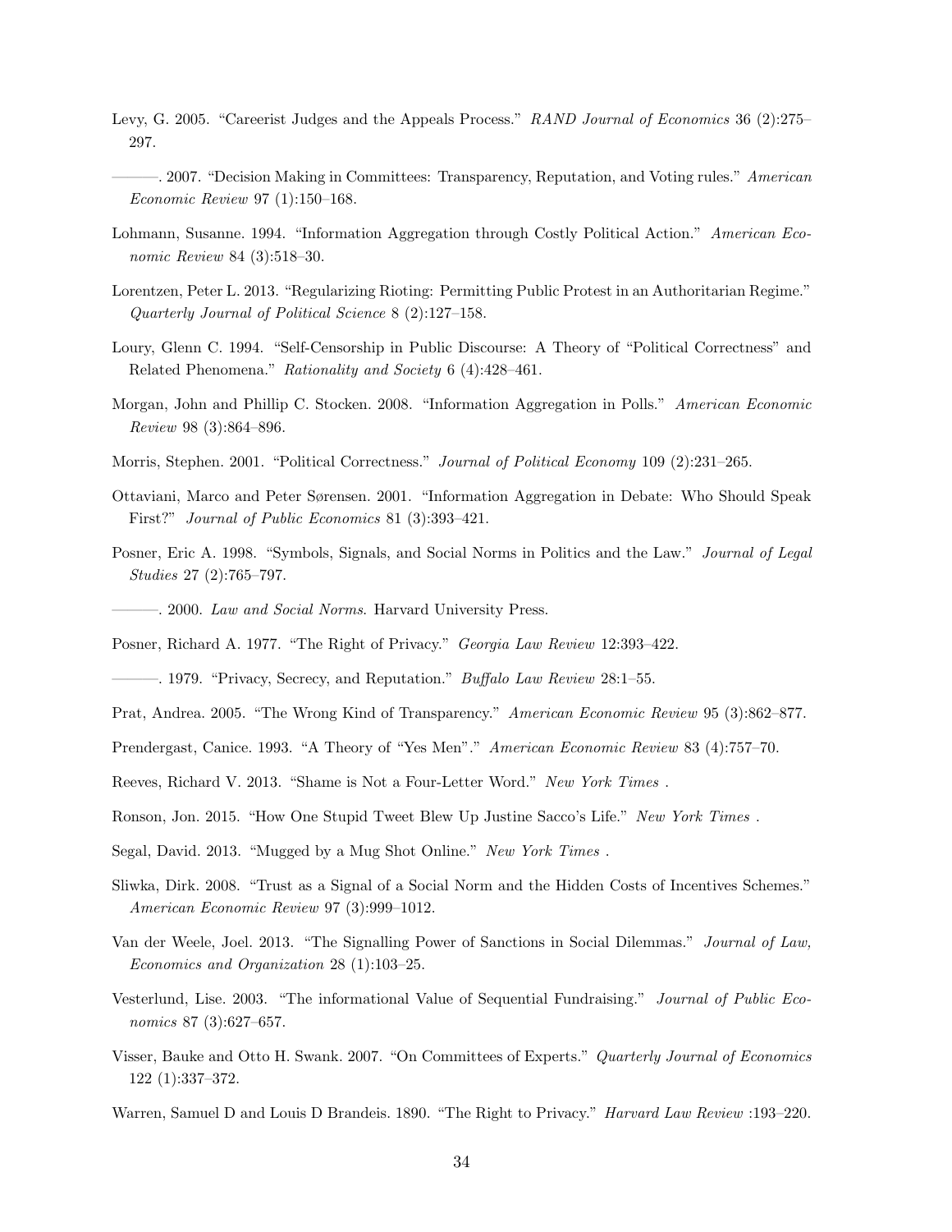Levy, G. 2005. "Careerist Judges and the Appeals Process." *RAND Journal of Economics* 36 (2):275–297.

———. 2007. "Decision Making in Committees: Transparency, Reputation, and Voting rules." *American Economic Review* 97 (1):150–168.

Lohmann, Susanne. 1994. "Information Aggregation through Costly Political Action." *American Economic Review* 84 (3):518–30.

Lorentzen, Peter L. 2013. "Regularizing Rioting: Permitting Public Protest in an Authoritarian Regime." *Quarterly Journal of Political Science* 8 (2):127–158.

Loury, Glenn C. 1994. "Self-Censorship in Public Discourse: A Theory of "Political Correctness" and Related Phenomena." *Rationality and Society* 6 (4):428–461.

Morgan, John and Phillip C. Stocken. 2008. "Information Aggregation in Polls." *American Economic Review* 98 (3):864–896.

Morris, Stephen. 2001. "Political Correctness." *Journal of Political Economy* 109 (2):231–265.

Ottaviani, Marco and Peter Sørensen. 2001. "Information Aggregation in Debate: Who Should Speak First?" *Journal of Public Economics* 81 (3):393–421.

Posner, Eric A. 1998. "Symbols, Signals, and Social Norms in Politics and the Law." *Journal of Legal Studies* 27 (2):765–797.

———. 2000. *Law and Social Norms*. Harvard University Press.

Posner, Richard A. 1977. "The Right of Privacy." *Georgia Law Review* 12:393–422.

———. 1979. "Privacy, Secrecy, and Reputation." *Buffalo Law Review* 28:1–55.

Prat, Andrea. 2005. "The Wrong Kind of Transparency." *American Economic Review* 95 (3):862–877.

Prendergast, Canice. 1993. "A Theory of "Yes Men"." *American Economic Review* 83 (4):757–70.

Reeves, Richard V. 2013. "Shame is Not a Four-Letter Word." *New York Times* .

Ronson, Jon. 2015. "How One Stupid Tweet Blew Up Justine Sacco's Life." *New York Times* .

Segal, David. 2013. "Mugged by a Mug Shot Online." *New York Times* .

Sliwka, Dirk. 2008. "Trust as a Signal of a Social Norm and the Hidden Costs of Incentives Schemes." *American Economic Review* 97 (3):999–1012.

Van der Weele, Joel. 2013. "The Signalling Power of Sanctions in Social Dilemmas." *Journal of Law, Economics and Organization* 28 (1):103–25.

Vesterlund, Lise. 2003. "The informational Value of Sequential Fundraising." *Journal of Public Economics* 87 (3):627–657.

Visser, Bauke and Otto H. Swank. 2007. "On Committees of Experts." *Quarterly Journal of Economics* 122 (1):337–372.

Warren, Samuel D and Louis D Brandeis. 1890. "The Right to Privacy." *Harvard Law Review* :193–220.